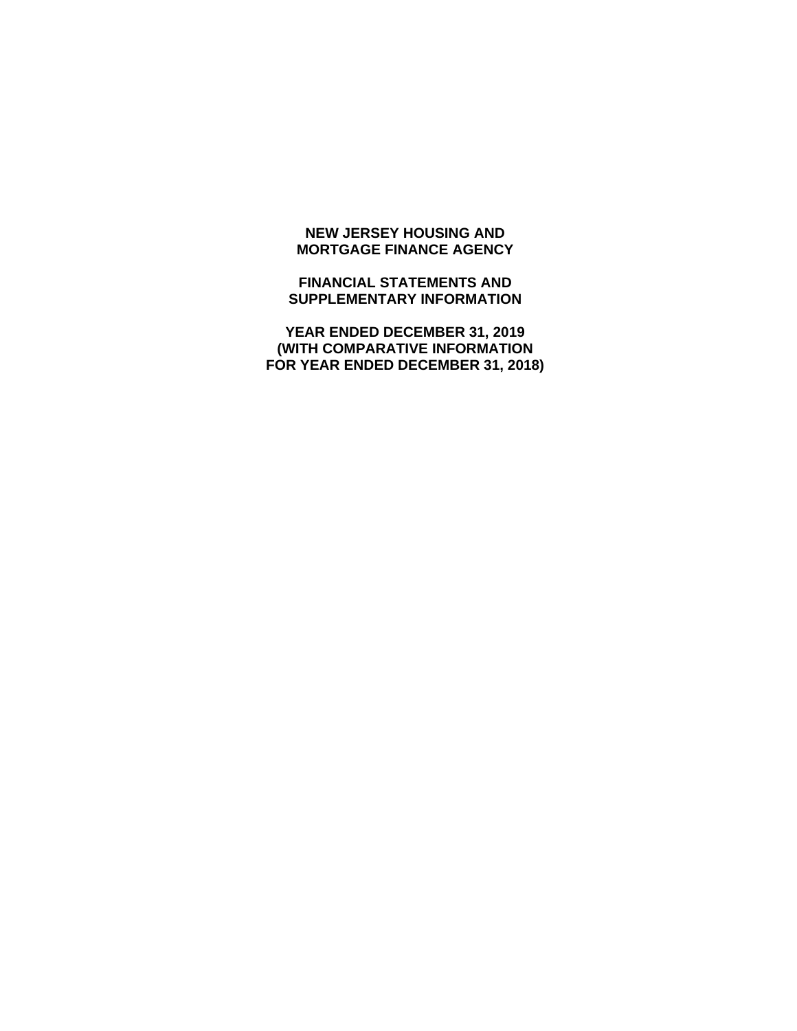# NEW JERSEY HOUSING AND MORTGAGE FINANCE AGENCY

## FINANCIAL STATEMENTS AND SUPPLEMENTARY INFORMATION

## YEAR ENDED DECEMBER 31, 2019 (WITH COMPARATIVE INFORMATION FOR YEAR ENDED DECEMBER 31, 2018)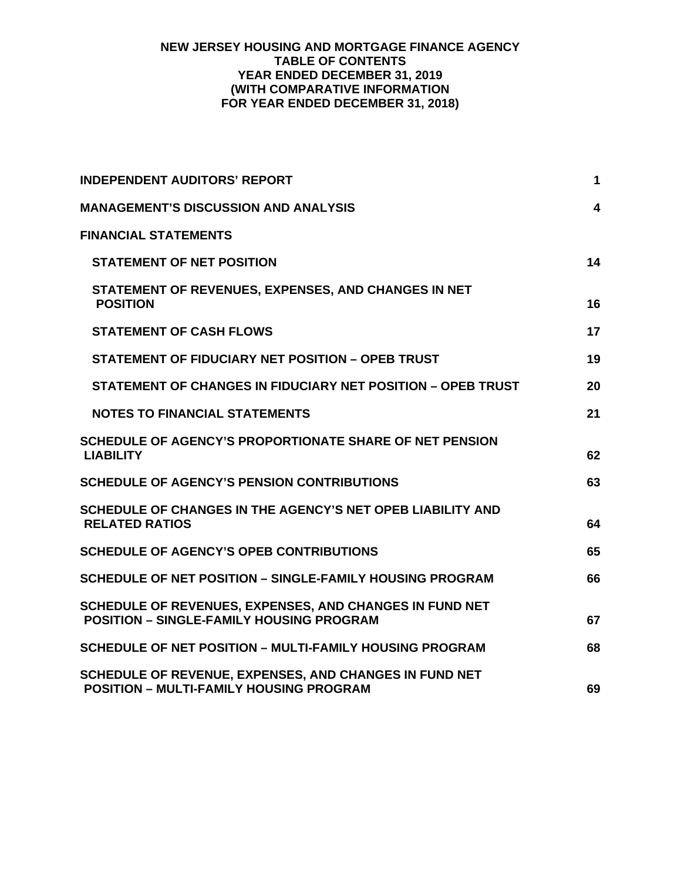# NEW JERSEY HOUSING AND MORTGAGE FINANCE AGENCY
## TABLE OF CONTENTS
### YEAR ENDED DECEMBER 31, 2019
### (WITH COMPARATIVE INFORMATION FOR YEAR ENDED DECEMBER 31, 2018)

| | |
|---|---|
| **INDEPENDENT AUDITORS' REPORT** | **1** |
| **MANAGEMENT'S DISCUSSION AND ANALYSIS** | **4** |
| **FINANCIAL STATEMENTS** | |
| **STATEMENT OF NET POSITION** | **14** |
| **STATEMENT OF REVENUES, EXPENSES, AND CHANGES IN NET POSITION** | **16** |
| **STATEMENT OF CASH FLOWS** | **17** |
| **STATEMENT OF FIDUCIARY NET POSITION – OPEB TRUST** | **19** |
| **STATEMENT OF CHANGES IN FIDUCIARY NET POSITION – OPEB TRUST** | **20** |
| **NOTES TO FINANCIAL STATEMENTS** | **21** |
| **SCHEDULE OF AGENCY'S PROPORTIONATE SHARE OF NET PENSION LIABILITY** | **62** |
| **SCHEDULE OF AGENCY'S PENSION CONTRIBUTIONS** | **63** |
| **SCHEDULE OF CHANGES IN THE AGENCY'S NET OPEB LIABILITY AND RELATED RATIOS** | **64** |
| **SCHEDULE OF AGENCY'S OPEB CONTRIBUTIONS** | **65** |
| **SCHEDULE OF NET POSITION – SINGLE-FAMILY HOUSING PROGRAM** | **66** |
| **SCHEDULE OF REVENUES, EXPENSES, AND CHANGES IN FUND NET POSITION – SINGLE-FAMILY HOUSING PROGRAM** | **67** |
| **SCHEDULE OF NET POSITION – MULTI-FAMILY HOUSING PROGRAM** | **68** |
| **SCHEDULE OF REVENUE, EXPENSES, AND CHANGES IN FUND NET POSITION – MULTI-FAMILY HOUSING PROGRAM** | **69** |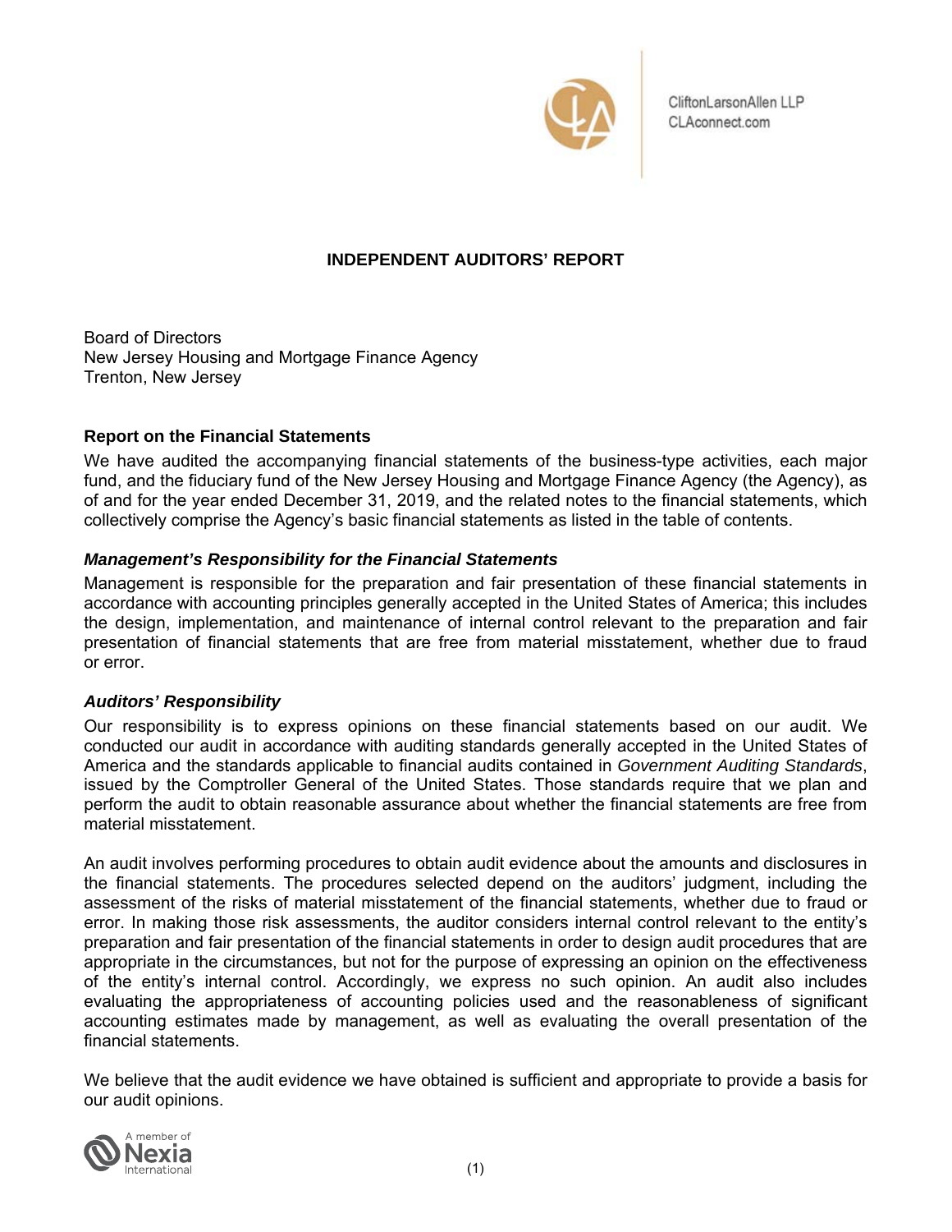CliftonLarsonAllen LLP
CLAconnect.com

# INDEPENDENT AUDITORS' REPORT

Board of Directors
New Jersey Housing and Mortgage Finance Agency
Trenton, New Jersey

## Report on the Financial Statements

We have audited the accompanying financial statements of the business-type activities, each major fund, and the fiduciary fund of the New Jersey Housing and Mortgage Finance Agency (the Agency), as of and for the year ended December 31, 2019, and the related notes to the financial statements, which collectively comprise the Agency's basic financial statements as listed in the table of contents.

### *Management's Responsibility for the Financial Statements*

Management is responsible for the preparation and fair presentation of these financial statements in accordance with accounting principles generally accepted in the United States of America; this includes the design, implementation, and maintenance of internal control relevant to the preparation and fair presentation of financial statements that are free from material misstatement, whether due to fraud or error.

### *Auditors' Responsibility*

Our responsibility is to express opinions on these financial statements based on our audit. We conducted our audit in accordance with auditing standards generally accepted in the United States of America and the standards applicable to financial audits contained in *Government Auditing Standards*, issued by the Comptroller General of the United States. Those standards require that we plan and perform the audit to obtain reasonable assurance about whether the financial statements are free from material misstatement.

An audit involves performing procedures to obtain audit evidence about the amounts and disclosures in the financial statements. The procedures selected depend on the auditors' judgment, including the assessment of the risks of material misstatement of the financial statements, whether due to fraud or error. In making those risk assessments, the auditor considers internal control relevant to the entity's preparation and fair presentation of the financial statements in order to design audit procedures that are appropriate in the circumstances, but not for the purpose of expressing an opinion on the effectiveness of the entity's internal control. Accordingly, we express no such opinion. An audit also includes evaluating the appropriateness of accounting policies used and the reasonableness of significant accounting estimates made by management, as well as evaluating the overall presentation of the financial statements.

We believe that the audit evidence we have obtained is sufficient and appropriate to provide a basis for our audit opinions.

A member of Nexia International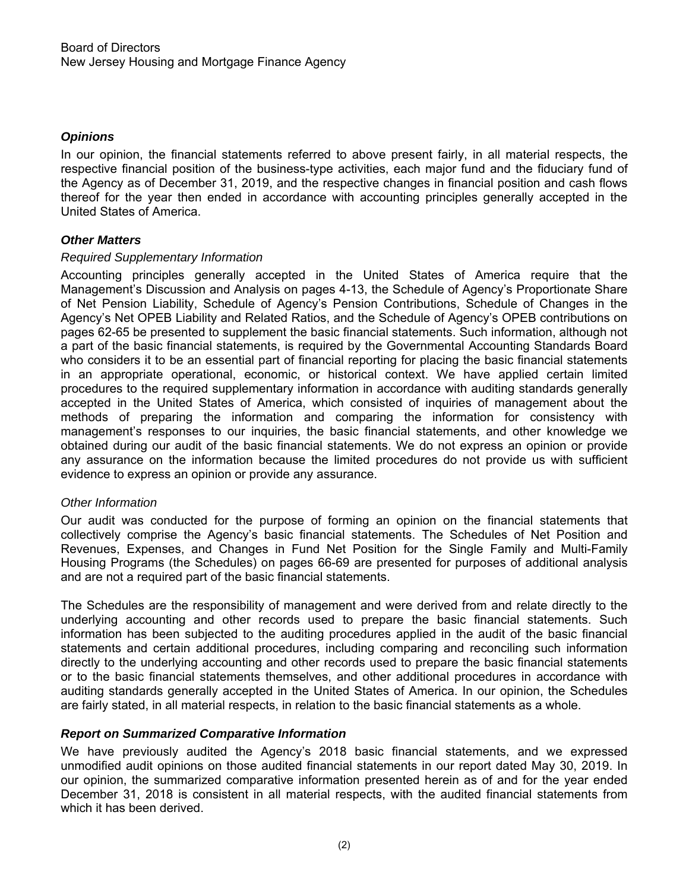Board of Directors
New Jersey Housing and Mortgage Finance Agency

### *Opinions*

In our opinion, the financial statements referred to above present fairly, in all material respects, the respective financial position of the business-type activities, each major fund and the fiduciary fund of the Agency as of December 31, 2019, and the respective changes in financial position and cash flows thereof for the year then ended in accordance with accounting principles generally accepted in the United States of America.

### *Other Matters*

*Required Supplementary Information*

Accounting principles generally accepted in the United States of America require that the Management's Discussion and Analysis on pages 4-13, the Schedule of Agency's Proportionate Share of Net Pension Liability, Schedule of Agency's Pension Contributions, Schedule of Changes in the Agency's Net OPEB Liability and Related Ratios, and the Schedule of Agency's OPEB contributions on pages 62-65 be presented to supplement the basic financial statements. Such information, although not a part of the basic financial statements, is required by the Governmental Accounting Standards Board who considers it to be an essential part of financial reporting for placing the basic financial statements in an appropriate operational, economic, or historical context. We have applied certain limited procedures to the required supplementary information in accordance with auditing standards generally accepted in the United States of America, which consisted of inquiries of management about the methods of preparing the information and comparing the information for consistency with management's responses to our inquiries, the basic financial statements, and other knowledge we obtained during our audit of the basic financial statements. We do not express an opinion or provide any assurance on the information because the limited procedures do not provide us with sufficient evidence to express an opinion or provide any assurance.

*Other Information*

Our audit was conducted for the purpose of forming an opinion on the financial statements that collectively comprise the Agency's basic financial statements. The Schedules of Net Position and Revenues, Expenses, and Changes in Fund Net Position for the Single Family and Multi-Family Housing Programs (the Schedules) on pages 66-69 are presented for purposes of additional analysis and are not a required part of the basic financial statements.

The Schedules are the responsibility of management and were derived from and relate directly to the underlying accounting and other records used to prepare the basic financial statements. Such information has been subjected to the auditing procedures applied in the audit of the basic financial statements and certain additional procedures, including comparing and reconciling such information directly to the underlying accounting and other records used to prepare the basic financial statements or to the basic financial statements themselves, and other additional procedures in accordance with auditing standards generally accepted in the United States of America. In our opinion, the Schedules are fairly stated, in all material respects, in relation to the basic financial statements as a whole.

### *Report on Summarized Comparative Information*

We have previously audited the Agency's 2018 basic financial statements, and we expressed unmodified audit opinions on those audited financial statements in our report dated May 30, 2019. In our opinion, the summarized comparative information presented herein as of and for the year ended December 31, 2018 is consistent in all material respects, with the audited financial statements from which it has been derived.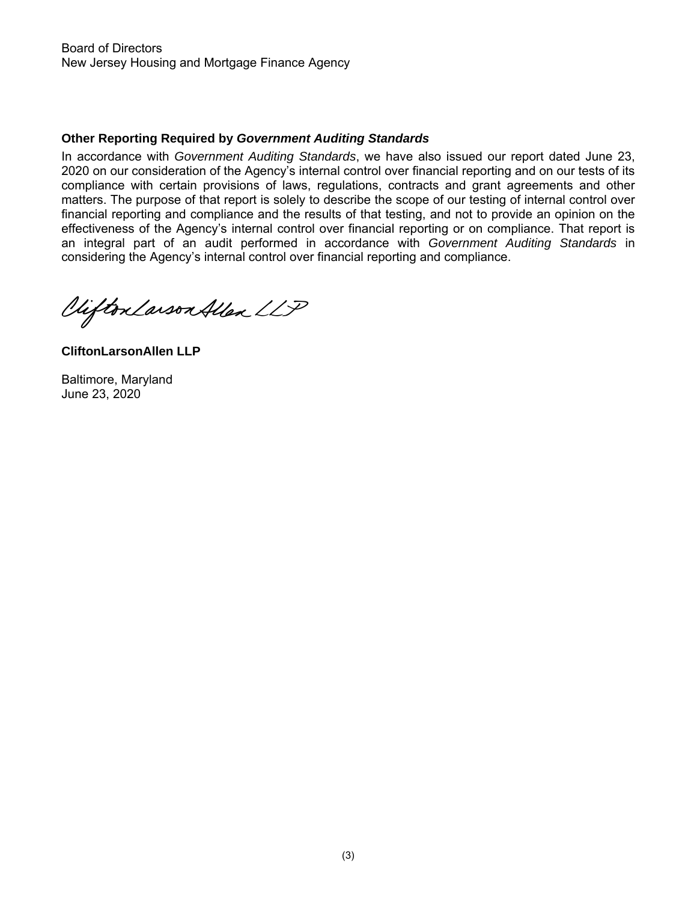Board of Directors
New Jersey Housing and Mortgage Finance Agency

**Other Reporting Required by *Government Auditing Standards***

In accordance with *Government Auditing Standards*, we have also issued our report dated June 23, 2020 on our consideration of the Agency's internal control over financial reporting and on our tests of its compliance with certain provisions of laws, regulations, contracts and grant agreements and other matters. The purpose of that report is solely to describe the scope of our testing of internal control over financial reporting and compliance and the results of that testing, and not to provide an opinion on the effectiveness of the Agency's internal control over financial reporting or on compliance. That report is an integral part of an audit performed in accordance with *Government Auditing Standards* in considering the Agency's internal control over financial reporting and compliance.

CliftonLarsonAllen LLP

**CliftonLarsonAllen LLP**

Baltimore, Maryland
June 23, 2020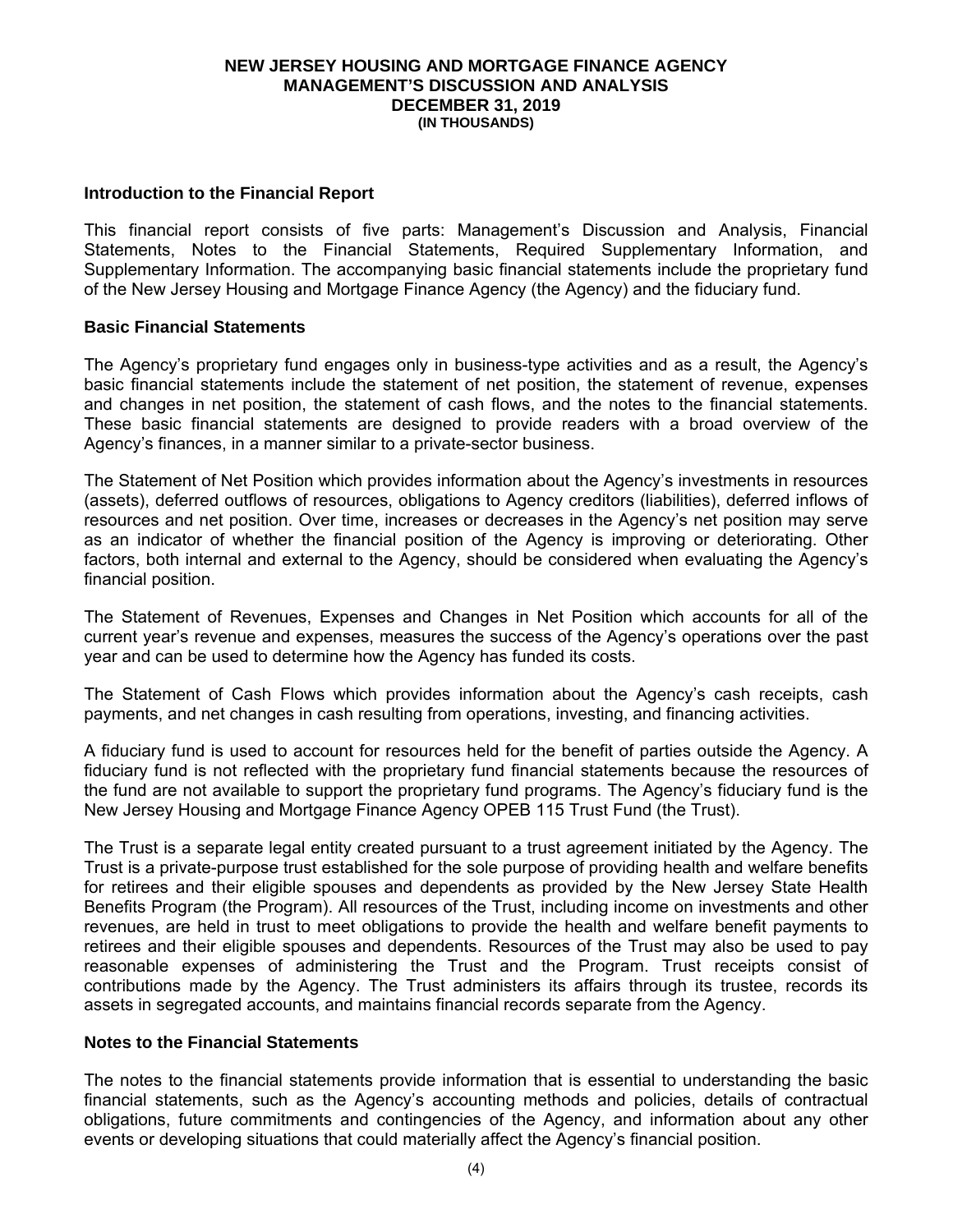**NEW JERSEY HOUSING AND MORTGAGE FINANCE AGENCY**
**MANAGEMENT'S DISCUSSION AND ANALYSIS**
**DECEMBER 31, 2019**
**(IN THOUSANDS)**

### Introduction to the Financial Report

This financial report consists of five parts: Management's Discussion and Analysis, Financial Statements, Notes to the Financial Statements, Required Supplementary Information, and Supplementary Information. The accompanying basic financial statements include the proprietary fund of the New Jersey Housing and Mortgage Finance Agency (the Agency) and the fiduciary fund.

### Basic Financial Statements

The Agency's proprietary fund engages only in business-type activities and as a result, the Agency's basic financial statements include the statement of net position, the statement of revenue, expenses and changes in net position, the statement of cash flows, and the notes to the financial statements. These basic financial statements are designed to provide readers with a broad overview of the Agency's finances, in a manner similar to a private-sector business.

The Statement of Net Position which provides information about the Agency's investments in resources (assets), deferred outflows of resources, obligations to Agency creditors (liabilities), deferred inflows of resources and net position. Over time, increases or decreases in the Agency's net position may serve as an indicator of whether the financial position of the Agency is improving or deteriorating. Other factors, both internal and external to the Agency, should be considered when evaluating the Agency's financial position.

The Statement of Revenues, Expenses and Changes in Net Position which accounts for all of the current year's revenue and expenses, measures the success of the Agency's operations over the past year and can be used to determine how the Agency has funded its costs.

The Statement of Cash Flows which provides information about the Agency's cash receipts, cash payments, and net changes in cash resulting from operations, investing, and financing activities.

A fiduciary fund is used to account for resources held for the benefit of parties outside the Agency. A fiduciary fund is not reflected with the proprietary fund financial statements because the resources of the fund are not available to support the proprietary fund programs. The Agency's fiduciary fund is the New Jersey Housing and Mortgage Finance Agency OPEB 115 Trust Fund (the Trust).

The Trust is a separate legal entity created pursuant to a trust agreement initiated by the Agency. The Trust is a private-purpose trust established for the sole purpose of providing health and welfare benefits for retirees and their eligible spouses and dependents as provided by the New Jersey State Health Benefits Program (the Program). All resources of the Trust, including income on investments and other revenues, are held in trust to meet obligations to provide the health and welfare benefit payments to retirees and their eligible spouses and dependents. Resources of the Trust may also be used to pay reasonable expenses of administering the Trust and the Program. Trust receipts consist of contributions made by the Agency. The Trust administers its affairs through its trustee, records its assets in segregated accounts, and maintains financial records separate from the Agency.

### Notes to the Financial Statements

The notes to the financial statements provide information that is essential to understanding the basic financial statements, such as the Agency's accounting methods and policies, details of contractual obligations, future commitments and contingencies of the Agency, and information about any other events or developing situations that could materially affect the Agency's financial position.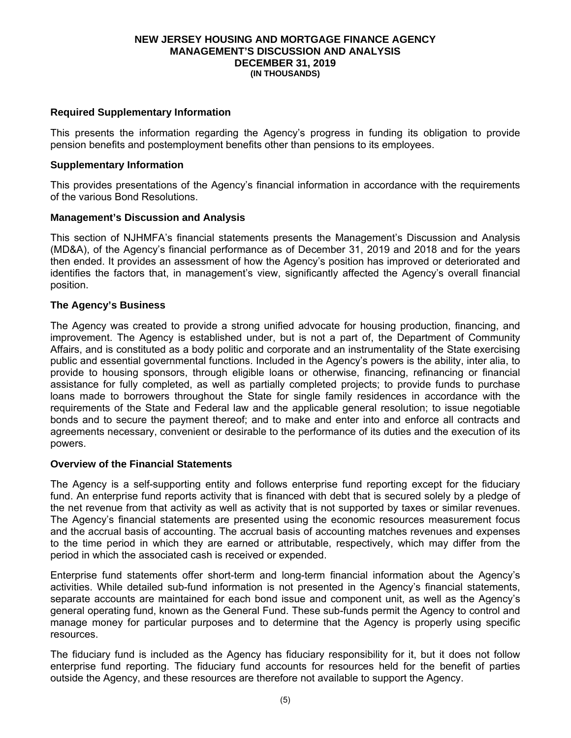### Required Supplementary Information

This presents the information regarding the Agency's progress in funding its obligation to provide pension benefits and postemployment benefits other than pensions to its employees.

### Supplementary Information

This provides presentations of the Agency's financial information in accordance with the requirements of the various Bond Resolutions.

### Management's Discussion and Analysis

This section of NJHMFA's financial statements presents the Management's Discussion and Analysis (MD&A), of the Agency's financial performance as of December 31, 2019 and 2018 and for the years then ended. It provides an assessment of how the Agency's position has improved or deteriorated and identifies the factors that, in management's view, significantly affected the Agency's overall financial position.

### The Agency's Business

The Agency was created to provide a strong unified advocate for housing production, financing, and improvement. The Agency is established under, but is not a part of, the Department of Community Affairs, and is constituted as a body politic and corporate and an instrumentality of the State exercising public and essential governmental functions. Included in the Agency's powers is the ability, inter alia, to provide to housing sponsors, through eligible loans or otherwise, financing, refinancing or financial assistance for fully completed, as well as partially completed projects; to provide funds to purchase loans made to borrowers throughout the State for single family residences in accordance with the requirements of the State and Federal law and the applicable general resolution; to issue negotiable bonds and to secure the payment thereof; and to make and enter into and enforce all contracts and agreements necessary, convenient or desirable to the performance of its duties and the execution of its powers.

### Overview of the Financial Statements

The Agency is a self-supporting entity and follows enterprise fund reporting except for the fiduciary fund. An enterprise fund reports activity that is financed with debt that is secured solely by a pledge of the net revenue from that activity as well as activity that is not supported by taxes or similar revenues. The Agency's financial statements are presented using the economic resources measurement focus and the accrual basis of accounting. The accrual basis of accounting matches revenues and expenses to the time period in which they are earned or attributable, respectively, which may differ from the period in which the associated cash is received or expended.

Enterprise fund statements offer short-term and long-term financial information about the Agency's activities. While detailed sub-fund information is not presented in the Agency's financial statements, separate accounts are maintained for each bond issue and component unit, as well as the Agency's general operating fund, known as the General Fund. These sub-funds permit the Agency to control and manage money for particular purposes and to determine that the Agency is properly using specific resources.

The fiduciary fund is included as the Agency has fiduciary responsibility for it, but it does not follow enterprise fund reporting. The fiduciary fund accounts for resources held for the benefit of parties outside the Agency, and these resources are therefore not available to support the Agency.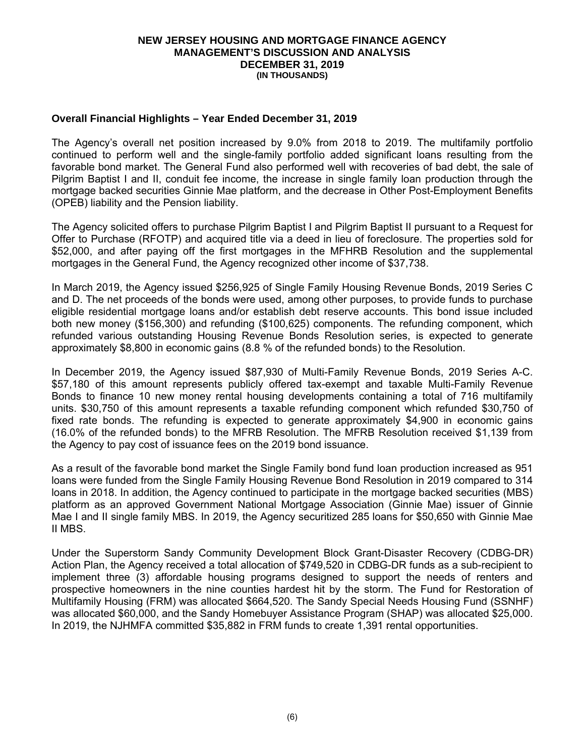## Overall Financial Highlights – Year Ended December 31, 2019

The Agency's overall net position increased by 9.0% from 2018 to 2019. The multifamily portfolio continued to perform well and the single-family portfolio added significant loans resulting from the favorable bond market. The General Fund also performed well with recoveries of bad debt, the sale of Pilgrim Baptist I and II, conduit fee income, the increase in single family loan production through the mortgage backed securities Ginnie Mae platform, and the decrease in Other Post-Employment Benefits (OPEB) liability and the Pension liability.

The Agency solicited offers to purchase Pilgrim Baptist I and Pilgrim Baptist II pursuant to a Request for Offer to Purchase (RFOTP) and acquired title via a deed in lieu of foreclosure. The properties sold for $52,000, and after paying off the first mortgages in the MFHRB Resolution and the supplemental mortgages in the General Fund, the Agency recognized other income of $37,738.

In March 2019, the Agency issued $256,925 of Single Family Housing Revenue Bonds, 2019 Series C and D. The net proceeds of the bonds were used, among other purposes, to provide funds to purchase eligible residential mortgage loans and/or establish debt reserve accounts. This bond issue included both new money ($156,300) and refunding ($100,625) components. The refunding component, which refunded various outstanding Housing Revenue Bonds Resolution series, is expected to generate approximately $8,800 in economic gains (8.8 % of the refunded bonds) to the Resolution.

In December 2019, the Agency issued $87,930 of Multi-Family Revenue Bonds, 2019 Series A-C. $57,180 of this amount represents publicly offered tax-exempt and taxable Multi-Family Revenue Bonds to finance 10 new money rental housing developments containing a total of 716 multifamily units. $30,750 of this amount represents a taxable refunding component which refunded $30,750 of fixed rate bonds. The refunding is expected to generate approximately $4,900 in economic gains (16.0% of the refunded bonds) to the MFRB Resolution. The MFRB Resolution received $1,139 from the Agency to pay cost of issuance fees on the 2019 bond issuance.

As a result of the favorable bond market the Single Family bond fund loan production increased as 951 loans were funded from the Single Family Housing Revenue Bond Resolution in 2019 compared to 314 loans in 2018. In addition, the Agency continued to participate in the mortgage backed securities (MBS) platform as an approved Government National Mortgage Association (Ginnie Mae) issuer of Ginnie Mae I and II single family MBS. In 2019, the Agency securitized 285 loans for $50,650 with Ginnie Mae II MBS.

Under the Superstorm Sandy Community Development Block Grant-Disaster Recovery (CDBG-DR) Action Plan, the Agency received a total allocation of $749,520 in CDBG-DR funds as a sub-recipient to implement three (3) affordable housing programs designed to support the needs of renters and prospective homeowners in the nine counties hardest hit by the storm. The Fund for Restoration of Multifamily Housing (FRM) was allocated $664,520. The Sandy Special Needs Housing Fund (SSNHF) was allocated $60,000, and the Sandy Homebuyer Assistance Program (SHAP) was allocated $25,000. In 2019, the NJHMFA committed $35,882 in FRM funds to create 1,391 rental opportunities.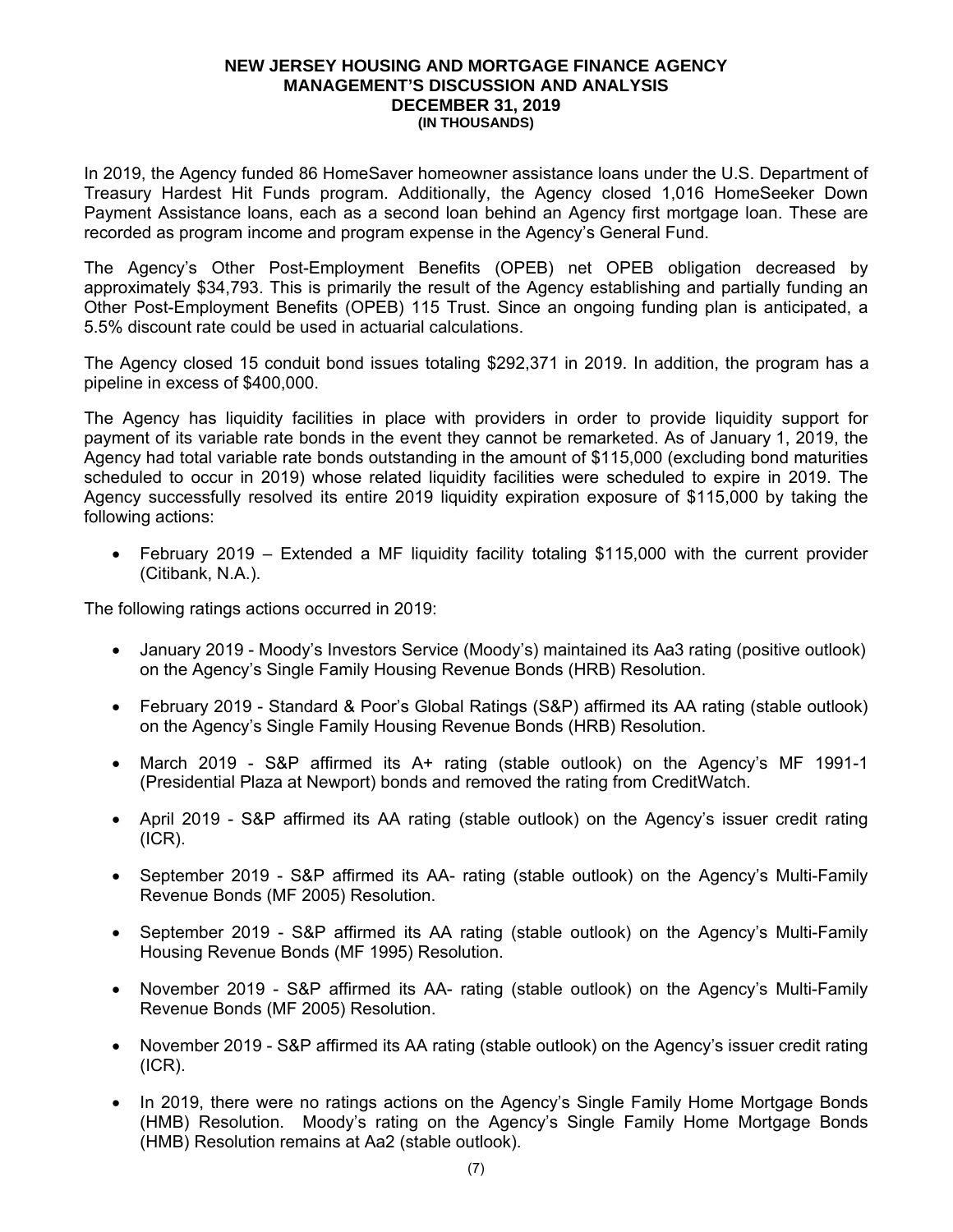In 2019, the Agency funded 86 HomeSaver homeowner assistance loans under the U.S. Department of Treasury Hardest Hit Funds program. Additionally, the Agency closed 1,016 HomeSeeker Down Payment Assistance loans, each as a second loan behind an Agency first mortgage loan. These are recorded as program income and program expense in the Agency's General Fund.

The Agency's Other Post-Employment Benefits (OPEB) net OPEB obligation decreased by approximately $34,793. This is primarily the result of the Agency establishing and partially funding an Other Post-Employment Benefits (OPEB) 115 Trust. Since an ongoing funding plan is anticipated, a 5.5% discount rate could be used in actuarial calculations.

The Agency closed 15 conduit bond issues totaling $292,371 in 2019. In addition, the program has a pipeline in excess of $400,000.

The Agency has liquidity facilities in place with providers in order to provide liquidity support for payment of its variable rate bonds in the event they cannot be remarketed. As of January 1, 2019, the Agency had total variable rate bonds outstanding in the amount of $115,000 (excluding bond maturities scheduled to occur in 2019) whose related liquidity facilities were scheduled to expire in 2019. The Agency successfully resolved its entire 2019 liquidity expiration exposure of $115,000 by taking the following actions:

- February 2019 – Extended a MF liquidity facility totaling $115,000 with the current provider (Citibank, N.A.).

The following ratings actions occurred in 2019:

- January 2019 - Moody's Investors Service (Moody's) maintained its Aa3 rating (positive outlook) on the Agency's Single Family Housing Revenue Bonds (HRB) Resolution.
- February 2019 - Standard & Poor's Global Ratings (S&P) affirmed its AA rating (stable outlook) on the Agency's Single Family Housing Revenue Bonds (HRB) Resolution.
- March 2019 - S&P affirmed its A+ rating (stable outlook) on the Agency's MF 1991-1 (Presidential Plaza at Newport) bonds and removed the rating from CreditWatch.
- April 2019 - S&P affirmed its AA rating (stable outlook) on the Agency's issuer credit rating (ICR).
- September 2019 - S&P affirmed its AA- rating (stable outlook) on the Agency's Multi-Family Revenue Bonds (MF 2005) Resolution.
- September 2019 - S&P affirmed its AA rating (stable outlook) on the Agency's Multi-Family Housing Revenue Bonds (MF 1995) Resolution.
- November 2019 - S&P affirmed its AA- rating (stable outlook) on the Agency's Multi-Family Revenue Bonds (MF 2005) Resolution.
- November 2019 - S&P affirmed its AA rating (stable outlook) on the Agency's issuer credit rating (ICR).
- In 2019, there were no ratings actions on the Agency's Single Family Home Mortgage Bonds (HMB) Resolution. Moody's rating on the Agency's Single Family Home Mortgage Bonds (HMB) Resolution remains at Aa2 (stable outlook).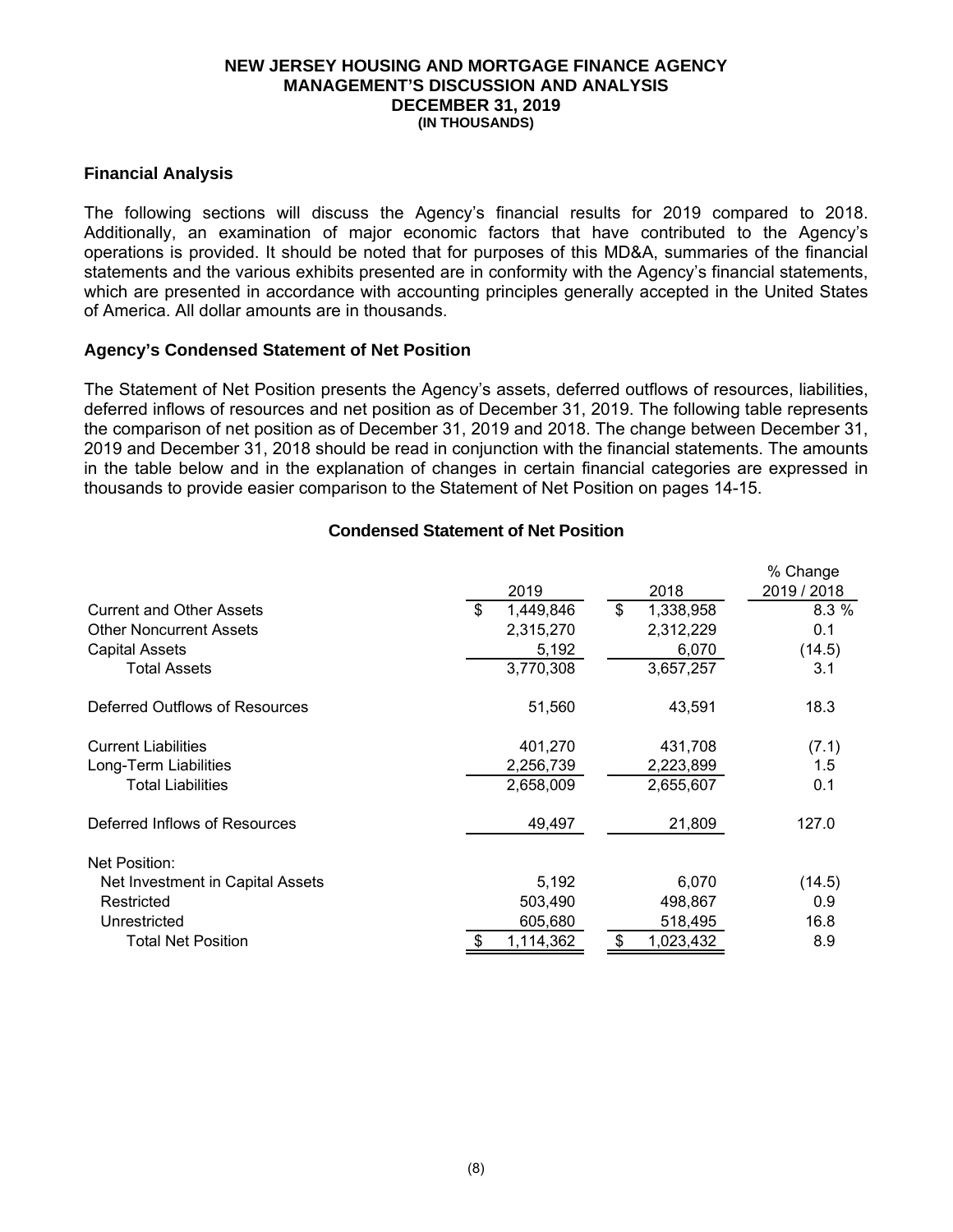# NEW JERSEY HOUSING AND MORTGAGE FINANCE AGENCY
## MANAGEMENT'S DISCUSSION AND ANALYSIS
## DECEMBER 31, 2019
**(IN THOUSANDS)**

### Financial Analysis

The following sections will discuss the Agency's financial results for 2019 compared to 2018. Additionally, an examination of major economic factors that have contributed to the Agency's operations is provided. It should be noted that for purposes of this MD&A, summaries of the financial statements and the various exhibits presented are in conformity with the Agency's financial statements, which are presented in accordance with accounting principles generally accepted in the United States of America. All dollar amounts are in thousands.

### Agency's Condensed Statement of Net Position

The Statement of Net Position presents the Agency's assets, deferred outflows of resources, liabilities, deferred inflows of resources and net position as of December 31, 2019. The following table represents the comparison of net position as of December 31, 2019 and 2018. The change between December 31, 2019 and December 31, 2018 should be read in conjunction with the financial statements. The amounts in the table below and in the explanation of changes in certain financial categories are expressed in thousands to provide easier comparison to the Statement of Net Position on pages 14-15.

**Condensed Statement of Net Position**

| | 2019 | 2018 | % Change 2019 / 2018 |
|---|---|---|---|
| Current and Other Assets | $ 1,449,846 | $ 1,338,958 | 8.3 % |
| Other Noncurrent Assets | 2,315,270 | 2,312,229 | 0.1 |
| Capital Assets | 5,192 | 6,070 | (14.5) |
| Total Assets | 3,770,308 | 3,657,257 | 3.1 |
| | | | |
| Deferred Outflows of Resources | 51,560 | 43,591 | 18.3 |
| | | | |
| Current Liabilities | 401,270 | 431,708 | (7.1) |
| Long-Term Liabilities | 2,256,739 | 2,223,899 | 1.5 |
| Total Liabilities | 2,658,009 | 2,655,607 | 0.1 |
| | | | |
| Deferred Inflows of Resources | 49,497 | 21,809 | 127.0 |
| | | | |
| Net Position: | | | |
| Net Investment in Capital Assets | 5,192 | 6,070 | (14.5) |
| Restricted | 503,490 | 498,867 | 0.9 |
| Unrestricted | 605,680 | 518,495 | 16.8 |
| Total Net Position | $ 1,114,362 | $ 1,023,432 | 8.9 |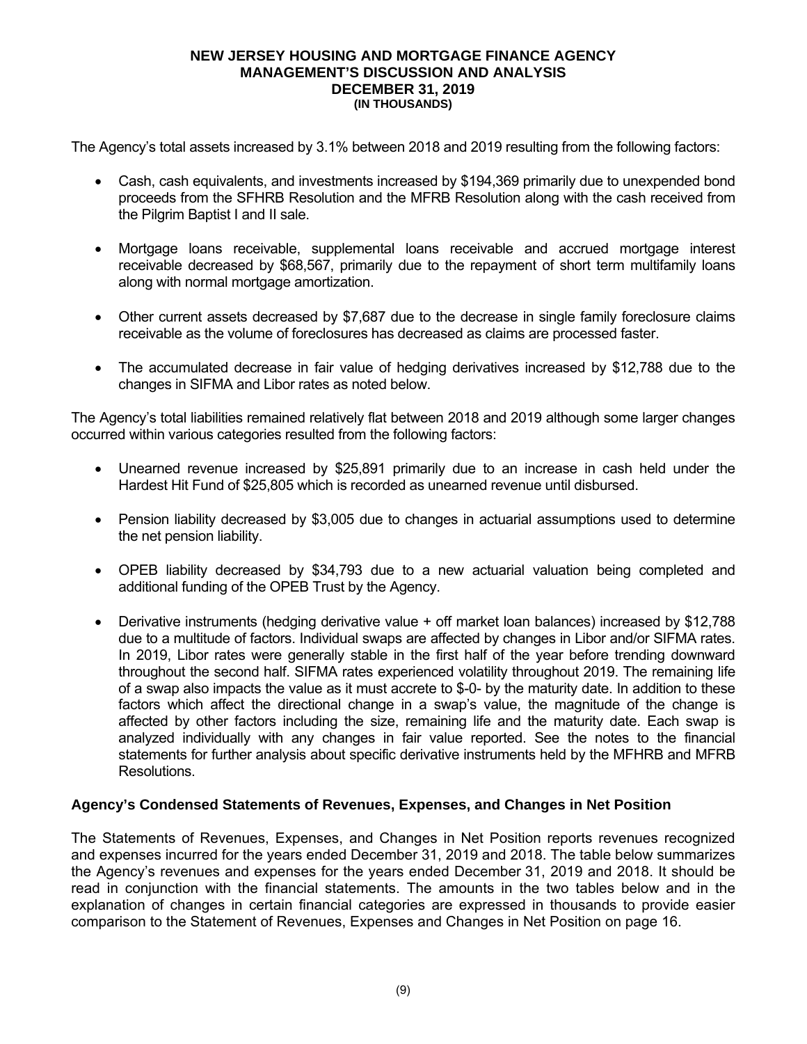The Agency's total assets increased by 3.1% between 2018 and 2019 resulting from the following factors:

- Cash, cash equivalents, and investments increased by $194,369 primarily due to unexpended bond proceeds from the SFHRB Resolution and the MFRB Resolution along with the cash received from the Pilgrim Baptist I and II sale.
- Mortgage loans receivable, supplemental loans receivable and accrued mortgage interest receivable decreased by $68,567, primarily due to the repayment of short term multifamily loans along with normal mortgage amortization.
- Other current assets decreased by $7,687 due to the decrease in single family foreclosure claims receivable as the volume of foreclosures has decreased as claims are processed faster.
- The accumulated decrease in fair value of hedging derivatives increased by $12,788 due to the changes in SIFMA and Libor rates as noted below.

The Agency's total liabilities remained relatively flat between 2018 and 2019 although some larger changes occurred within various categories resulted from the following factors:

- Unearned revenue increased by $25,891 primarily due to an increase in cash held under the Hardest Hit Fund of $25,805 which is recorded as unearned revenue until disbursed.
- Pension liability decreased by $3,005 due to changes in actuarial assumptions used to determine the net pension liability.
- OPEB liability decreased by $34,793 due to a new actuarial valuation being completed and additional funding of the OPEB Trust by the Agency.
- Derivative instruments (hedging derivative value + off market loan balances) increased by $12,788 due to a multitude of factors. Individual swaps are affected by changes in Libor and/or SIFMA rates. In 2019, Libor rates were generally stable in the first half of the year before trending downward throughout the second half. SIFMA rates experienced volatility throughout 2019. The remaining life of a swap also impacts the value as it must accrete to $-0- by the maturity date. In addition to these factors which affect the directional change in a swap's value, the magnitude of the change is affected by other factors including the size, remaining life and the maturity date. Each swap is analyzed individually with any changes in fair value reported. See the notes to the financial statements for further analysis about specific derivative instruments held by the MFHRB and MFRB Resolutions.

## Agency's Condensed Statements of Revenues, Expenses, and Changes in Net Position

The Statements of Revenues, Expenses, and Changes in Net Position reports revenues recognized and expenses incurred for the years ended December 31, 2019 and 2018. The table below summarizes the Agency's revenues and expenses for the years ended December 31, 2019 and 2018. It should be read in conjunction with the financial statements. The amounts in the two tables below and in the explanation of changes in certain financial categories are expressed in thousands to provide easier comparison to the Statement of Revenues, Expenses and Changes in Net Position on page 16.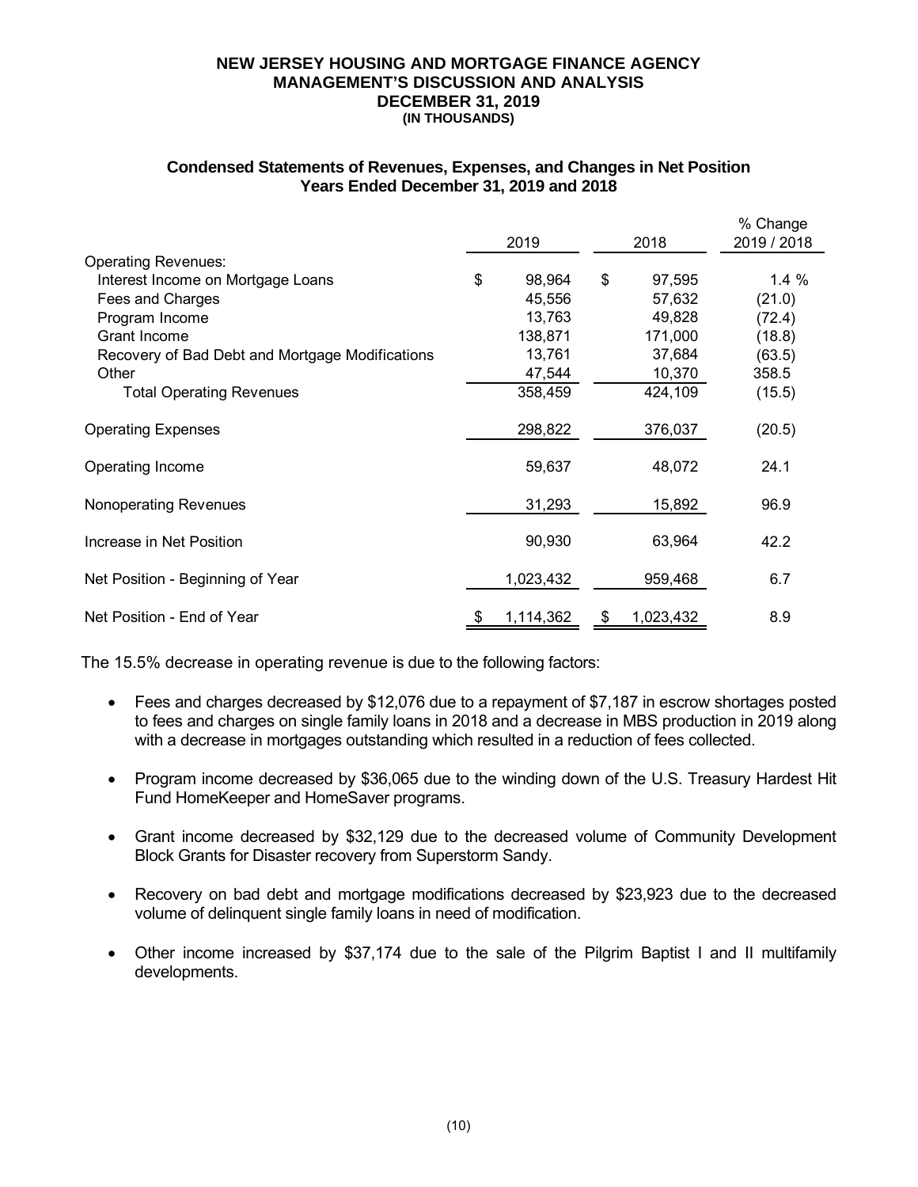**NEW JERSEY HOUSING AND MORTGAGE FINANCE AGENCY**
**MANAGEMENT'S DISCUSSION AND ANALYSIS**
**DECEMBER 31, 2019**
**(IN THOUSANDS)**

## Condensed Statements of Revenues, Expenses, and Changes in Net Position
## Years Ended December 31, 2019 and 2018

| | 2019 | 2018 | % Change 2019 / 2018 |
|---|---|---|---|
| Operating Revenues: | | | |
| Interest Income on Mortgage Loans | $ 98,964 | $ 97,595 | 1.4 % |
| Fees and Charges | 45,556 | 57,632 | (21.0) |
| Program Income | 13,763 | 49,828 | (72.4) |
| Grant Income | 138,871 | 171,000 | (18.8) |
| Recovery of Bad Debt and Mortgage Modifications | 13,761 | 37,684 | (63.5) |
| Other | 47,544 | 10,370 | 358.5 |
| Total Operating Revenues | 358,459 | 424,109 | (15.5) |
| Operating Expenses | 298,822 | 376,037 | (20.5) |
| Operating Income | 59,637 | 48,072 | 24.1 |
| Nonoperating Revenues | 31,293 | 15,892 | 96.9 |
| Increase in Net Position | 90,930 | 63,964 | 42.2 |
| Net Position - Beginning of Year | 1,023,432 | 959,468 | 6.7 |
| Net Position - End of Year | $ 1,114,362 | $ 1,023,432 | 8.9 |

The 15.5% decrease in operating revenue is due to the following factors:

- Fees and charges decreased by $12,076 due to a repayment of $7,187 in escrow shortages posted to fees and charges on single family loans in 2018 and a decrease in MBS production in 2019 along with a decrease in mortgages outstanding which resulted in a reduction of fees collected.

- Program income decreased by $36,065 due to the winding down of the U.S. Treasury Hardest Hit Fund HomeKeeper and HomeSaver programs.

- Grant income decreased by $32,129 due to the decreased volume of Community Development Block Grants for Disaster recovery from Superstorm Sandy.

- Recovery on bad debt and mortgage modifications decreased by $23,923 due to the decreased volume of delinquent single family loans in need of modification.

- Other income increased by $37,174 due to the sale of the Pilgrim Baptist I and II multifamily developments.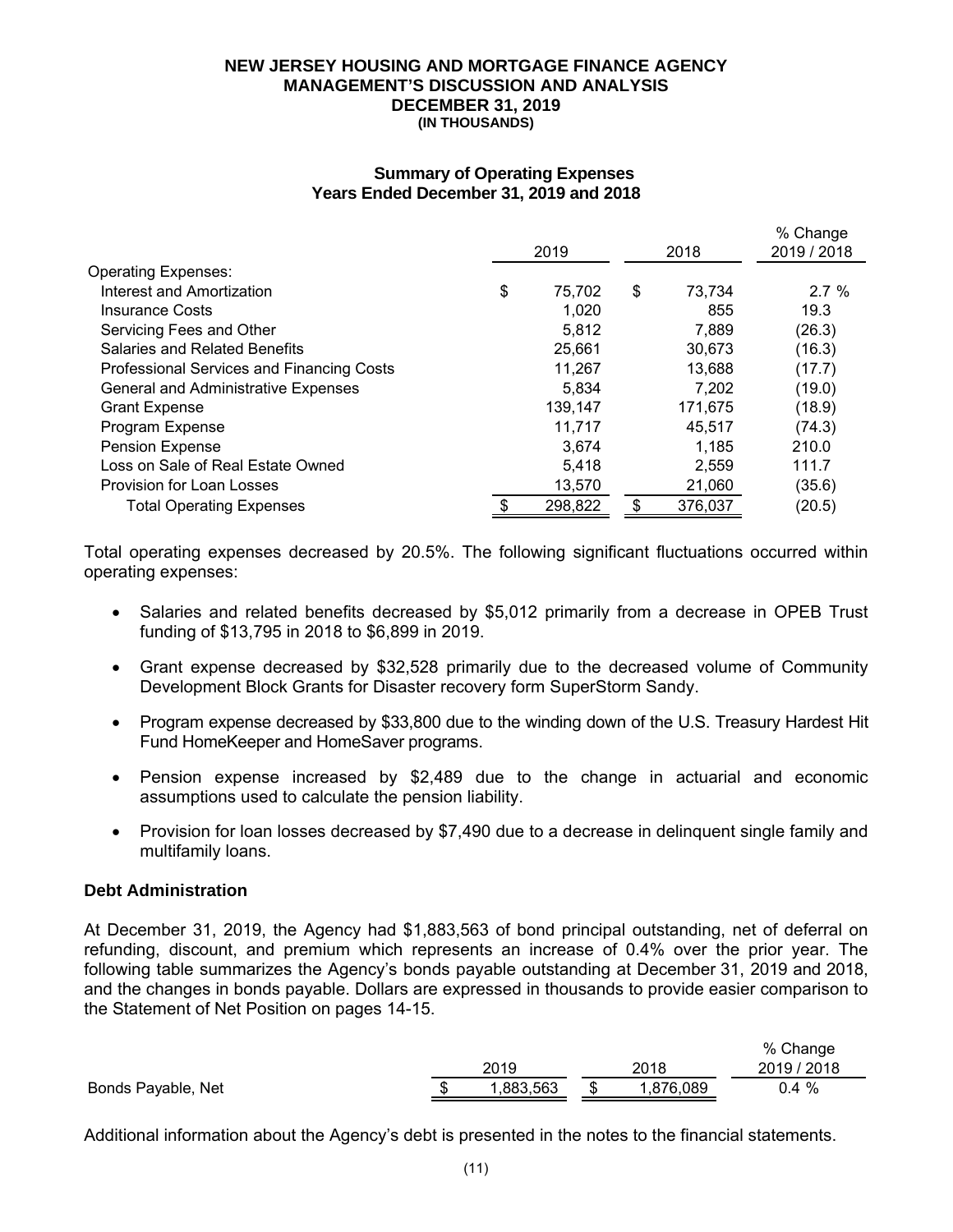# NEW JERSEY HOUSING AND MORTGAGE FINANCE AGENCY
## MANAGEMENT'S DISCUSSION AND ANALYSIS
## DECEMBER 31, 2019
### (IN THOUSANDS)

**Summary of Operating Expenses**
**Years Ended December 31, 2019 and 2018**

| | 2019 | 2018 | % Change 2019 / 2018 |
|---|---|---|---|
| Operating Expenses: | | | |
| Interest and Amortization | $ 75,702 | $ 73,734 | 2.7 % |
| Insurance Costs | 1,020 | 855 | 19.3 |
| Servicing Fees and Other | 5,812 | 7,889 | (26.3) |
| Salaries and Related Benefits | 25,661 | 30,673 | (16.3) |
| Professional Services and Financing Costs | 11,267 | 13,688 | (17.7) |
| General and Administrative Expenses | 5,834 | 7,202 | (19.0) |
| Grant Expense | 139,147 | 171,675 | (18.9) |
| Program Expense | 11,717 | 45,517 | (74.3) |
| Pension Expense | 3,674 | 1,185 | 210.0 |
| Loss on Sale of Real Estate Owned | 5,418 | 2,559 | 111.7 |
| Provision for Loan Losses | 13,570 | 21,060 | (35.6) |
| Total Operating Expenses | $ 298,822 | $ 376,037 | (20.5) |

Total operating expenses decreased by 20.5%. The following significant fluctuations occurred within operating expenses:

- Salaries and related benefits decreased by $5,012 primarily from a decrease in OPEB Trust funding of $13,795 in 2018 to $6,899 in 2019.
- Grant expense decreased by $32,528 primarily due to the decreased volume of Community Development Block Grants for Disaster recovery form SuperStorm Sandy.
- Program expense decreased by $33,800 due to the winding down of the U.S. Treasury Hardest Hit Fund HomeKeeper and HomeSaver programs.
- Pension expense increased by $2,489 due to the change in actuarial and economic assumptions used to calculate the pension liability.
- Provision for loan losses decreased by $7,490 due to a decrease in delinquent single family and multifamily loans.

### Debt Administration

At December 31, 2019, the Agency had $1,883,563 of bond principal outstanding, net of deferral on refunding, discount, and premium which represents an increase of 0.4% over the prior year. The following table summarizes the Agency's bonds payable outstanding at December 31, 2019 and 2018, and the changes in bonds payable. Dollars are expressed in thousands to provide easier comparison to the Statement of Net Position on pages 14-15.

| | 2019 | 2018 | % Change 2019 / 2018 |
|---|---|---|---|
| Bonds Payable, Net | $ 1,883,563 | $ 1,876,089 | 0.4 % |

Additional information about the Agency's debt is presented in the notes to the financial statements.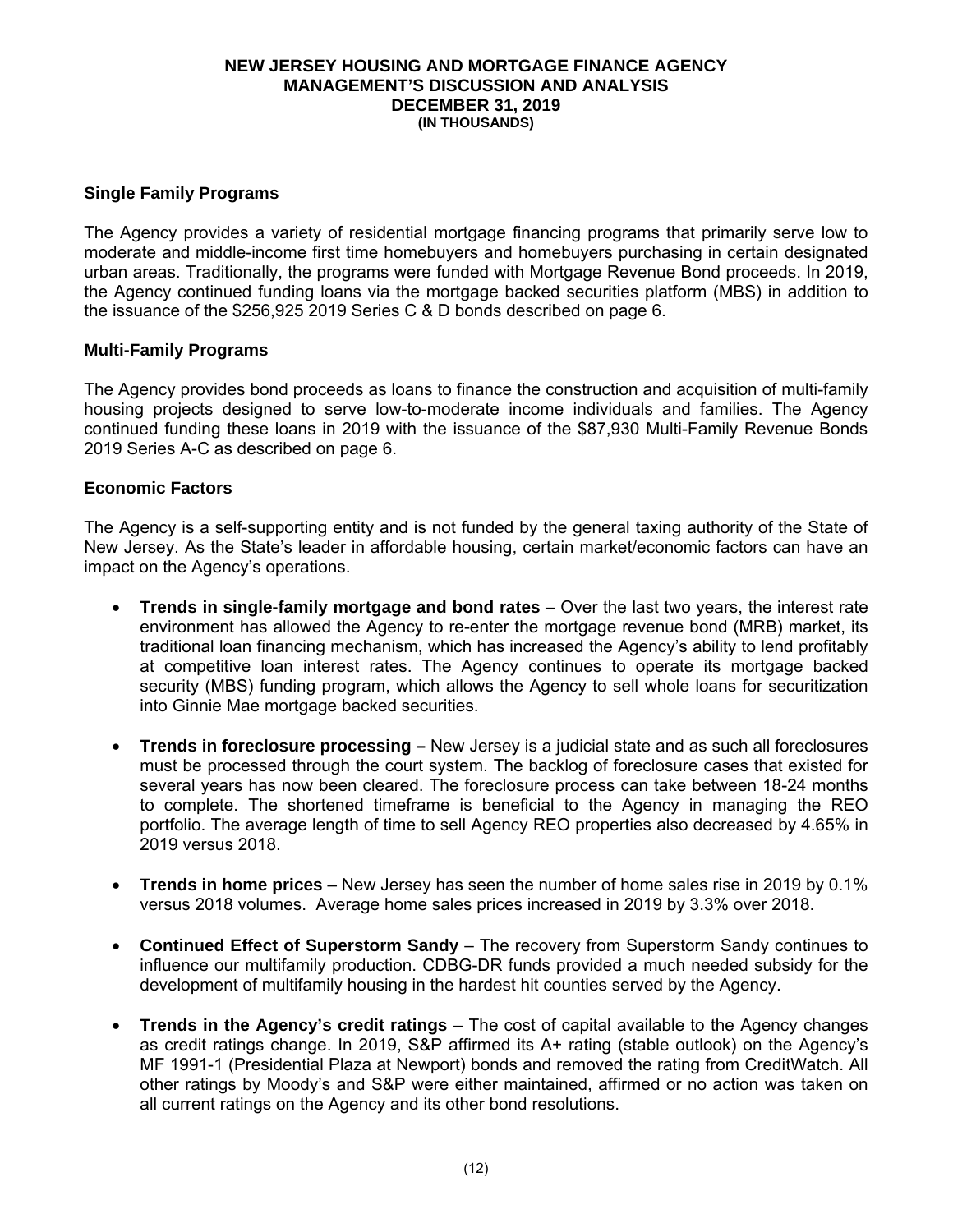### Single Family Programs

The Agency provides a variety of residential mortgage financing programs that primarily serve low to moderate and middle-income first time homebuyers and homebuyers purchasing in certain designated urban areas. Traditionally, the programs were funded with Mortgage Revenue Bond proceeds. In 2019, the Agency continued funding loans via the mortgage backed securities platform (MBS) in addition to the issuance of the $256,925 2019 Series C & D bonds described on page 6.

### Multi-Family Programs

The Agency provides bond proceeds as loans to finance the construction and acquisition of multi-family housing projects designed to serve low-to-moderate income individuals and families. The Agency continued funding these loans in 2019 with the issuance of the $87,930 Multi-Family Revenue Bonds 2019 Series A-C as described on page 6.

### Economic Factors

The Agency is a self-supporting entity and is not funded by the general taxing authority of the State of New Jersey. As the State's leader in affordable housing, certain market/economic factors can have an impact on the Agency's operations.

- **Trends in single-family mortgage and bond rates** – Over the last two years, the interest rate environment has allowed the Agency to re-enter the mortgage revenue bond (MRB) market, its traditional loan financing mechanism, which has increased the Agency's ability to lend profitably at competitive loan interest rates. The Agency continues to operate its mortgage backed security (MBS) funding program, which allows the Agency to sell whole loans for securitization into Ginnie Mae mortgage backed securities.

- **Trends in foreclosure processing –** New Jersey is a judicial state and as such all foreclosures must be processed through the court system. The backlog of foreclosure cases that existed for several years has now been cleared. The foreclosure process can take between 18-24 months to complete. The shortened timeframe is beneficial to the Agency in managing the REO portfolio. The average length of time to sell Agency REO properties also decreased by 4.65% in 2019 versus 2018.

- **Trends in home prices** – New Jersey has seen the number of home sales rise in 2019 by 0.1% versus 2018 volumes. Average home sales prices increased in 2019 by 3.3% over 2018.

- **Continued Effect of Superstorm Sandy** – The recovery from Superstorm Sandy continues to influence our multifamily production. CDBG-DR funds provided a much needed subsidy for the development of multifamily housing in the hardest hit counties served by the Agency.

- **Trends in the Agency's credit ratings** – The cost of capital available to the Agency changes as credit ratings change. In 2019, S&P affirmed its A+ rating (stable outlook) on the Agency's MF 1991-1 (Presidential Plaza at Newport) bonds and removed the rating from CreditWatch. All other ratings by Moody's and S&P were either maintained, affirmed or no action was taken on all current ratings on the Agency and its other bond resolutions.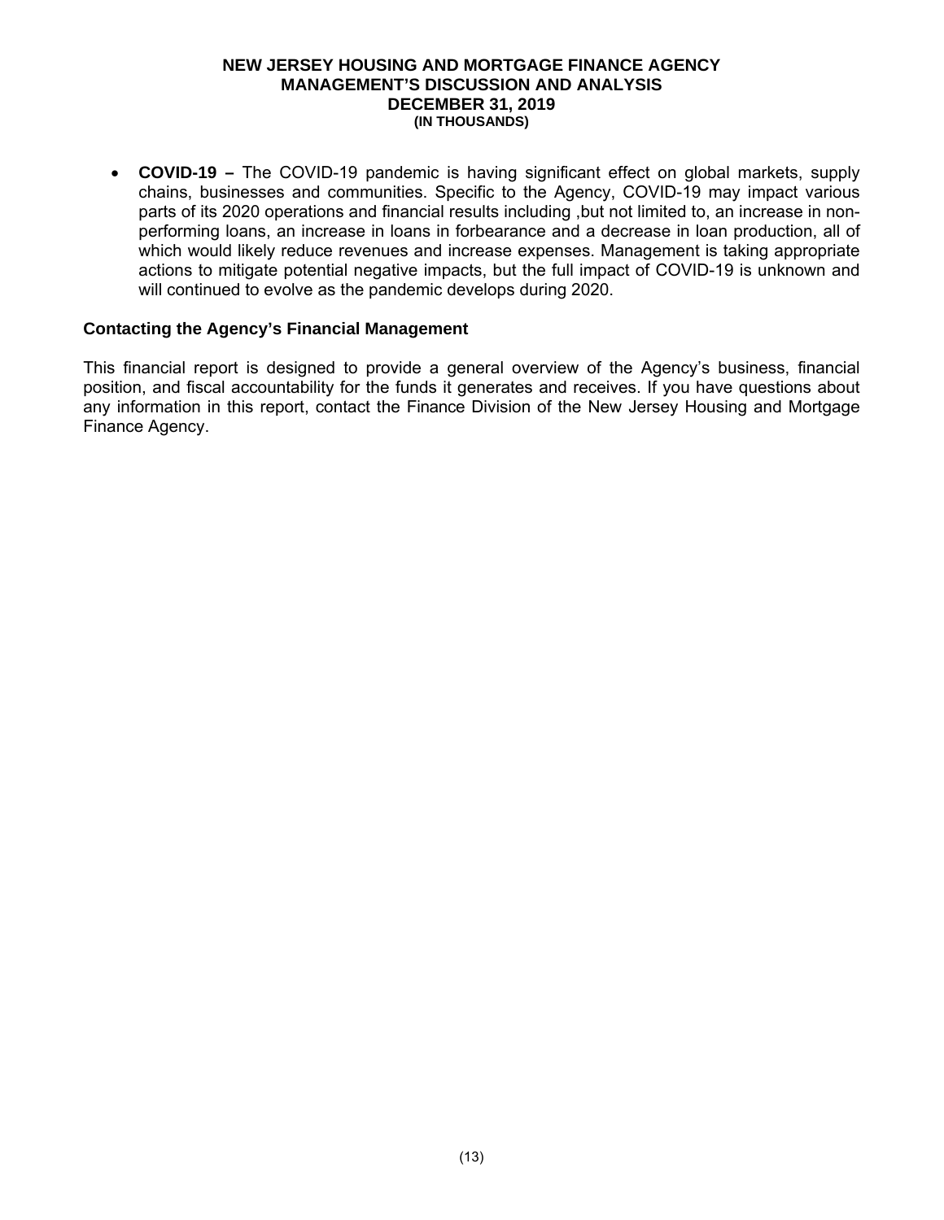- **COVID-19 –** The COVID-19 pandemic is having significant effect on global markets, supply chains, businesses and communities. Specific to the Agency, COVID-19 may impact various parts of its 2020 operations and financial results including ,but not limited to, an increase in non-performing loans, an increase in loans in forbearance and a decrease in loan production, all of which would likely reduce revenues and increase expenses. Management is taking appropriate actions to mitigate potential negative impacts, but the full impact of COVID-19 is unknown and will continued to evolve as the pandemic develops during 2020.

### Contacting the Agency's Financial Management

This financial report is designed to provide a general overview of the Agency's business, financial position, and fiscal accountability for the funds it generates and receives. If you have questions about any information in this report, contact the Finance Division of the New Jersey Housing and Mortgage Finance Agency.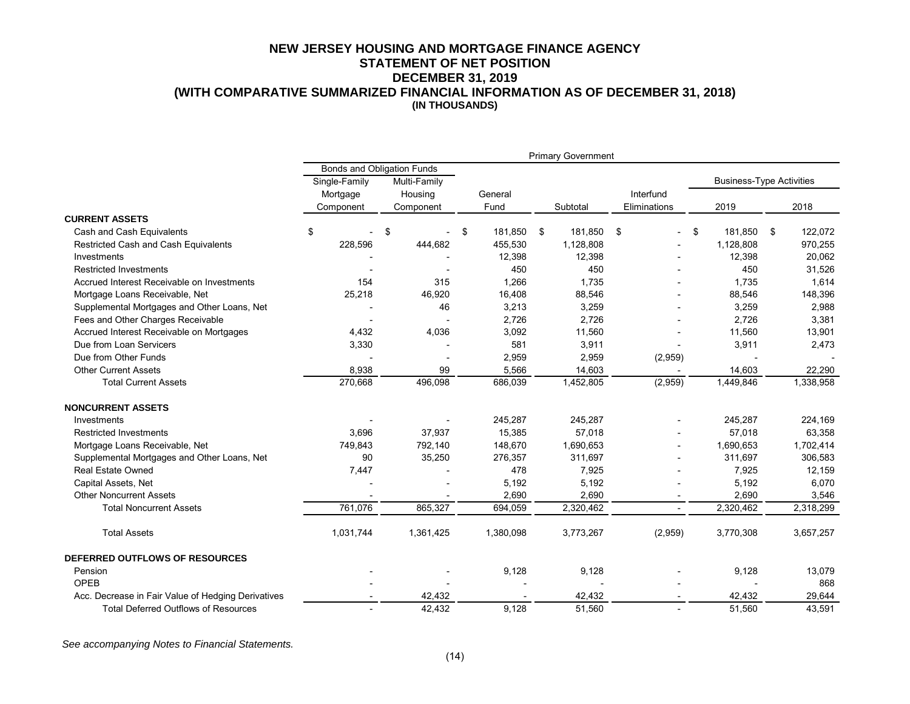# NEW JERSEY HOUSING AND MORTGAGE FINANCE AGENCY
## STATEMENT OF NET POSITION
## DECEMBER 31, 2019
## (WITH COMPARATIVE SUMMARIZED FINANCIAL INFORMATION AS OF DECEMBER 31, 2018)
### (IN THOUSANDS)

| | Primary Government | | | | | | |
|---|---|---|---|---|---|---|---|
| | Bonds and Obligation Funds | | | | | | |
| | Single-Family Mortgage Component | Multi-Family Housing Component | General Fund | Subtotal | Interfund Eliminations | Business-Type Activities 2019 | Business-Type Activities 2018 |
| **CURRENT ASSETS** | | | | | | | |
| Cash and Cash Equivalents | $ - | $ - | $ 181,850 | $ 181,850 | $ - | $ 181,850 | $ 122,072 |
| Restricted Cash and Cash Equivalents | 228,596 | 444,682 | 455,530 | 1,128,808 | - | 1,128,808 | 970,255 |
| Investments | - | - | 12,398 | 12,398 | - | 12,398 | 20,062 |
| Restricted Investments | - | - | 450 | 450 | - | 450 | 31,526 |
| Accrued Interest Receivable on Investments | 154 | 315 | 1,266 | 1,735 | - | 1,735 | 1,614 |
| Mortgage Loans Receivable, Net | 25,218 | 46,920 | 16,408 | 88,546 | - | 88,546 | 148,396 |
| Supplemental Mortgages and Other Loans, Net | - | 46 | 3,213 | 3,259 | - | 3,259 | 2,988 |
| Fees and Other Charges Receivable | - | - | 2,726 | 2,726 | - | 2,726 | 3,381 |
| Accrued Interest Receivable on Mortgages | 4,432 | 4,036 | 3,092 | 11,560 | - | 11,560 | 13,901 |
| Due from Loan Servicers | 3,330 | - | 581 | 3,911 | - | 3,911 | 2,473 |
| Due from Other Funds | - | - | 2,959 | 2,959 | (2,959) | - | - |
| Other Current Assets | 8,938 | 99 | 5,566 | 14,603 | - | 14,603 | 22,290 |
| Total Current Assets | 270,668 | 496,098 | 686,039 | 1,452,805 | (2,959) | 1,449,846 | 1,338,958 |
| **NONCURRENT ASSETS** | | | | | | | |
| Investments | - | - | 245,287 | 245,287 | - | 245,287 | 224,169 |
| Restricted Investments | 3,696 | 37,937 | 15,385 | 57,018 | - | 57,018 | 63,358 |
| Mortgage Loans Receivable, Net | 749,843 | 792,140 | 148,670 | 1,690,653 | - | 1,690,653 | 1,702,414 |
| Supplemental Mortgages and Other Loans, Net | 90 | 35,250 | 276,357 | 311,697 | - | 311,697 | 306,583 |
| Real Estate Owned | 7,447 | - | 478 | 7,925 | - | 7,925 | 12,159 |
| Capital Assets, Net | - | - | 5,192 | 5,192 | - | 5,192 | 6,070 |
| Other Noncurrent Assets | - | - | 2,690 | 2,690 | - | 2,690 | 3,546 |
| Total Noncurrent Assets | 761,076 | 865,327 | 694,059 | 2,320,462 | - | 2,320,462 | 2,318,299 |
| Total Assets | 1,031,744 | 1,361,425 | 1,380,098 | 3,773,267 | (2,959) | 3,770,308 | 3,657,257 |
| **DEFERRED OUTFLOWS OF RESOURCES** | | | | | | | |
| Pension | - | - | 9,128 | 9,128 | - | 9,128 | 13,079 |
| OPEB | - | - | - | - | - | - | 868 |
| Acc. Decrease in Fair Value of Hedging Derivatives | - | 42,432 | - | 42,432 | - | 42,432 | 29,644 |
| Total Deferred Outflows of Resources | - | 42,432 | 9,128 | 51,560 | - | 51,560 | 43,591 |

*See accompanying Notes to Financial Statements.*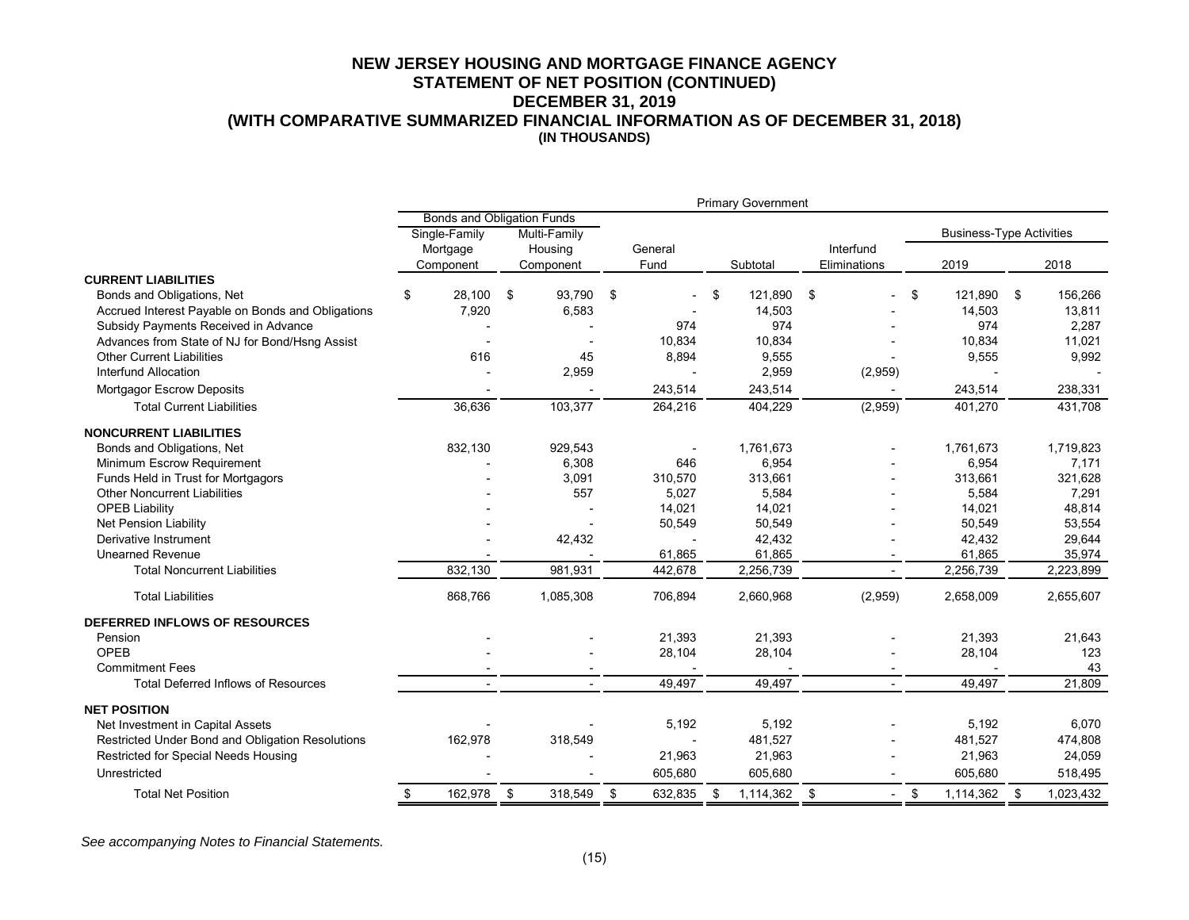# NEW JERSEY HOUSING AND MORTGAGE FINANCE AGENCY
## STATEMENT OF NET POSITION (CONTINUED)
## DECEMBER 31, 2019
## (WITH COMPARATIVE SUMMARIZED FINANCIAL INFORMATION AS OF DECEMBER 31, 2018)
### (IN THOUSANDS)

| | Primary Government | | | | | | |
|---|---|---|---|---|---|---|---|
| | Bonds and Obligation Funds | | | | | Business-Type Activities | |
| | Single-Family Mortgage Component | Multi-Family Housing Component | General Fund | Subtotal | Interfund Eliminations | 2019 | 2018 |
| **CURRENT LIABILITIES** | | | | | | | |
| Bonds and Obligations, Net | $ 28,100 | $ 93,790 | $ - | $ 121,890 | $ - | $ 121,890 | $ 156,266 |
| Accrued Interest Payable on Bonds and Obligations | 7,920 | 6,583 | - | 14,503 | - | 14,503 | 13,811 |
| Subsidy Payments Received in Advance | - | - | 974 | 974 | - | 974 | 2,287 |
| Advances from State of NJ for Bond/Hsng Assist | - | - | 10,834 | 10,834 | - | 10,834 | 11,021 |
| Other Current Liabilities | 616 | 45 | 8,894 | 9,555 | - | 9,555 | 9,992 |
| Interfund Allocation | - | 2,959 | - | 2,959 | (2,959) | - | - |
| Mortgagor Escrow Deposits | - | - | 243,514 | 243,514 | - | 243,514 | 238,331 |
| Total Current Liabilities | 36,636 | 103,377 | 264,216 | 404,229 | (2,959) | 401,270 | 431,708 |
| **NONCURRENT LIABILITIES** | | | | | | | |
| Bonds and Obligations, Net | 832,130 | 929,543 | - | 1,761,673 | - | 1,761,673 | 1,719,823 |
| Minimum Escrow Requirement | - | 6,308 | 646 | 6,954 | - | 6,954 | 7,171 |
| Funds Held in Trust for Mortgagors | - | 3,091 | 310,570 | 313,661 | - | 313,661 | 321,628 |
| Other Noncurrent Liabilities | - | 557 | 5,027 | 5,584 | - | 5,584 | 7,291 |
| OPEB Liability | - | - | 14,021 | 14,021 | - | 14,021 | 48,814 |
| Net Pension Liability | - | - | 50,549 | 50,549 | - | 50,549 | 53,554 |
| Derivative Instrument | - | 42,432 | - | 42,432 | - | 42,432 | 29,644 |
| Unearned Revenue | - | - | 61,865 | 61,865 | - | 61,865 | 35,974 |
| Total Noncurrent Liabilities | 832,130 | 981,931 | 442,678 | 2,256,739 | - | 2,256,739 | 2,223,899 |
| Total Liabilities | 868,766 | 1,085,308 | 706,894 | 2,660,968 | (2,959) | 2,658,009 | 2,655,607 |
| **DEFERRED INFLOWS OF RESOURCES** | | | | | | | |
| Pension | - | - | 21,393 | 21,393 | - | 21,393 | 21,643 |
| OPEB | - | - | 28,104 | 28,104 | - | 28,104 | 123 |
| Commitment Fees | - | - | - | - | - | - | 43 |
| Total Deferred Inflows of Resources | - | - | 49,497 | 49,497 | - | 49,497 | 21,809 |
| **NET POSITION** | | | | | | | |
| Net Investment in Capital Assets | - | - | 5,192 | 5,192 | - | 5,192 | 6,070 |
| Restricted Under Bond and Obligation Resolutions | 162,978 | 318,549 | - | 481,527 | - | 481,527 | 474,808 |
| Restricted for Special Needs Housing | - | - | 21,963 | 21,963 | - | 21,963 | 24,059 |
| Unrestricted | - | - | 605,680 | 605,680 | - | 605,680 | 518,495 |
| Total Net Position | $ 162,978 | $ 318,549 | $ 632,835 | $ 1,114,362 | $ - | $ 1,114,362 | $ 1,023,432 |

*See accompanying Notes to Financial Statements.*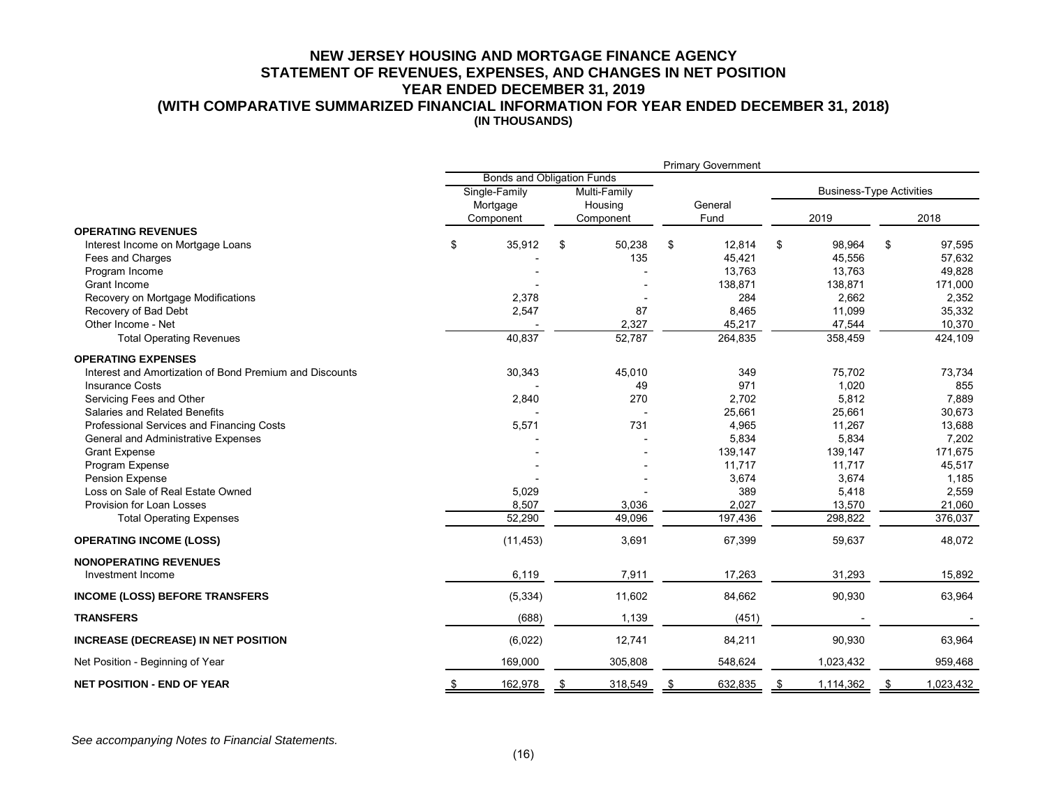# NEW JERSEY HOUSING AND MORTGAGE FINANCE AGENCY
## STATEMENT OF REVENUES, EXPENSES, AND CHANGES IN NET POSITION
## YEAR ENDED DECEMBER 31, 2019
## (WITH COMPARATIVE SUMMARIZED FINANCIAL INFORMATION FOR YEAR ENDED DECEMBER 31, 2018)
### (IN THOUSANDS)

| | Primary Government | | | | |
|---|---|---|---|---|---|
| | Bonds and Obligation Funds | | | | |
| | Single-Family Mortgage Component | Multi-Family Housing Component | General Fund | Business-Type Activities 2019 | Business-Type Activities 2018 |
| **OPERATING REVENUES** | | | | | |
| Interest Income on Mortgage Loans | $ 35,912 | $ 50,238 | $ 12,814 | $ 98,964 | $ 97,595 |
| Fees and Charges | - | 135 | 45,421 | 45,556 | 57,632 |
| Program Income | - | - | 13,763 | 13,763 | 49,828 |
| Grant Income | - | - | 138,871 | 138,871 | 171,000 |
| Recovery on Mortgage Modifications | 2,378 | - | 284 | 2,662 | 2,352 |
| Recovery of Bad Debt | 2,547 | 87 | 8,465 | 11,099 | 35,332 |
| Other Income - Net | - | 2,327 | 45,217 | 47,544 | 10,370 |
| Total Operating Revenues | 40,837 | 52,787 | 264,835 | 358,459 | 424,109 |
| **OPERATING EXPENSES** | | | | | |
| Interest and Amortization of Bond Premium and Discounts | 30,343 | 45,010 | 349 | 75,702 | 73,734 |
| Insurance Costs | - | 49 | 971 | 1,020 | 855 |
| Servicing Fees and Other | 2,840 | 270 | 2,702 | 5,812 | 7,889 |
| Salaries and Related Benefits | - | - | 25,661 | 25,661 | 30,673 |
| Professional Services and Financing Costs | 5,571 | 731 | 4,965 | 11,267 | 13,688 |
| General and Administrative Expenses | - | - | 5,834 | 5,834 | 7,202 |
| Grant Expense | - | - | 139,147 | 139,147 | 171,675 |
| Program Expense | - | - | 11,717 | 11,717 | 45,517 |
| Pension Expense | - | - | 3,674 | 3,674 | 1,185 |
| Loss on Sale of Real Estate Owned | 5,029 | - | 389 | 5,418 | 2,559 |
| Provision for Loan Losses | 8,507 | 3,036 | 2,027 | 13,570 | 21,060 |
| Total Operating Expenses | 52,290 | 49,096 | 197,436 | 298,822 | 376,037 |
| **OPERATING INCOME (LOSS)** | (11,453) | 3,691 | 67,399 | 59,637 | 48,072 |
| **NONOPERATING REVENUES** | | | | | |
| Investment Income | 6,119 | 7,911 | 17,263 | 31,293 | 15,892 |
| **INCOME (LOSS) BEFORE TRANSFERS** | (5,334) | 11,602 | 84,662 | 90,930 | 63,964 |
| **TRANSFERS** | (688) | 1,139 | (451) | - | - |
| **INCREASE (DECREASE) IN NET POSITION** | (6,022) | 12,741 | 84,211 | 90,930 | 63,964 |
| Net Position - Beginning of Year | 169,000 | 305,808 | 548,624 | 1,023,432 | 959,468 |
| **NET POSITION - END OF YEAR** | $ 162,978 | $ 318,549 | $ 632,835 | $ 1,114,362 | $ 1,023,432 |

*See accompanying Notes to Financial Statements.*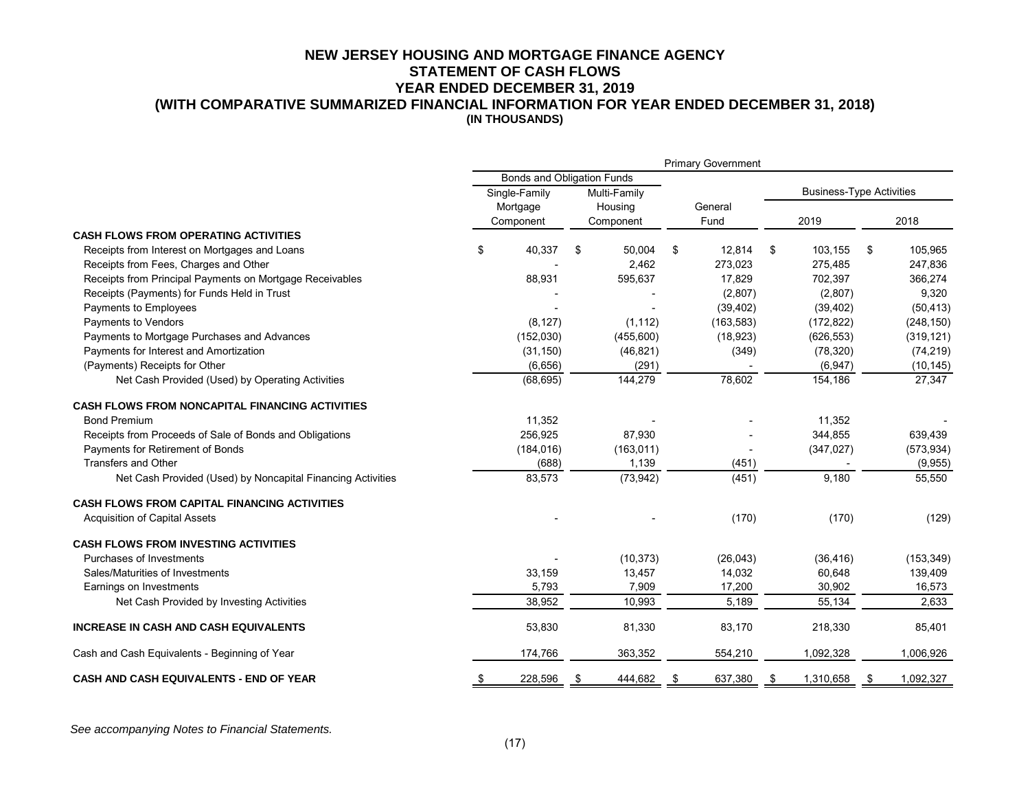# NEW JERSEY HOUSING AND MORTGAGE FINANCE AGENCY
## STATEMENT OF CASH FLOWS
### YEAR ENDED DECEMBER 31, 2019
### (WITH COMPARATIVE SUMMARIZED FINANCIAL INFORMATION FOR YEAR ENDED DECEMBER 31, 2018)
**(IN THOUSANDS)**

| | Primary Government | | | | |
|---|---|---|---|---|---|
| | Bonds and Obligation Funds | | | Business-Type Activities | |
| | Single-Family Mortgage Component | Multi-Family Housing Component | General Fund | 2019 | 2018 |
| **CASH FLOWS FROM OPERATING ACTIVITIES** | | | | | |
| Receipts from Interest on Mortgages and Loans | $ 40,337 | $ 50,004 | $ 12,814 | $ 103,155 | $ 105,965 |
| Receipts from Fees, Charges and Other | - | 2,462 | 273,023 | 275,485 | 247,836 |
| Receipts from Principal Payments on Mortgage Receivables | 88,931 | 595,637 | 17,829 | 702,397 | 366,274 |
| Receipts (Payments) for Funds Held in Trust | - | - | (2,807) | (2,807) | 9,320 |
| Payments to Employees | - | - | (39,402) | (39,402) | (50,413) |
| Payments to Vendors | (8,127) | (1,112) | (163,583) | (172,822) | (248,150) |
| Payments to Mortgage Purchases and Advances | (152,030) | (455,600) | (18,923) | (626,553) | (319,121) |
| Payments for Interest and Amortization | (31,150) | (46,821) | (349) | (78,320) | (74,219) |
| (Payments) Receipts for Other | (6,656) | (291) | - | (6,947) | (10,145) |
| Net Cash Provided (Used) by Operating Activities | (68,695) | 144,279 | 78,602 | 154,186 | 27,347 |
| **CASH FLOWS FROM NONCAPITAL FINANCING ACTIVITIES** | | | | | |
| Bond Premium | 11,352 | - | - | 11,352 | - |
| Receipts from Proceeds of Sale of Bonds and Obligations | 256,925 | 87,930 | - | 344,855 | 639,439 |
| Payments for Retirement of Bonds | (184,016) | (163,011) | - | (347,027) | (573,934) |
| Transfers and Other | (688) | 1,139 | (451) | - | (9,955) |
| Net Cash Provided (Used) by Noncapital Financing Activities | 83,573 | (73,942) | (451) | 9,180 | 55,550 |
| **CASH FLOWS FROM CAPITAL FINANCING ACTIVITIES** | | | | | |
| Acquisition of Capital Assets | - | - | (170) | (170) | (129) |
| **CASH FLOWS FROM INVESTING ACTIVITIES** | | | | | |
| Purchases of Investments | - | (10,373) | (26,043) | (36,416) | (153,349) |
| Sales/Maturities of Investments | 33,159 | 13,457 | 14,032 | 60,648 | 139,409 |
| Earnings on Investments | 5,793 | 7,909 | 17,200 | 30,902 | 16,573 |
| Net Cash Provided by Investing Activities | 38,952 | 10,993 | 5,189 | 55,134 | 2,633 |
| **INCREASE IN CASH AND CASH EQUIVALENTS** | 53,830 | 81,330 | 83,170 | 218,330 | 85,401 |
| Cash and Cash Equivalents - Beginning of Year | 174,766 | 363,352 | 554,210 | 1,092,328 | 1,006,926 |
| **CASH AND CASH EQUIVALENTS - END OF YEAR** | $ 228,596 | $ 444,682 | $ 637,380 | $ 1,310,658 | $ 1,092,327 |

*See accompanying Notes to Financial Statements.*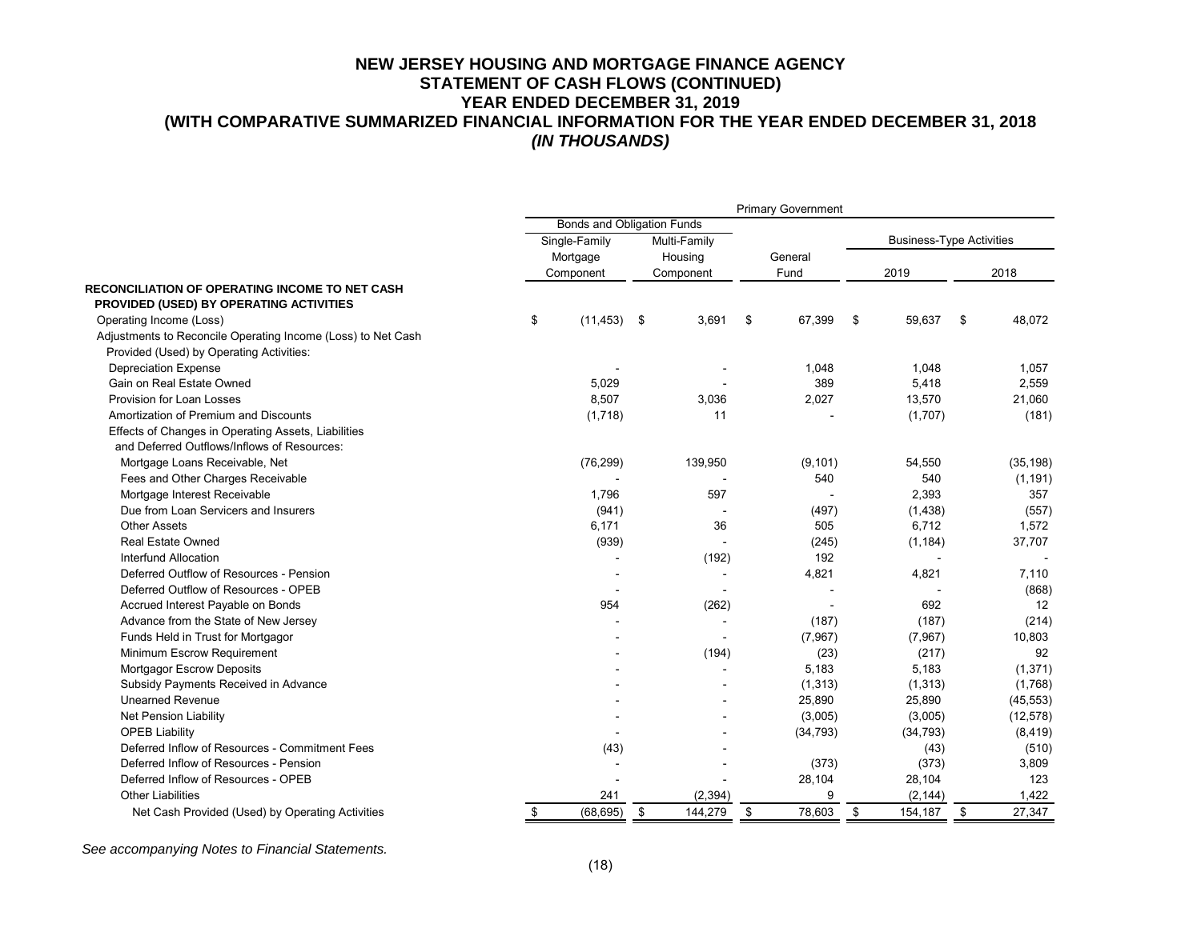# NEW JERSEY HOUSING AND MORTGAGE FINANCE AGENCY
## STATEMENT OF CASH FLOWS (CONTINUED)
## YEAR ENDED DECEMBER 31, 2019
## (WITH COMPARATIVE SUMMARIZED FINANCIAL INFORMATION FOR THE YEAR ENDED DECEMBER 31, 2018
## *(IN THOUSANDS)*

| | Primary Government | | | | |
|---|---|---|---|---|---|
| | Bonds and Obligation Funds | | | | |
| | Single-Family Mortgage Component | Multi-Family Housing Component | General Fund | Business-Type Activities | |
| | | | | 2019 | 2018 |
| **RECONCILIATION OF OPERATING INCOME TO NET CASH PROVIDED (USED) BY OPERATING ACTIVITIES** | | | | | |
| Operating Income (Loss) | $ (11,453) | $ 3,691 | $ 67,399 | $ 59,637 | $ 48,072 |
| Adjustments to Reconcile Operating Income (Loss) to Net Cash Provided (Used) by Operating Activities: | | | | | |
| Depreciation Expense | - | - | 1,048 | 1,048 | 1,057 |
| Gain on Real Estate Owned | 5,029 | - | 389 | 5,418 | 2,559 |
| Provision for Loan Losses | 8,507 | 3,036 | 2,027 | 13,570 | 21,060 |
| Amortization of Premium and Discounts | (1,718) | 11 | - | (1,707) | (181) |
| Effects of Changes in Operating Assets, Liabilities and Deferred Outflows/Inflows of Resources: | | | | | |
| Mortgage Loans Receivable, Net | (76,299) | 139,950 | (9,101) | 54,550 | (35,198) |
| Fees and Other Charges Receivable | - | - | 540 | 540 | (1,191) |
| Mortgage Interest Receivable | 1,796 | 597 | - | 2,393 | 357 |
| Due from Loan Servicers and Insurers | (941) | - | (497) | (1,438) | (557) |
| Other Assets | 6,171 | 36 | 505 | 6,712 | 1,572 |
| Real Estate Owned | (939) | - | (245) | (1,184) | 37,707 |
| Interfund Allocation | - | (192) | 192 | - | - |
| Deferred Outflow of Resources - Pension | - | - | 4,821 | 4,821 | 7,110 |
| Deferred Outflow of Resources - OPEB | - | - | - | - | (868) |
| Accrued Interest Payable on Bonds | 954 | (262) | - | 692 | 12 |
| Advance from the State of New Jersey | - | - | (187) | (187) | (214) |
| Funds Held in Trust for Mortgagor | - | - | (7,967) | (7,967) | 10,803 |
| Minimum Escrow Requirement | - | (194) | (23) | (217) | 92 |
| Mortgagor Escrow Deposits | - | - | 5,183 | 5,183 | (1,371) |
| Subsidy Payments Received in Advance | - | - | (1,313) | (1,313) | (1,768) |
| Unearned Revenue | - | - | 25,890 | 25,890 | (45,553) |
| Net Pension Liability | - | - | (3,005) | (3,005) | (12,578) |
| OPEB Liability | - | - | (34,793) | (34,793) | (8,419) |
| Deferred Inflow of Resources - Commitment Fees | (43) | - | | (43) | (510) |
| Deferred Inflow of Resources - Pension | - | - | (373) | (373) | 3,809 |
| Deferred Inflow of Resources - OPEB | - | - | 28,104 | 28,104 | 123 |
| Other Liabilities | 241 | (2,394) | 9 | (2,144) | 1,422 |
| Net Cash Provided (Used) by Operating Activities | $ (68,695) | $ 144,279 | $ 78,603 | $ 154,187 | $ 27,347 |

*See accompanying Notes to Financial Statements.*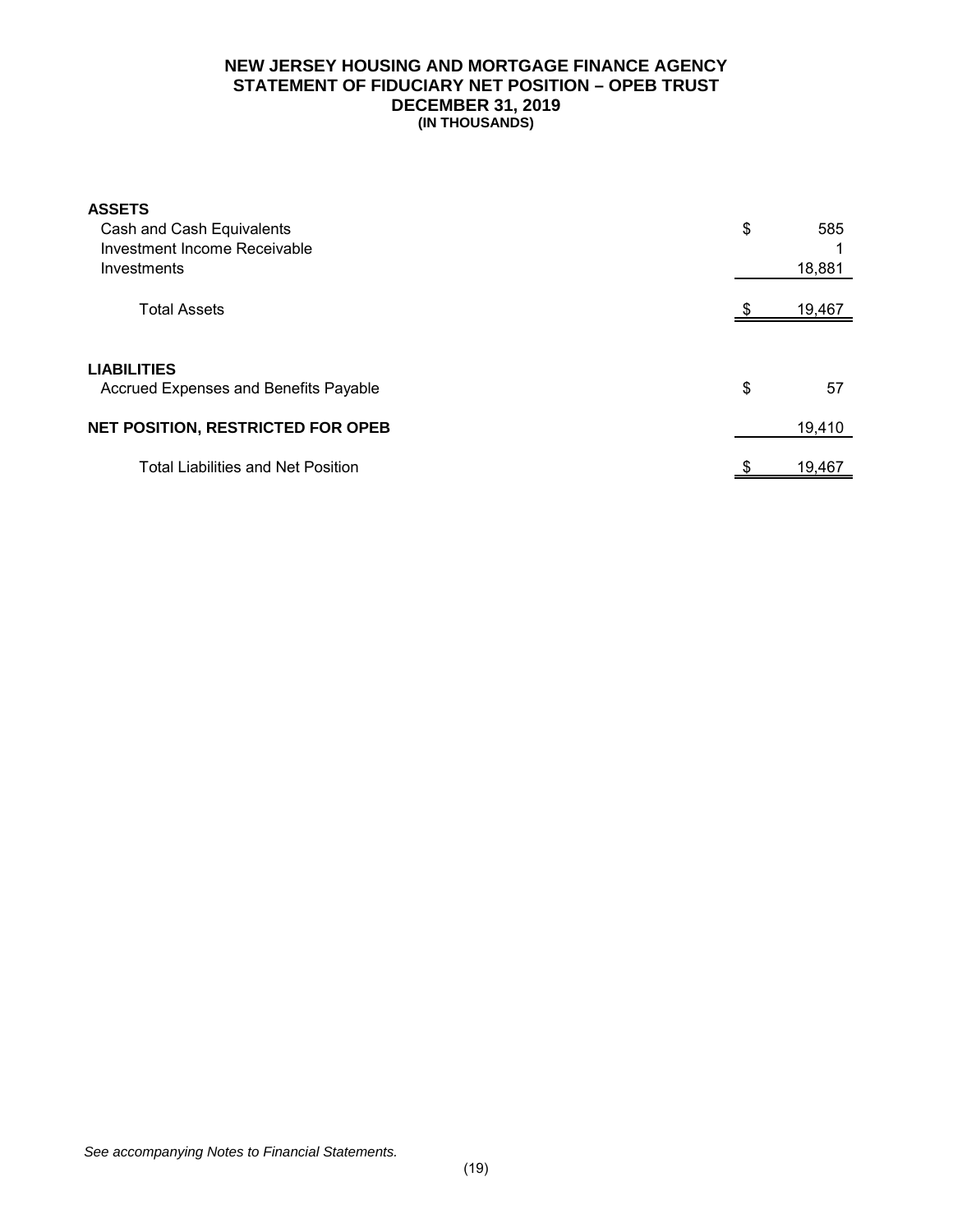# NEW JERSEY HOUSING AND MORTGAGE FINANCE AGENCY
## STATEMENT OF FIDUCIARY NET POSITION – OPEB TRUST
### DECEMBER 31, 2019
#### (IN THOUSANDS)

| | |
|---|---|
| **ASSETS** | |
| Cash and Cash Equivalents | $ 585 |
| Investment Income Receivable | 1 |
| Investments | 18,881 |
| Total Assets | $ 19,467 |
| | |
| **LIABILITIES** | |
| Accrued Expenses and Benefits Payable | $ 57 |
| **NET POSITION, RESTRICTED FOR OPEB** | 19,410 |
| Total Liabilities and Net Position | $ 19,467 |

*See accompanying Notes to Financial Statements.*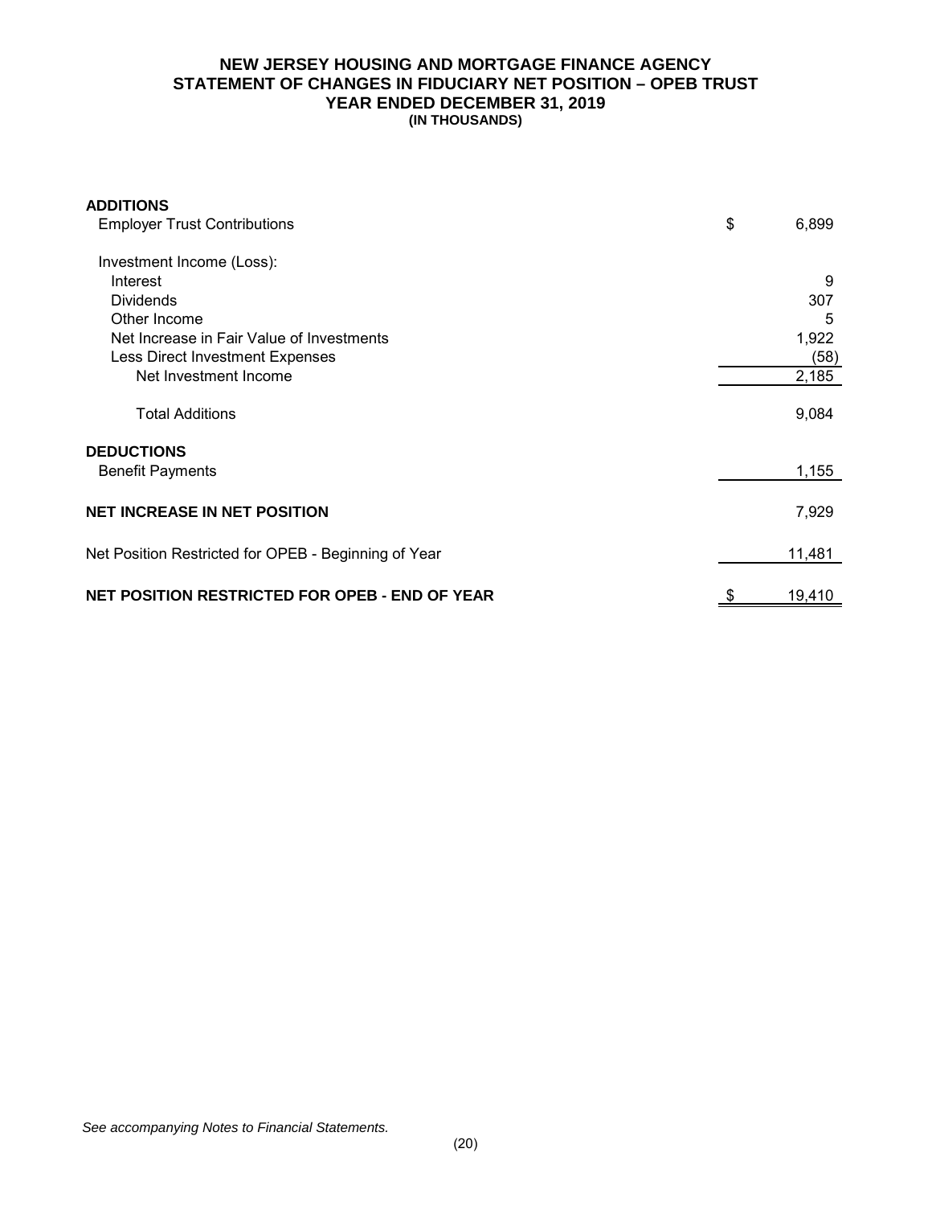# NEW JERSEY HOUSING AND MORTGAGE FINANCE AGENCY
## STATEMENT OF CHANGES IN FIDUCIARY NET POSITION – OPEB TRUST
### YEAR ENDED DECEMBER 31, 2019
#### (IN THOUSANDS)

| | |
|---|---|
| **ADDITIONS** | |
| Employer Trust Contributions | $ 6,899 |
| Investment Income (Loss): | |
| Interest | 9 |
| Dividends | 307 |
| Other Income | 5 |
| Net Increase in Fair Value of Investments | 1,922 |
| Less Direct Investment Expenses | (58) |
| Net Investment Income | 2,185 |
| Total Additions | 9,084 |
| **DEDUCTIONS** | |
| Benefit Payments | 1,155 |
| **NET INCREASE IN NET POSITION** | 7,929 |
| Net Position Restricted for OPEB - Beginning of Year | 11,481 |
| **NET POSITION RESTRICTED FOR OPEB - END OF YEAR** | $ 19,410 |

*See accompanying Notes to Financial Statements.*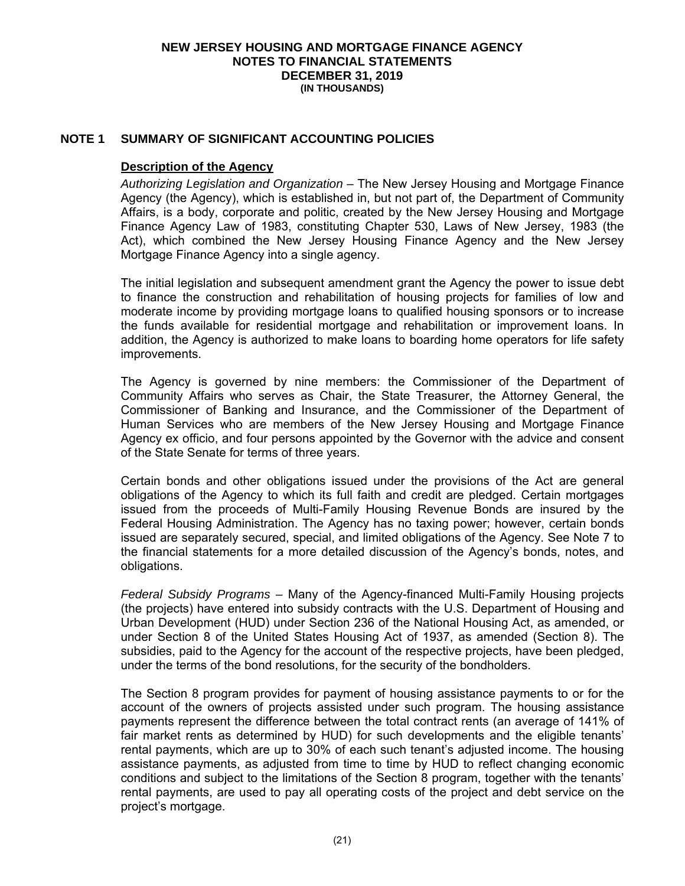## NOTE 1 SUMMARY OF SIGNIFICANT ACCOUNTING POLICIES

### Description of the Agency

*Authorizing Legislation and Organization* – The New Jersey Housing and Mortgage Finance Agency (the Agency), which is established in, but not part of, the Department of Community Affairs, is a body, corporate and politic, created by the New Jersey Housing and Mortgage Finance Agency Law of 1983, constituting Chapter 530, Laws of New Jersey, 1983 (the Act), which combined the New Jersey Housing Finance Agency and the New Jersey Mortgage Finance Agency into a single agency.

The initial legislation and subsequent amendment grant the Agency the power to issue debt to finance the construction and rehabilitation of housing projects for families of low and moderate income by providing mortgage loans to qualified housing sponsors or to increase the funds available for residential mortgage and rehabilitation or improvement loans. In addition, the Agency is authorized to make loans to boarding home operators for life safety improvements.

The Agency is governed by nine members: the Commissioner of the Department of Community Affairs who serves as Chair, the State Treasurer, the Attorney General, the Commissioner of Banking and Insurance, and the Commissioner of the Department of Human Services who are members of the New Jersey Housing and Mortgage Finance Agency ex officio, and four persons appointed by the Governor with the advice and consent of the State Senate for terms of three years.

Certain bonds and other obligations issued under the provisions of the Act are general obligations of the Agency to which its full faith and credit are pledged. Certain mortgages issued from the proceeds of Multi-Family Housing Revenue Bonds are insured by the Federal Housing Administration. The Agency has no taxing power; however, certain bonds issued are separately secured, special, and limited obligations of the Agency. See Note 7 to the financial statements for a more detailed discussion of the Agency's bonds, notes, and obligations.

*Federal Subsidy Programs* – Many of the Agency-financed Multi-Family Housing projects (the projects) have entered into subsidy contracts with the U.S. Department of Housing and Urban Development (HUD) under Section 236 of the National Housing Act, as amended, or under Section 8 of the United States Housing Act of 1937, as amended (Section 8). The subsidies, paid to the Agency for the account of the respective projects, have been pledged, under the terms of the bond resolutions, for the security of the bondholders.

The Section 8 program provides for payment of housing assistance payments to or for the account of the owners of projects assisted under such program. The housing assistance payments represent the difference between the total contract rents (an average of 141% of fair market rents as determined by HUD) for such developments and the eligible tenants' rental payments, which are up to 30% of each such tenant's adjusted income. The housing assistance payments, as adjusted from time to time by HUD to reflect changing economic conditions and subject to the limitations of the Section 8 program, together with the tenants' rental payments, are used to pay all operating costs of the project and debt service on the project's mortgage.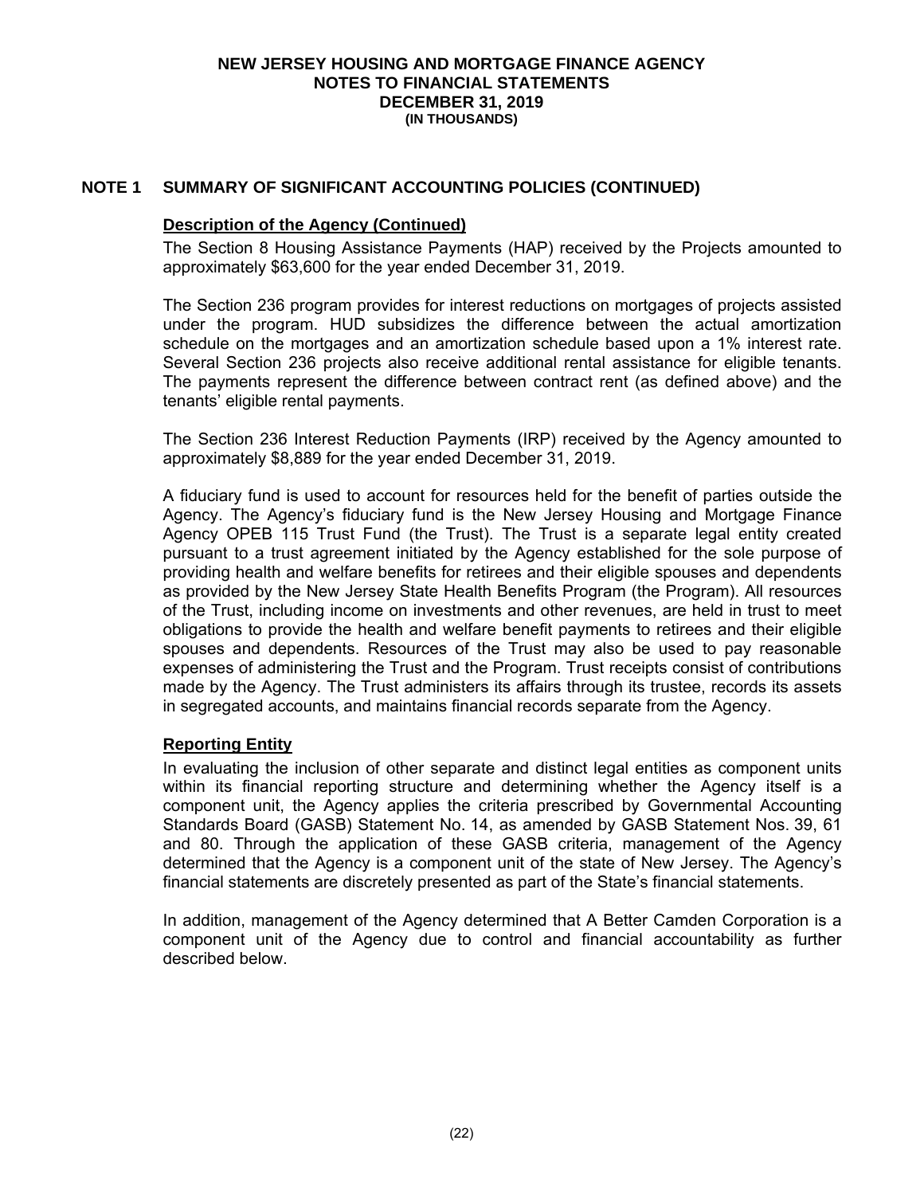## NOTE 1 SUMMARY OF SIGNIFICANT ACCOUNTING POLICIES (CONTINUED)

### Description of the Agency (Continued)

The Section 8 Housing Assistance Payments (HAP) received by the Projects amounted to approximately $63,600 for the year ended December 31, 2019.

The Section 236 program provides for interest reductions on mortgages of projects assisted under the program. HUD subsidizes the difference between the actual amortization schedule on the mortgages and an amortization schedule based upon a 1% interest rate. Several Section 236 projects also receive additional rental assistance for eligible tenants. The payments represent the difference between contract rent (as defined above) and the tenants' eligible rental payments.

The Section 236 Interest Reduction Payments (IRP) received by the Agency amounted to approximately $8,889 for the year ended December 31, 2019.

A fiduciary fund is used to account for resources held for the benefit of parties outside the Agency. The Agency's fiduciary fund is the New Jersey Housing and Mortgage Finance Agency OPEB 115 Trust Fund (the Trust). The Trust is a separate legal entity created pursuant to a trust agreement initiated by the Agency established for the sole purpose of providing health and welfare benefits for retirees and their eligible spouses and dependents as provided by the New Jersey State Health Benefits Program (the Program). All resources of the Trust, including income on investments and other revenues, are held in trust to meet obligations to provide the health and welfare benefit payments to retirees and their eligible spouses and dependents. Resources of the Trust may also be used to pay reasonable expenses of administering the Trust and the Program. Trust receipts consist of contributions made by the Agency. The Trust administers its affairs through its trustee, records its assets in segregated accounts, and maintains financial records separate from the Agency.

### Reporting Entity

In evaluating the inclusion of other separate and distinct legal entities as component units within its financial reporting structure and determining whether the Agency itself is a component unit, the Agency applies the criteria prescribed by Governmental Accounting Standards Board (GASB) Statement No. 14, as amended by GASB Statement Nos. 39, 61 and 80. Through the application of these GASB criteria, management of the Agency determined that the Agency is a component unit of the state of New Jersey. The Agency's financial statements are discretely presented as part of the State's financial statements.

In addition, management of the Agency determined that A Better Camden Corporation is a component unit of the Agency due to control and financial accountability as further described below.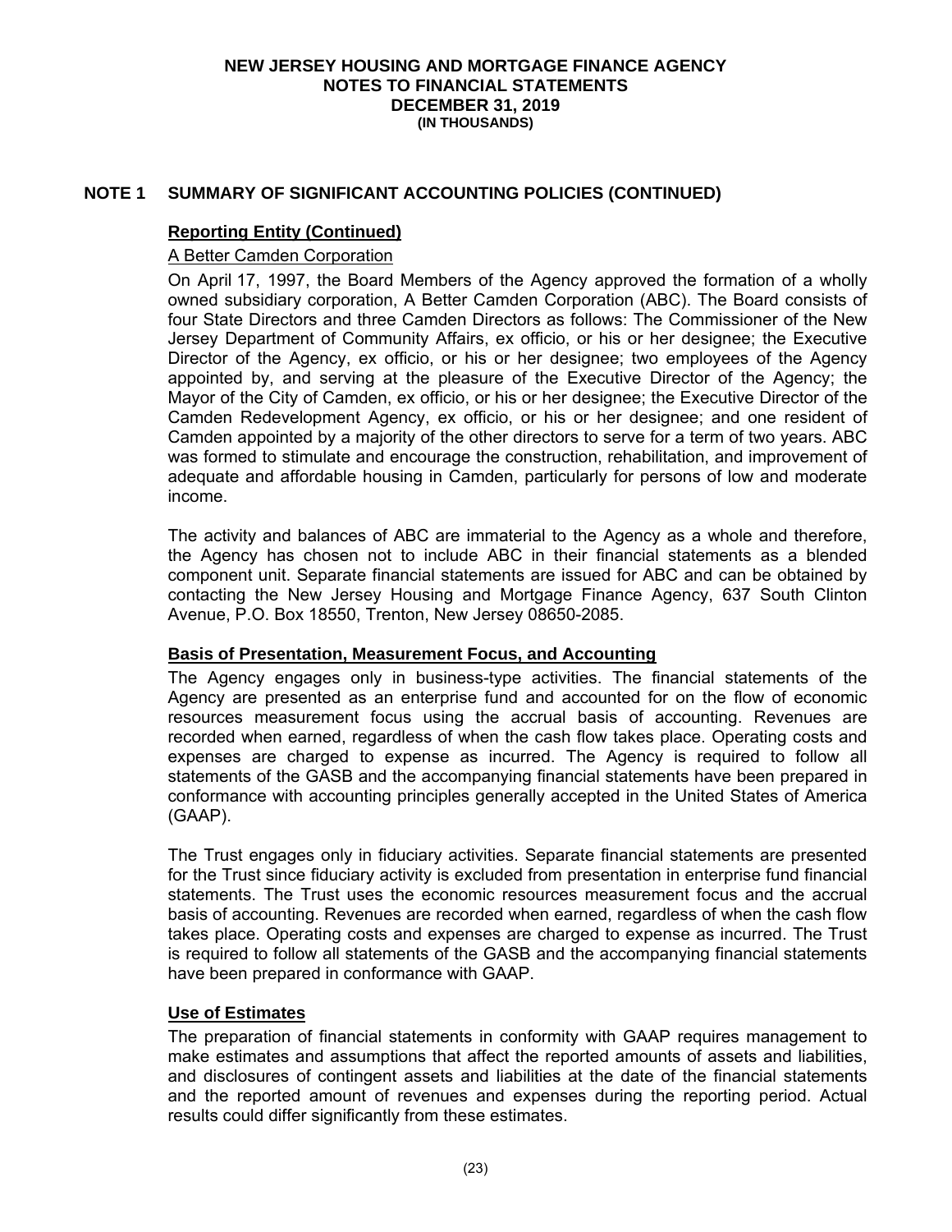## NOTE 1 SUMMARY OF SIGNIFICANT ACCOUNTING POLICIES (CONTINUED)

### Reporting Entity (Continued)

A Better Camden Corporation

On April 17, 1997, the Board Members of the Agency approved the formation of a wholly owned subsidiary corporation, A Better Camden Corporation (ABC). The Board consists of four State Directors and three Camden Directors as follows: The Commissioner of the New Jersey Department of Community Affairs, ex officio, or his or her designee; the Executive Director of the Agency, ex officio, or his or her designee; two employees of the Agency appointed by, and serving at the pleasure of the Executive Director of the Agency; the Mayor of the City of Camden, ex officio, or his or her designee; the Executive Director of the Camden Redevelopment Agency, ex officio, or his or her designee; and one resident of Camden appointed by a majority of the other directors to serve for a term of two years. ABC was formed to stimulate and encourage the construction, rehabilitation, and improvement of adequate and affordable housing in Camden, particularly for persons of low and moderate income.

The activity and balances of ABC are immaterial to the Agency as a whole and therefore, the Agency has chosen not to include ABC in their financial statements as a blended component unit. Separate financial statements are issued for ABC and can be obtained by contacting the New Jersey Housing and Mortgage Finance Agency, 637 South Clinton Avenue, P.O. Box 18550, Trenton, New Jersey 08650-2085.

### Basis of Presentation, Measurement Focus, and Accounting

The Agency engages only in business-type activities. The financial statements of the Agency are presented as an enterprise fund and accounted for on the flow of economic resources measurement focus using the accrual basis of accounting. Revenues are recorded when earned, regardless of when the cash flow takes place. Operating costs and expenses are charged to expense as incurred. The Agency is required to follow all statements of the GASB and the accompanying financial statements have been prepared in conformance with accounting principles generally accepted in the United States of America (GAAP).

The Trust engages only in fiduciary activities. Separate financial statements are presented for the Trust since fiduciary activity is excluded from presentation in enterprise fund financial statements. The Trust uses the economic resources measurement focus and the accrual basis of accounting. Revenues are recorded when earned, regardless of when the cash flow takes place. Operating costs and expenses are charged to expense as incurred. The Trust is required to follow all statements of the GASB and the accompanying financial statements have been prepared in conformance with GAAP.

### Use of Estimates

The preparation of financial statements in conformity with GAAP requires management to make estimates and assumptions that affect the reported amounts of assets and liabilities, and disclosures of contingent assets and liabilities at the date of the financial statements and the reported amount of revenues and expenses during the reporting period. Actual results could differ significantly from these estimates.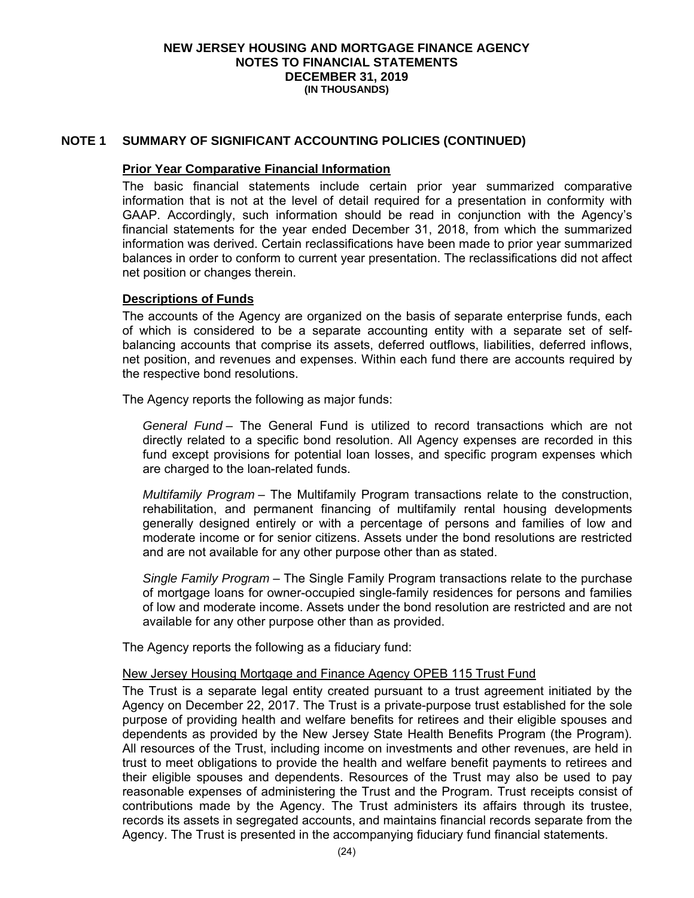## NOTE 1 SUMMARY OF SIGNIFICANT ACCOUNTING POLICIES (CONTINUED)

### Prior Year Comparative Financial Information

The basic financial statements include certain prior year summarized comparative information that is not at the level of detail required for a presentation in conformity with GAAP. Accordingly, such information should be read in conjunction with the Agency's financial statements for the year ended December 31, 2018, from which the summarized information was derived. Certain reclassifications have been made to prior year summarized balances in order to conform to current year presentation. The reclassifications did not affect net position or changes therein.

### Descriptions of Funds

The accounts of the Agency are organized on the basis of separate enterprise funds, each of which is considered to be a separate accounting entity with a separate set of self-balancing accounts that comprise its assets, deferred outflows, liabilities, deferred inflows, net position, and revenues and expenses. Within each fund there are accounts required by the respective bond resolutions.

The Agency reports the following as major funds:

*General Fund* – The General Fund is utilized to record transactions which are not directly related to a specific bond resolution. All Agency expenses are recorded in this fund except provisions for potential loan losses, and specific program expenses which are charged to the loan-related funds.

*Multifamily Program* – The Multifamily Program transactions relate to the construction, rehabilitation, and permanent financing of multifamily rental housing developments generally designed entirely or with a percentage of persons and families of low and moderate income or for senior citizens. Assets under the bond resolutions are restricted and are not available for any other purpose other than as stated.

*Single Family Program* – The Single Family Program transactions relate to the purchase of mortgage loans for owner-occupied single-family residences for persons and families of low and moderate income. Assets under the bond resolution are restricted and are not available for any other purpose other than as provided.

The Agency reports the following as a fiduciary fund:

New Jersey Housing Mortgage and Finance Agency OPEB 115 Trust Fund

The Trust is a separate legal entity created pursuant to a trust agreement initiated by the Agency on December 22, 2017. The Trust is a private-purpose trust established for the sole purpose of providing health and welfare benefits for retirees and their eligible spouses and dependents as provided by the New Jersey State Health Benefits Program (the Program). All resources of the Trust, including income on investments and other revenues, are held in trust to meet obligations to provide the health and welfare benefit payments to retirees and their eligible spouses and dependents. Resources of the Trust may also be used to pay reasonable expenses of administering the Trust and the Program. Trust receipts consist of contributions made by the Agency. The Trust administers its affairs through its trustee, records its assets in segregated accounts, and maintains financial records separate from the Agency. The Trust is presented in the accompanying fiduciary fund financial statements.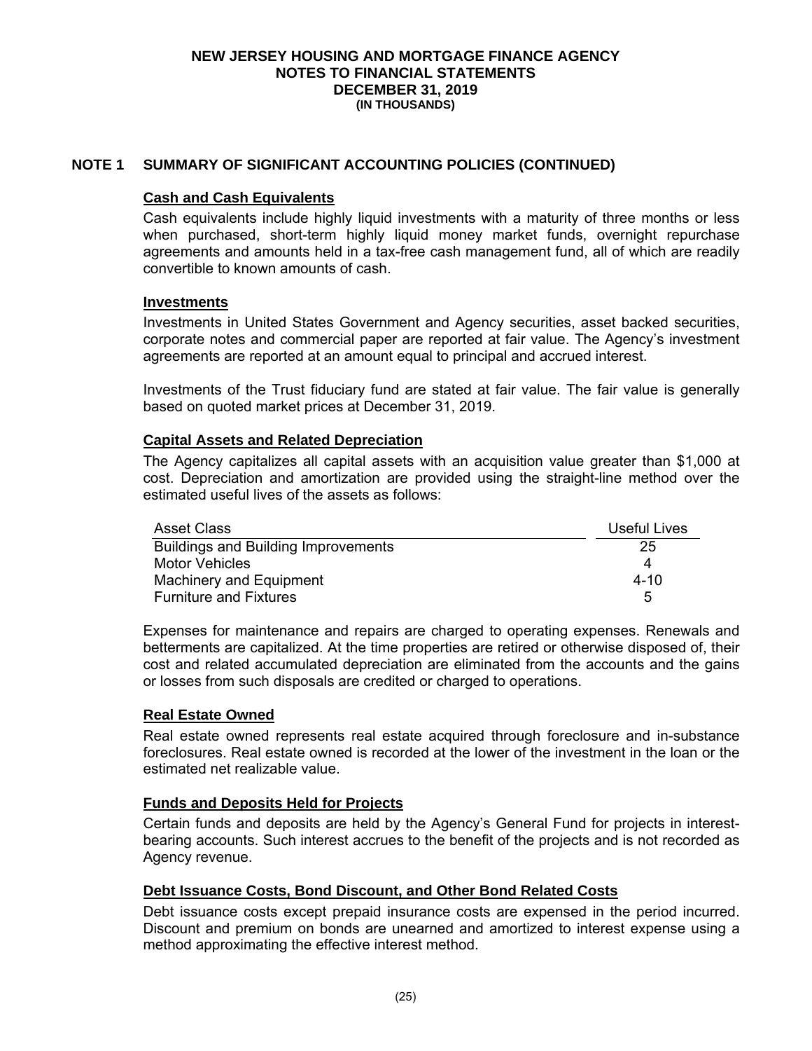**NEW JERSEY HOUSING AND MORTGAGE FINANCE AGENCY**
**NOTES TO FINANCIAL STATEMENTS**
**DECEMBER 31, 2019**
**(IN THOUSANDS)**

## NOTE 1 SUMMARY OF SIGNIFICANT ACCOUNTING POLICIES (CONTINUED)

### Cash and Cash Equivalents

Cash equivalents include highly liquid investments with a maturity of three months or less when purchased, short-term highly liquid money market funds, overnight repurchase agreements and amounts held in a tax-free cash management fund, all of which are readily convertible to known amounts of cash.

### Investments

Investments in United States Government and Agency securities, asset backed securities, corporate notes and commercial paper are reported at fair value. The Agency's investment agreements are reported at an amount equal to principal and accrued interest.

Investments of the Trust fiduciary fund are stated at fair value. The fair value is generally based on quoted market prices at December 31, 2019.

### Capital Assets and Related Depreciation

The Agency capitalizes all capital assets with an acquisition value greater than $1,000 at cost. Depreciation and amortization are provided using the straight-line method over the estimated useful lives of the assets as follows:

| Asset Class | Useful Lives |
|---|---|
| Buildings and Building Improvements | 25 |
| Motor Vehicles | 4 |
| Machinery and Equipment | 4-10 |
| Furniture and Fixtures | 5 |

Expenses for maintenance and repairs are charged to operating expenses. Renewals and betterments are capitalized. At the time properties are retired or otherwise disposed of, their cost and related accumulated depreciation are eliminated from the accounts and the gains or losses from such disposals are credited or charged to operations.

### Real Estate Owned

Real estate owned represents real estate acquired through foreclosure and in-substance foreclosures. Real estate owned is recorded at the lower of the investment in the loan or the estimated net realizable value.

### Funds and Deposits Held for Projects

Certain funds and deposits are held by the Agency's General Fund for projects in interest-bearing accounts. Such interest accrues to the benefit of the projects and is not recorded as Agency revenue.

### Debt Issuance Costs, Bond Discount, and Other Bond Related Costs

Debt issuance costs except prepaid insurance costs are expensed in the period incurred. Discount and premium on bonds are unearned and amortized to interest expense using a method approximating the effective interest method.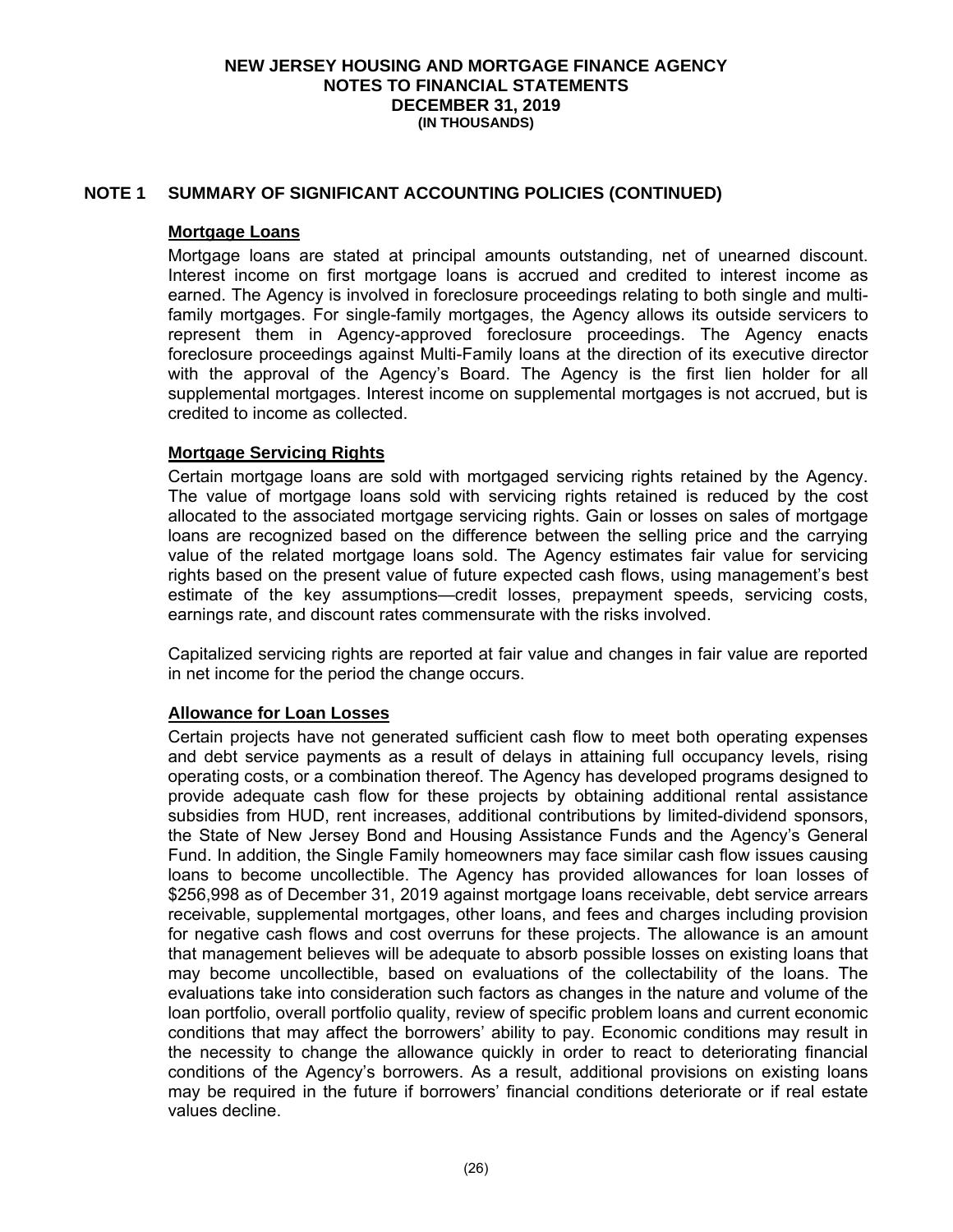## NOTE 1 SUMMARY OF SIGNIFICANT ACCOUNTING POLICIES (CONTINUED)

### Mortgage Loans

Mortgage loans are stated at principal amounts outstanding, net of unearned discount. Interest income on first mortgage loans is accrued and credited to interest income as earned. The Agency is involved in foreclosure proceedings relating to both single and multi-family mortgages. For single-family mortgages, the Agency allows its outside servicers to represent them in Agency-approved foreclosure proceedings. The Agency enacts foreclosure proceedings against Multi-Family loans at the direction of its executive director with the approval of the Agency's Board. The Agency is the first lien holder for all supplemental mortgages. Interest income on supplemental mortgages is not accrued, but is credited to income as collected.

### Mortgage Servicing Rights

Certain mortgage loans are sold with mortgaged servicing rights retained by the Agency. The value of mortgage loans sold with servicing rights retained is reduced by the cost allocated to the associated mortgage servicing rights. Gain or losses on sales of mortgage loans are recognized based on the difference between the selling price and the carrying value of the related mortgage loans sold. The Agency estimates fair value for servicing rights based on the present value of future expected cash flows, using management's best estimate of the key assumptions—credit losses, prepayment speeds, servicing costs, earnings rate, and discount rates commensurate with the risks involved.

Capitalized servicing rights are reported at fair value and changes in fair value are reported in net income for the period the change occurs.

### Allowance for Loan Losses

Certain projects have not generated sufficient cash flow to meet both operating expenses and debt service payments as a result of delays in attaining full occupancy levels, rising operating costs, or a combination thereof. The Agency has developed programs designed to provide adequate cash flow for these projects by obtaining additional rental assistance subsidies from HUD, rent increases, additional contributions by limited-dividend sponsors, the State of New Jersey Bond and Housing Assistance Funds and the Agency's General Fund. In addition, the Single Family homeowners may face similar cash flow issues causing loans to become uncollectible. The Agency has provided allowances for loan losses of $256,998 as of December 31, 2019 against mortgage loans receivable, debt service arrears receivable, supplemental mortgages, other loans, and fees and charges including provision for negative cash flows and cost overruns for these projects. The allowance is an amount that management believes will be adequate to absorb possible losses on existing loans that may become uncollectible, based on evaluations of the collectability of the loans. The evaluations take into consideration such factors as changes in the nature and volume of the loan portfolio, overall portfolio quality, review of specific problem loans and current economic conditions that may affect the borrowers' ability to pay. Economic conditions may result in the necessity to change the allowance quickly in order to react to deteriorating financial conditions of the Agency's borrowers. As a result, additional provisions on existing loans may be required in the future if borrowers' financial conditions deteriorate or if real estate values decline.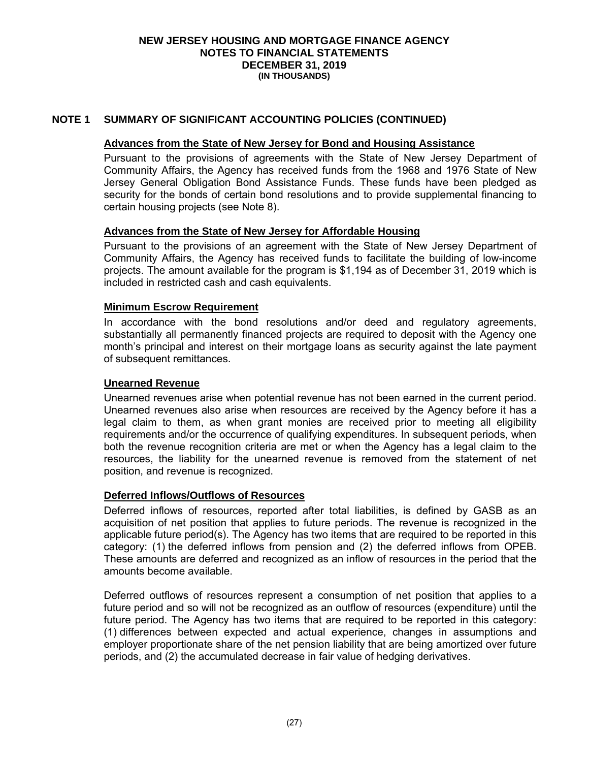## NOTE 1 SUMMARY OF SIGNIFICANT ACCOUNTING POLICIES (CONTINUED)

### Advances from the State of New Jersey for Bond and Housing Assistance

Pursuant to the provisions of agreements with the State of New Jersey Department of Community Affairs, the Agency has received funds from the 1968 and 1976 State of New Jersey General Obligation Bond Assistance Funds. These funds have been pledged as security for the bonds of certain bond resolutions and to provide supplemental financing to certain housing projects (see Note 8).

### Advances from the State of New Jersey for Affordable Housing

Pursuant to the provisions of an agreement with the State of New Jersey Department of Community Affairs, the Agency has received funds to facilitate the building of low-income projects. The amount available for the program is $1,194 as of December 31, 2019 which is included in restricted cash and cash equivalents.

### Minimum Escrow Requirement

In accordance with the bond resolutions and/or deed and regulatory agreements, substantially all permanently financed projects are required to deposit with the Agency one month's principal and interest on their mortgage loans as security against the late payment of subsequent remittances.

### Unearned Revenue

Unearned revenues arise when potential revenue has not been earned in the current period. Unearned revenues also arise when resources are received by the Agency before it has a legal claim to them, as when grant monies are received prior to meeting all eligibility requirements and/or the occurrence of qualifying expenditures. In subsequent periods, when both the revenue recognition criteria are met or when the Agency has a legal claim to the resources, the liability for the unearned revenue is removed from the statement of net position, and revenue is recognized.

### Deferred Inflows/Outflows of Resources

Deferred inflows of resources, reported after total liabilities, is defined by GASB as an acquisition of net position that applies to future periods. The revenue is recognized in the applicable future period(s). The Agency has two items that are required to be reported in this category: (1) the deferred inflows from pension and (2) the deferred inflows from OPEB. These amounts are deferred and recognized as an inflow of resources in the period that the amounts become available.

Deferred outflows of resources represent a consumption of net position that applies to a future period and so will not be recognized as an outflow of resources (expenditure) until the future period. The Agency has two items that are required to be reported in this category: (1) differences between expected and actual experience, changes in assumptions and employer proportionate share of the net pension liability that are being amortized over future periods, and (2) the accumulated decrease in fair value of hedging derivatives.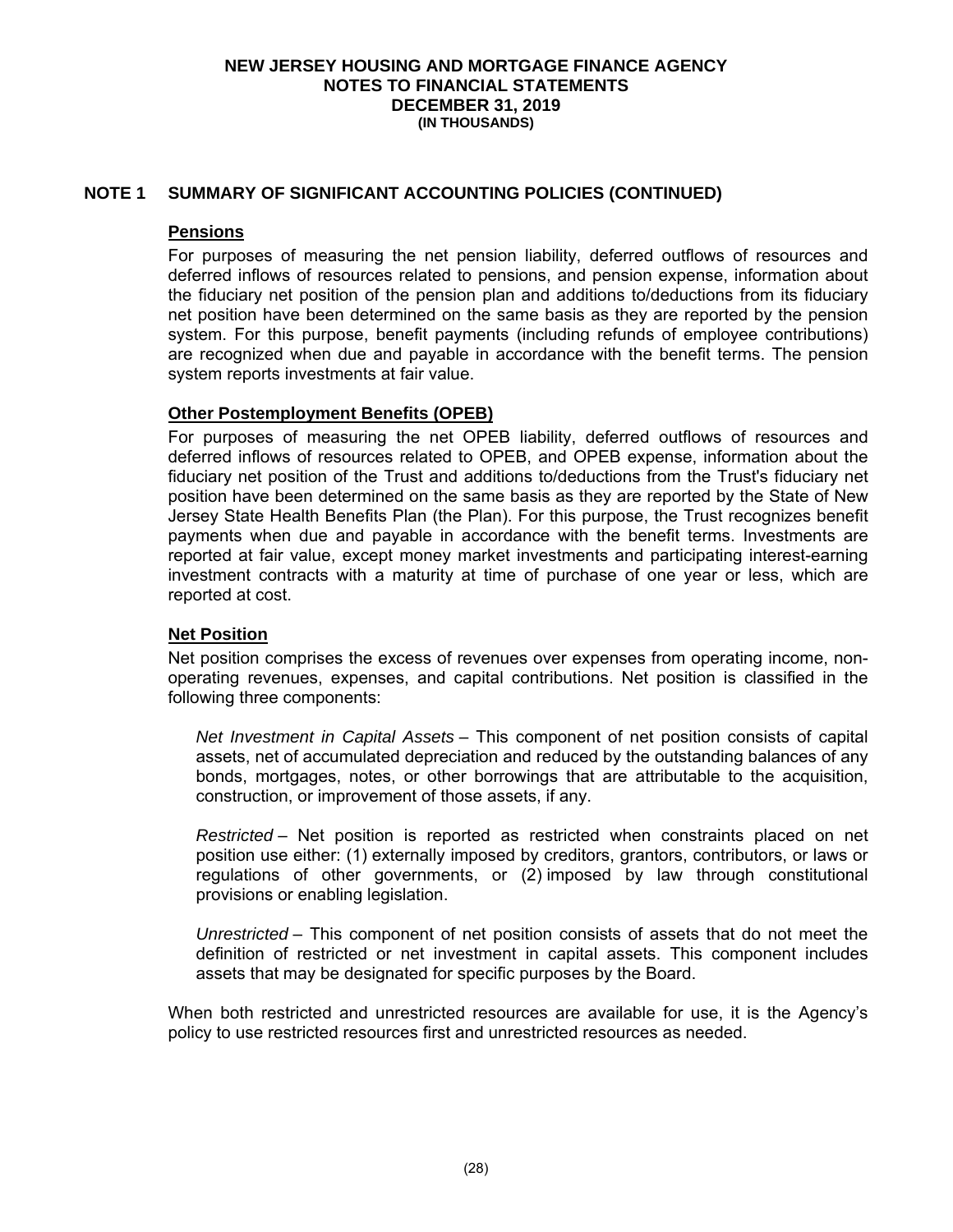## NOTE 1 SUMMARY OF SIGNIFICANT ACCOUNTING POLICIES (CONTINUED)

### Pensions

For purposes of measuring the net pension liability, deferred outflows of resources and deferred inflows of resources related to pensions, and pension expense, information about the fiduciary net position of the pension plan and additions to/deductions from its fiduciary net position have been determined on the same basis as they are reported by the pension system. For this purpose, benefit payments (including refunds of employee contributions) are recognized when due and payable in accordance with the benefit terms. The pension system reports investments at fair value.

### Other Postemployment Benefits (OPEB)

For purposes of measuring the net OPEB liability, deferred outflows of resources and deferred inflows of resources related to OPEB, and OPEB expense, information about the fiduciary net position of the Trust and additions to/deductions from the Trust's fiduciary net position have been determined on the same basis as they are reported by the State of New Jersey State Health Benefits Plan (the Plan). For this purpose, the Trust recognizes benefit payments when due and payable in accordance with the benefit terms. Investments are reported at fair value, except money market investments and participating interest-earning investment contracts with a maturity at time of purchase of one year or less, which are reported at cost.

### Net Position

Net position comprises the excess of revenues over expenses from operating income, non-operating revenues, expenses, and capital contributions. Net position is classified in the following three components:

*Net Investment in Capital Assets* – This component of net position consists of capital assets, net of accumulated depreciation and reduced by the outstanding balances of any bonds, mortgages, notes, or other borrowings that are attributable to the acquisition, construction, or improvement of those assets, if any.

*Restricted* – Net position is reported as restricted when constraints placed on net position use either: (1) externally imposed by creditors, grantors, contributors, or laws or regulations of other governments, or (2) imposed by law through constitutional provisions or enabling legislation.

*Unrestricted* – This component of net position consists of assets that do not meet the definition of restricted or net investment in capital assets. This component includes assets that may be designated for specific purposes by the Board.

When both restricted and unrestricted resources are available for use, it is the Agency's policy to use restricted resources first and unrestricted resources as needed.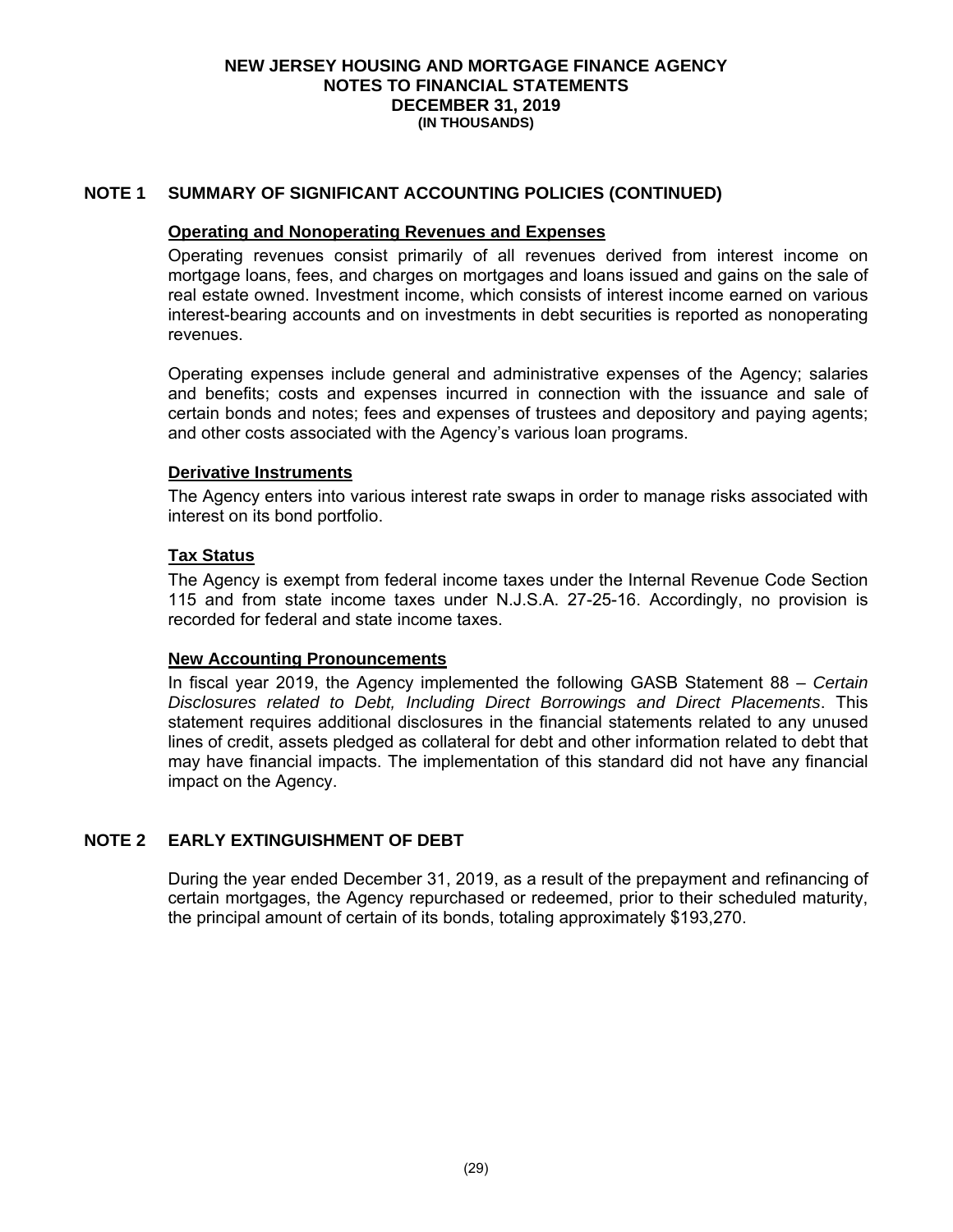NEW JERSEY HOUSING AND MORTGAGE FINANCE AGENCY
NOTES TO FINANCIAL STATEMENTS
DECEMBER 31, 2019
(IN THOUSANDS)

## NOTE 1 SUMMARY OF SIGNIFICANT ACCOUNTING POLICIES (CONTINUED)

### Operating and Nonoperating Revenues and Expenses

Operating revenues consist primarily of all revenues derived from interest income on mortgage loans, fees, and charges on mortgages and loans issued and gains on the sale of real estate owned. Investment income, which consists of interest income earned on various interest-bearing accounts and on investments in debt securities is reported as nonoperating revenues.

Operating expenses include general and administrative expenses of the Agency; salaries and benefits; costs and expenses incurred in connection with the issuance and sale of certain bonds and notes; fees and expenses of trustees and depository and paying agents; and other costs associated with the Agency's various loan programs.

### Derivative Instruments

The Agency enters into various interest rate swaps in order to manage risks associated with interest on its bond portfolio.

### Tax Status

The Agency is exempt from federal income taxes under the Internal Revenue Code Section 115 and from state income taxes under N.J.S.A. 27-25-16. Accordingly, no provision is recorded for federal and state income taxes.

### New Accounting Pronouncements

In fiscal year 2019, the Agency implemented the following GASB Statement 88 – *Certain Disclosures related to Debt, Including Direct Borrowings and Direct Placements*. This statement requires additional disclosures in the financial statements related to any unused lines of credit, assets pledged as collateral for debt and other information related to debt that may have financial impacts. The implementation of this standard did not have any financial impact on the Agency.

## NOTE 2 EARLY EXTINGUISHMENT OF DEBT

During the year ended December 31, 2019, as a result of the prepayment and refinancing of certain mortgages, the Agency repurchased or redeemed, prior to their scheduled maturity, the principal amount of certain of its bonds, totaling approximately $193,270.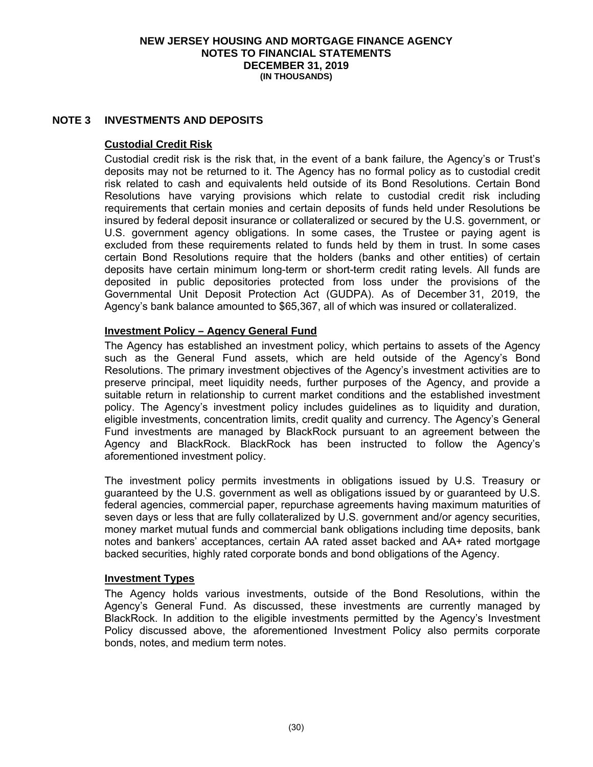## NOTE 3 INVESTMENTS AND DEPOSITS

### Custodial Credit Risk

Custodial credit risk is the risk that, in the event of a bank failure, the Agency's or Trust's deposits may not be returned to it. The Agency has no formal policy as to custodial credit risk related to cash and equivalents held outside of its Bond Resolutions. Certain Bond Resolutions have varying provisions which relate to custodial credit risk including requirements that certain monies and certain deposits of funds held under Resolutions be insured by federal deposit insurance or collateralized or secured by the U.S. government, or U.S. government agency obligations. In some cases, the Trustee or paying agent is excluded from these requirements related to funds held by them in trust. In some cases certain Bond Resolutions require that the holders (banks and other entities) of certain deposits have certain minimum long-term or short-term credit rating levels. All funds are deposited in public depositories protected from loss under the provisions of the Governmental Unit Deposit Protection Act (GUDPA). As of December 31, 2019, the Agency's bank balance amounted to $65,367, all of which was insured or collateralized.

### Investment Policy – Agency General Fund

The Agency has established an investment policy, which pertains to assets of the Agency such as the General Fund assets, which are held outside of the Agency's Bond Resolutions. The primary investment objectives of the Agency's investment activities are to preserve principal, meet liquidity needs, further purposes of the Agency, and provide a suitable return in relationship to current market conditions and the established investment policy. The Agency's investment policy includes guidelines as to liquidity and duration, eligible investments, concentration limits, credit quality and currency. The Agency's General Fund investments are managed by BlackRock pursuant to an agreement between the Agency and BlackRock. BlackRock has been instructed to follow the Agency's aforementioned investment policy.

The investment policy permits investments in obligations issued by U.S. Treasury or guaranteed by the U.S. government as well as obligations issued by or guaranteed by U.S. federal agencies, commercial paper, repurchase agreements having maximum maturities of seven days or less that are fully collateralized by U.S. government and/or agency securities, money market mutual funds and commercial bank obligations including time deposits, bank notes and bankers' acceptances, certain AA rated asset backed and AA+ rated mortgage backed securities, highly rated corporate bonds and bond obligations of the Agency.

### Investment Types

The Agency holds various investments, outside of the Bond Resolutions, within the Agency's General Fund. As discussed, these investments are currently managed by BlackRock. In addition to the eligible investments permitted by the Agency's Investment Policy discussed above, the aforementioned Investment Policy also permits corporate bonds, notes, and medium term notes.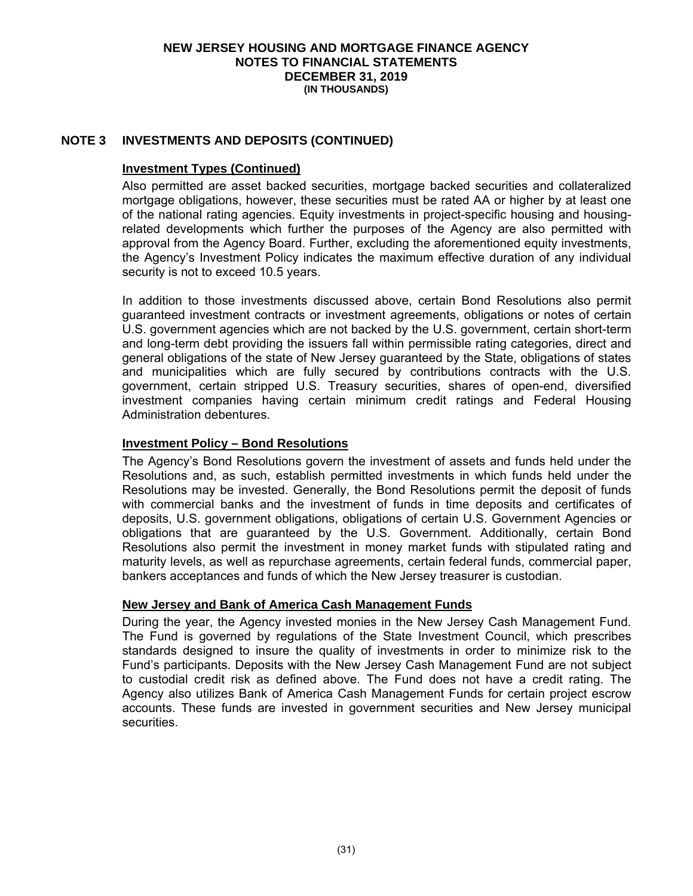## NOTE 3 INVESTMENTS AND DEPOSITS (CONTINUED)

### Investment Types (Continued)

Also permitted are asset backed securities, mortgage backed securities and collateralized mortgage obligations, however, these securities must be rated AA or higher by at least one of the national rating agencies. Equity investments in project-specific housing and housing-related developments which further the purposes of the Agency are also permitted with approval from the Agency Board. Further, excluding the aforementioned equity investments, the Agency's Investment Policy indicates the maximum effective duration of any individual security is not to exceed 10.5 years.

In addition to those investments discussed above, certain Bond Resolutions also permit guaranteed investment contracts or investment agreements, obligations or notes of certain U.S. government agencies which are not backed by the U.S. government, certain short-term and long-term debt providing the issuers fall within permissible rating categories, direct and general obligations of the state of New Jersey guaranteed by the State, obligations of states and municipalities which are fully secured by contributions contracts with the U.S. government, certain stripped U.S. Treasury securities, shares of open-end, diversified investment companies having certain minimum credit ratings and Federal Housing Administration debentures.

### Investment Policy – Bond Resolutions

The Agency's Bond Resolutions govern the investment of assets and funds held under the Resolutions and, as such, establish permitted investments in which funds held under the Resolutions may be invested. Generally, the Bond Resolutions permit the deposit of funds with commercial banks and the investment of funds in time deposits and certificates of deposits, U.S. government obligations, obligations of certain U.S. Government Agencies or obligations that are guaranteed by the U.S. Government. Additionally, certain Bond Resolutions also permit the investment in money market funds with stipulated rating and maturity levels, as well as repurchase agreements, certain federal funds, commercial paper, bankers acceptances and funds of which the New Jersey treasurer is custodian.

### New Jersey and Bank of America Cash Management Funds

During the year, the Agency invested monies in the New Jersey Cash Management Fund. The Fund is governed by regulations of the State Investment Council, which prescribes standards designed to insure the quality of investments in order to minimize risk to the Fund's participants. Deposits with the New Jersey Cash Management Fund are not subject to custodial credit risk as defined above. The Fund does not have a credit rating. The Agency also utilizes Bank of America Cash Management Funds for certain project escrow accounts. These funds are invested in government securities and New Jersey municipal securities.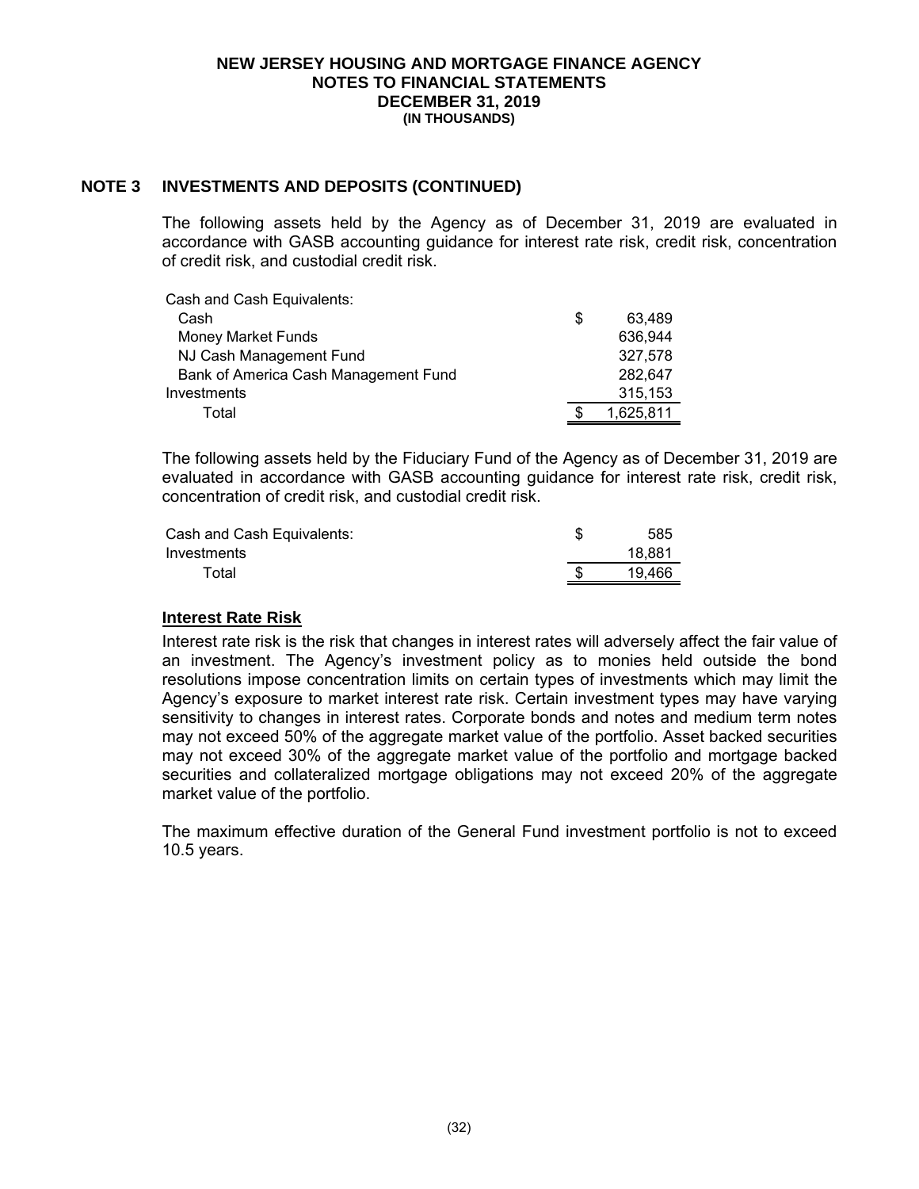## NOTE 3 INVESTMENTS AND DEPOSITS (CONTINUED)

The following assets held by the Agency as of December 31, 2019 are evaluated in accordance with GASB accounting guidance for interest rate risk, credit risk, concentration of credit risk, and custodial credit risk.

| | | |
|---|---|---|
| Cash and Cash Equivalents: | | |
| Cash | $ | 63,489 |
| Money Market Funds | | 636,944 |
| NJ Cash Management Fund | | 327,578 |
| Bank of America Cash Management Fund | | 282,647 |
| Investments | | 315,153 |
| Total | $ | 1,625,811 |

The following assets held by the Fiduciary Fund of the Agency as of December 31, 2019 are evaluated in accordance with GASB accounting guidance for interest rate risk, credit risk, concentration of credit risk, and custodial credit risk.

| | | |
|---|---|---|
| Cash and Cash Equivalents: | $ | 585 |
| Investments | | 18,881 |
| Total | $ | 19,466 |

### Interest Rate Risk

Interest rate risk is the risk that changes in interest rates will adversely affect the fair value of an investment. The Agency's investment policy as to monies held outside the bond resolutions impose concentration limits on certain types of investments which may limit the Agency's exposure to market interest rate risk. Certain investment types may have varying sensitivity to changes in interest rates. Corporate bonds and notes and medium term notes may not exceed 50% of the aggregate market value of the portfolio. Asset backed securities may not exceed 30% of the aggregate market value of the portfolio and mortgage backed securities and collateralized mortgage obligations may not exceed 20% of the aggregate market value of the portfolio.

The maximum effective duration of the General Fund investment portfolio is not to exceed 10.5 years.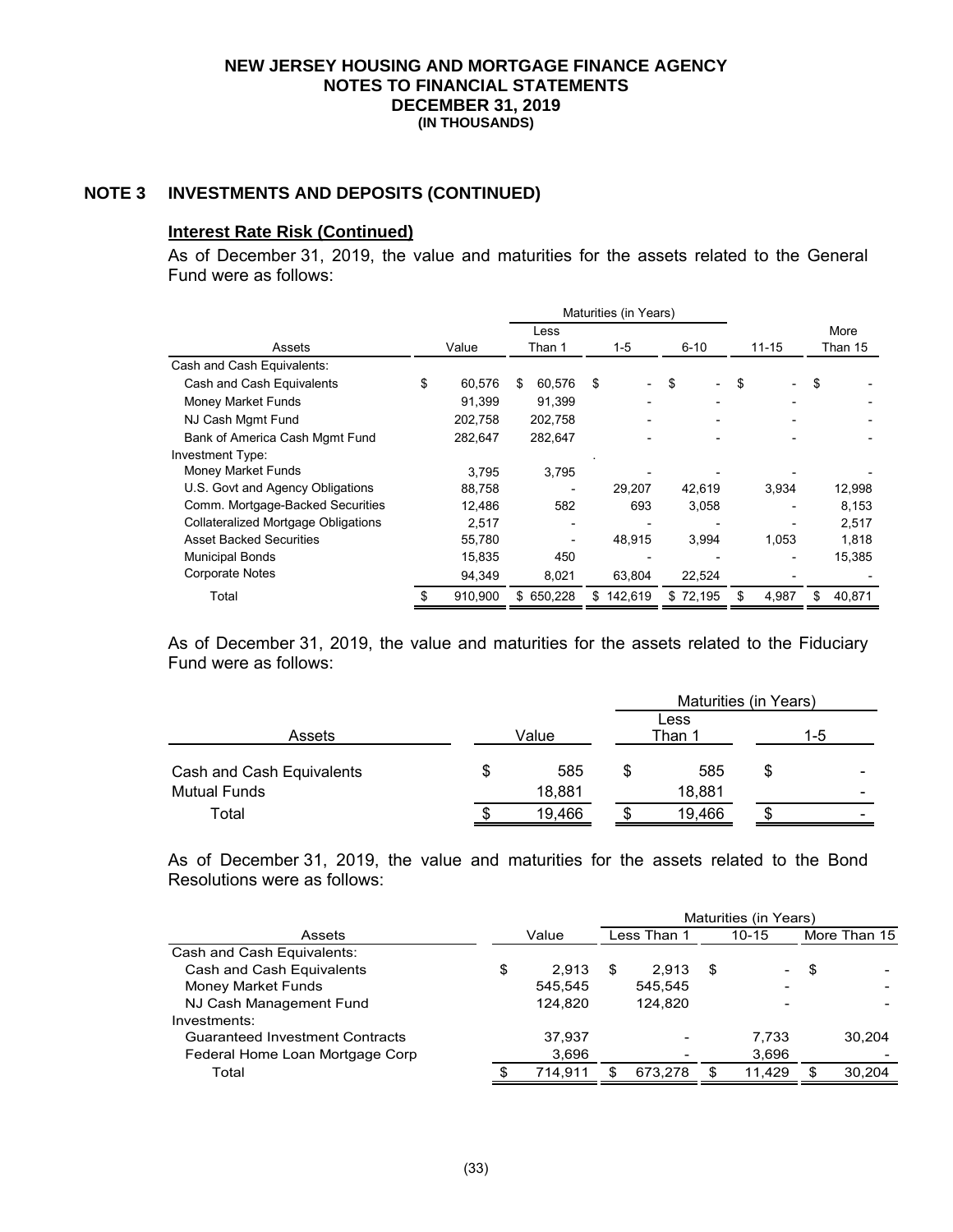**NEW JERSEY HOUSING AND MORTGAGE FINANCE AGENCY**
**NOTES TO FINANCIAL STATEMENTS**
**DECEMBER 31, 2019**
**(IN THOUSANDS)**

## NOTE 3 INVESTMENTS AND DEPOSITS (CONTINUED)

### Interest Rate Risk (Continued)

As of December 31, 2019, the value and maturities for the assets related to the General Fund were as follows:

| | | Maturities (in Years) | | | | |
|---|---|---|---|---|---|---|
| Assets | Value | Less Than 1 | 1-5 | 6-10 | 11-15 | More Than 15 |
| Cash and Cash Equivalents: | | | | | | |
| Cash and Cash Equivalents | $ 60,576 | $ 60,576 | $ - | $ - | $ - | $ - |
| Money Market Funds | 91,399 | 91,399 | - | - | - | - |
| NJ Cash Mgmt Fund | 202,758 | 202,758 | - | - | - | - |
| Bank of America Cash Mgmt Fund | 282,647 | 282,647 | - | - | - | - |
| Investment Type: | | | | | | |
| Money Market Funds | 3,795 | 3,795 | - | - | - | - |
| U.S. Govt and Agency Obligations | 88,758 | - | 29,207 | 42,619 | 3,934 | 12,998 |
| Comm. Mortgage-Backed Securities | 12,486 | 582 | 693 | 3,058 | - | 8,153 |
| Collateralized Mortgage Obligations | 2,517 | - | - | - | - | 2,517 |
| Asset Backed Securities | 55,780 | - | 48,915 | 3,994 | 1,053 | 1,818 |
| Municipal Bonds | 15,835 | 450 | - | - | - | 15,385 |
| Corporate Notes | 94,349 | 8,021 | 63,804 | 22,524 | - | - |
| Total | $ 910,900 | $ 650,228 | $ 142,619 | $ 72,195 | $ 4,987 | $ 40,871 |

As of December 31, 2019, the value and maturities for the assets related to the Fiduciary Fund were as follows:

| | | Maturities (in Years) | |
|---|---|---|---|
| Assets | Value | Less Than 1 | 1-5 |
| Cash and Cash Equivalents | $ 585 | $ 585 | $ - |
| Mutual Funds | 18,881 | 18,881 | - |
| Total | $ 19,466 | $ 19,466 | $ - |

As of December 31, 2019, the value and maturities for the assets related to the Bond Resolutions were as follows:

| | | Maturities (in Years) | | |
|---|---|---|---|---|
| Assets | Value | Less Than 1 | 10-15 | More Than 15 |
| Cash and Cash Equivalents: | | | | |
| Cash and Cash Equivalents | $ 2,913 | $ 2,913 | $ - | $ - |
| Money Market Funds | 545,545 | 545,545 | - | - |
| NJ Cash Management Fund | 124,820 | 124,820 | - | - |
| Investments: | | | | |
| Guaranteed Investment Contracts | 37,937 | - | 7,733 | 30,204 |
| Federal Home Loan Mortgage Corp | 3,696 | - | 3,696 | - |
| Total | $ 714,911 | $ 673,278 | $ 11,429 | $ 30,204 |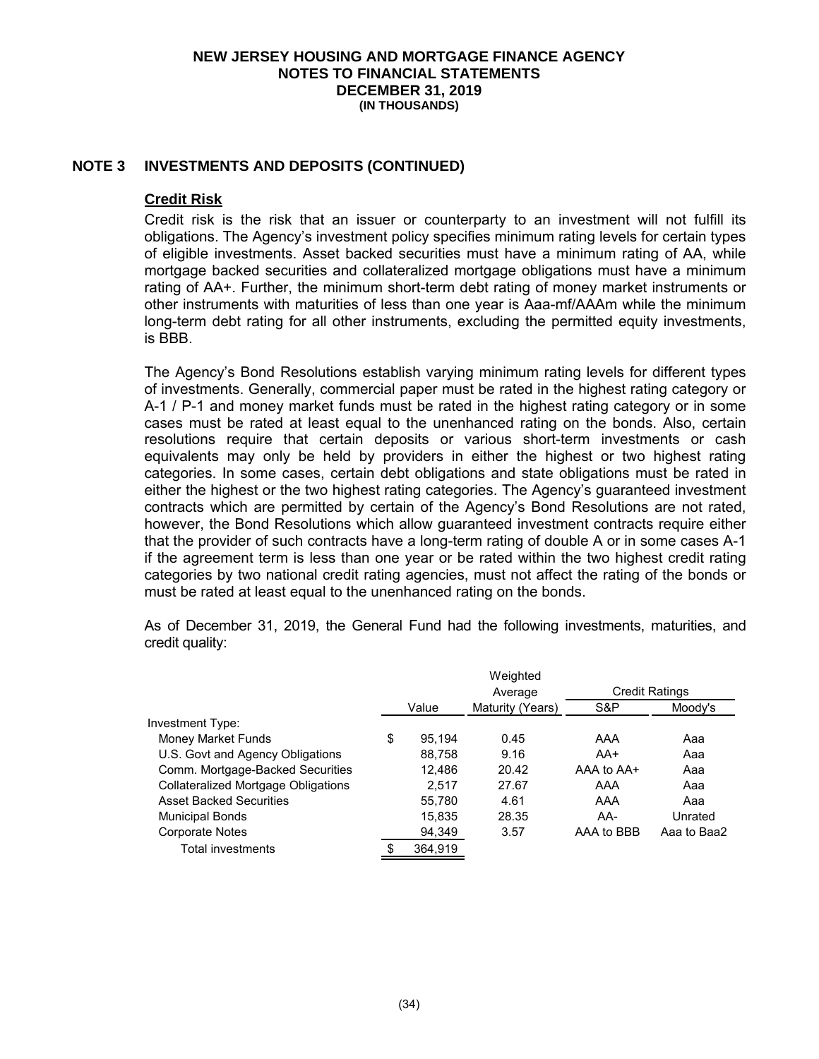## NOTE 3 INVESTMENTS AND DEPOSITS (CONTINUED)

### Credit Risk

Credit risk is the risk that an issuer or counterparty to an investment will not fulfill its obligations. The Agency's investment policy specifies minimum rating levels for certain types of eligible investments. Asset backed securities must have a minimum rating of AA, while mortgage backed securities and collateralized mortgage obligations must have a minimum rating of AA+. Further, the minimum short-term debt rating of money market instruments or other instruments with maturities of less than one year is Aaa-mf/AAAm while the minimum long-term debt rating for all other instruments, excluding the permitted equity investments, is BBB.

The Agency's Bond Resolutions establish varying minimum rating levels for different types of investments. Generally, commercial paper must be rated in the highest rating category or A-1 / P-1 and money market funds must be rated in the highest rating category or in some cases must be rated at least equal to the unenhanced rating on the bonds. Also, certain resolutions require that certain deposits or various short-term investments or cash equivalents may only be held by providers in either the highest or two highest rating categories. In some cases, certain debt obligations and state obligations must be rated in either the highest or the two highest rating categories. The Agency's guaranteed investment contracts which are permitted by certain of the Agency's Bond Resolutions are not rated, however, the Bond Resolutions which allow guaranteed investment contracts require either that the provider of such contracts have a long-term rating of double A or in some cases A-1 if the agreement term is less than one year or be rated within the two highest credit rating categories by two national credit rating agencies, must not affect the rating of the bonds or must be rated at least equal to the unenhanced rating on the bonds.

As of December 31, 2019, the General Fund had the following investments, maturities, and credit quality:

| | Value | Weighted Average Maturity (Years) | Credit Ratings S&P | Credit Ratings Moody's |
|---|---|---|---|---|
| Investment Type: | | | | |
| Money Market Funds | $ 95,194 | 0.45 | AAA | Aaa |
| U.S. Govt and Agency Obligations | 88,758 | 9.16 | AA+ | Aaa |
| Comm. Mortgage-Backed Securities | 12,486 | 20.42 | AAA to AA+ | Aaa |
| Collateralized Mortgage Obligations | 2,517 | 27.67 | AAA | Aaa |
| Asset Backed Securities | 55,780 | 4.61 | AAA | Aaa |
| Municipal Bonds | 15,835 | 28.35 | AA- | Unrated |
| Corporate Notes | 94,349 | 3.57 | AAA to BBB | Aaa to Baa2 |
| Total investments | $ 364,919 | | | |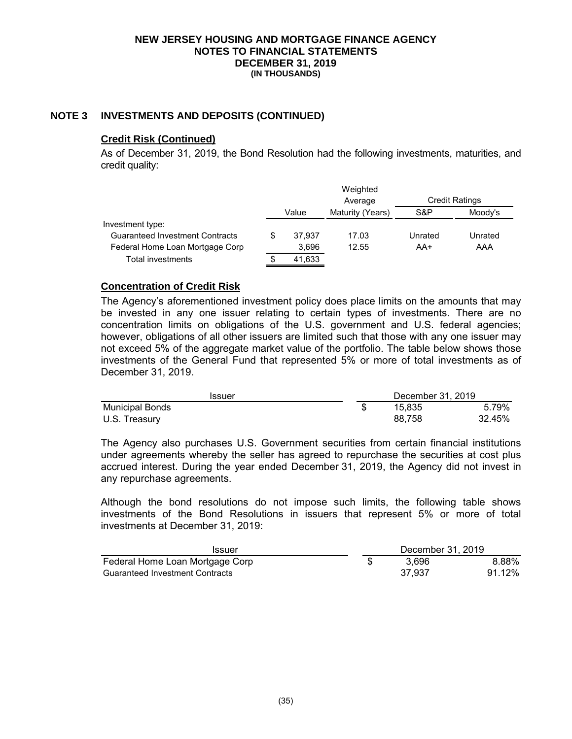# NEW JERSEY HOUSING AND MORTGAGE FINANCE AGENCY
## NOTES TO FINANCIAL STATEMENTS
## DECEMBER 31, 2019
### (IN THOUSANDS)

## NOTE 3 INVESTMENTS AND DEPOSITS (CONTINUED)

### Credit Risk (Continued)

As of December 31, 2019, the Bond Resolution had the following investments, maturities, and credit quality:

| | Value | Weighted Average Maturity (Years) | Credit Ratings S&P | Credit Ratings Moody's |
|---|---|---|---|---|
| Investment type: | | | | |
| Guaranteed Investment Contracts | $ 37,937 | 17.03 | Unrated | Unrated |
| Federal Home Loan Mortgage Corp | 3,696 | 12.55 | AA+ | AAA |
| Total investments | $ 41,633 | | | |

### Concentration of Credit Risk

The Agency's aforementioned investment policy does place limits on the amounts that may be invested in any one issuer relating to certain types of investments. There are no concentration limits on obligations of the U.S. government and U.S. federal agencies; however, obligations of all other issuers are limited such that those with any one issuer may not exceed 5% of the aggregate market value of the portfolio. The table below shows those investments of the General Fund that represented 5% or more of total investments as of December 31, 2019.

| Issuer | December 31, 2019 | |
|---|---|---|
| Municipal Bonds | $ 15,835 | 5.79% |
| U.S. Treasury | 88,758 | 32.45% |

The Agency also purchases U.S. Government securities from certain financial institutions under agreements whereby the seller has agreed to repurchase the securities at cost plus accrued interest. During the year ended December 31, 2019, the Agency did not invest in any repurchase agreements.

Although the bond resolutions do not impose such limits, the following table shows investments of the Bond Resolutions in issuers that represent 5% or more of total investments at December 31, 2019:

| Issuer | December 31, 2019 | |
|---|---|---|
| Federal Home Loan Mortgage Corp | $ 3,696 | 8.88% |
| Guaranteed Investment Contracts | 37,937 | 91.12% |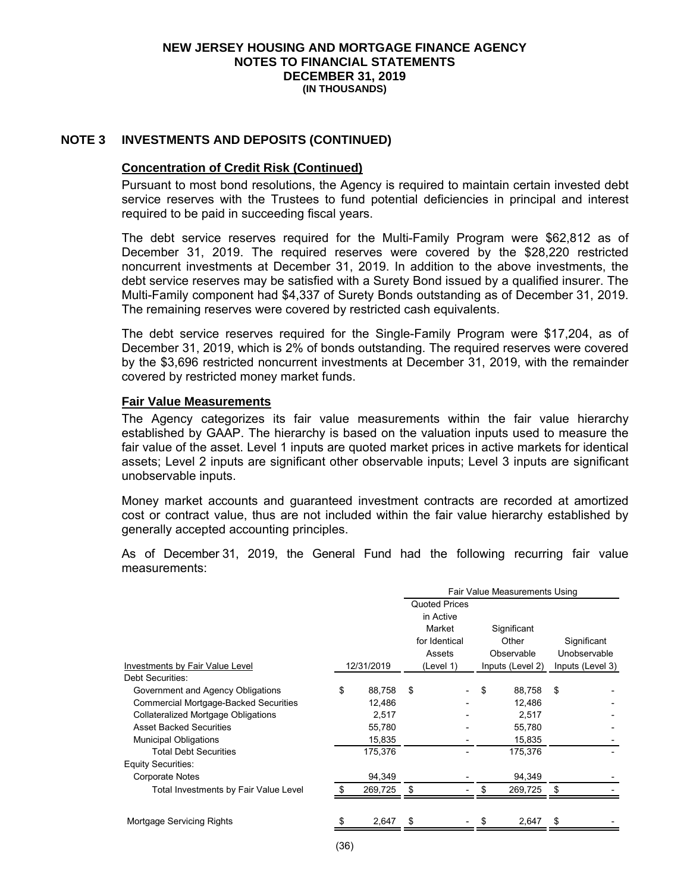NEW JERSEY HOUSING AND MORTGAGE FINANCE AGENCY
NOTES TO FINANCIAL STATEMENTS
DECEMBER 31, 2019
(IN THOUSANDS)

## NOTE 3 INVESTMENTS AND DEPOSITS (CONTINUED)

### Concentration of Credit Risk (Continued)

Pursuant to most bond resolutions, the Agency is required to maintain certain invested debt service reserves with the Trustees to fund potential deficiencies in principal and interest required to be paid in succeeding fiscal years.

The debt service reserves required for the Multi-Family Program were $62,812 as of December 31, 2019. The required reserves were covered by the $28,220 restricted noncurrent investments at December 31, 2019. In addition to the above investments, the debt service reserves may be satisfied with a Surety Bond issued by a qualified insurer. The Multi-Family component had $4,337 of Surety Bonds outstanding as of December 31, 2019. The remaining reserves were covered by restricted cash equivalents.

The debt service reserves required for the Single-Family Program were $17,204, as of December 31, 2019, which is 2% of bonds outstanding. The required reserves were covered by the $3,696 restricted noncurrent investments at December 31, 2019, with the remainder covered by restricted money market funds.

### Fair Value Measurements

The Agency categorizes its fair value measurements within the fair value hierarchy established by GAAP. The hierarchy is based on the valuation inputs used to measure the fair value of the asset. Level 1 inputs are quoted market prices in active markets for identical assets; Level 2 inputs are significant other observable inputs; Level 3 inputs are significant unobservable inputs.

Money market accounts and guaranteed investment contracts are recorded at amortized cost or contract value, thus are not included within the fair value hierarchy established by generally accepted accounting principles.

As of December 31, 2019, the General Fund had the following recurring fair value measurements:

| | | Fair Value Measurements Using | | |
|---|---|---|---|---|
| Investments by Fair Value Level | 12/31/2019 | Quoted Prices in Active Market for Identical Assets (Level 1) | Significant Other Observable Inputs (Level 2) | Significant Unobservable Inputs (Level 3) |
| Debt Securities: | | | | |
| Government and Agency Obligations | $ 88,758 | $ - | $ 88,758 | $ - |
| Commercial Mortgage-Backed Securities | 12,486 | - | 12,486 | - |
| Collateralized Mortgage Obligations | 2,517 | - | 2,517 | - |
| Asset Backed Securities | 55,780 | - | 55,780 | - |
| Municipal Obligations | 15,835 | - | 15,835 | - |
| Total Debt Securities | 175,376 | - | 175,376 | - |
| Equity Securities: | | | | |
| Corporate Notes | 94,349 | - | 94,349 | - |
| Total Investments by Fair Value Level | $ 269,725 | $ - | $ 269,725 | $ - |
| Mortgage Servicing Rights | $ 2,647 | $ - | $ 2,647 | $ - |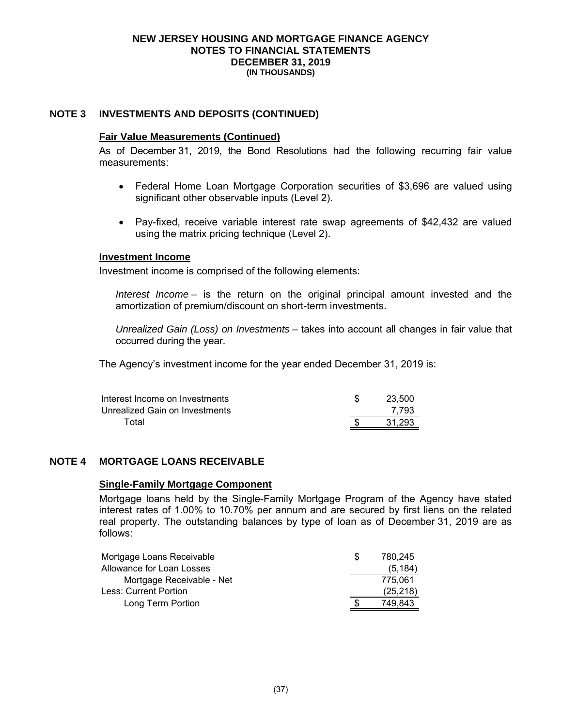# NEW JERSEY HOUSING AND MORTGAGE FINANCE AGENCY
## NOTES TO FINANCIAL STATEMENTS
## DECEMBER 31, 2019
### (IN THOUSANDS)

## NOTE 3 INVESTMENTS AND DEPOSITS (CONTINUED)

### Fair Value Measurements (Continued)

As of December 31, 2019, the Bond Resolutions had the following recurring fair value measurements:

- Federal Home Loan Mortgage Corporation securities of $3,696 are valued using significant other observable inputs (Level 2).
- Pay-fixed, receive variable interest rate swap agreements of $42,432 are valued using the matrix pricing technique (Level 2).

### Investment Income

Investment income is comprised of the following elements:

*Interest Income* – is the return on the original principal amount invested and the amortization of premium/discount on short-term investments.

*Unrealized Gain (Loss) on Investments* – takes into account all changes in fair value that occurred during the year.

The Agency's investment income for the year ended December 31, 2019 is:

| | |
|---|---|
| Interest Income on Investments | $ 23,500 |
| Unrealized Gain on Investments | 7,793 |
| Total | $ 31,293 |

## NOTE 4 MORTGAGE LOANS RECEIVABLE

### Single-Family Mortgage Component

Mortgage loans held by the Single-Family Mortgage Program of the Agency have stated interest rates of 1.00% to 10.70% per annum and are secured by first liens on the related real property. The outstanding balances by type of loan as of December 31, 2019 are as follows:

| | |
|---|---|
| Mortgage Loans Receivable | $ 780,245 |
| Allowance for Loan Losses | (5,184) |
| Mortgage Receivable - Net | 775,061 |
| Less: Current Portion | (25,218) |
| Long Term Portion | $ 749,843 |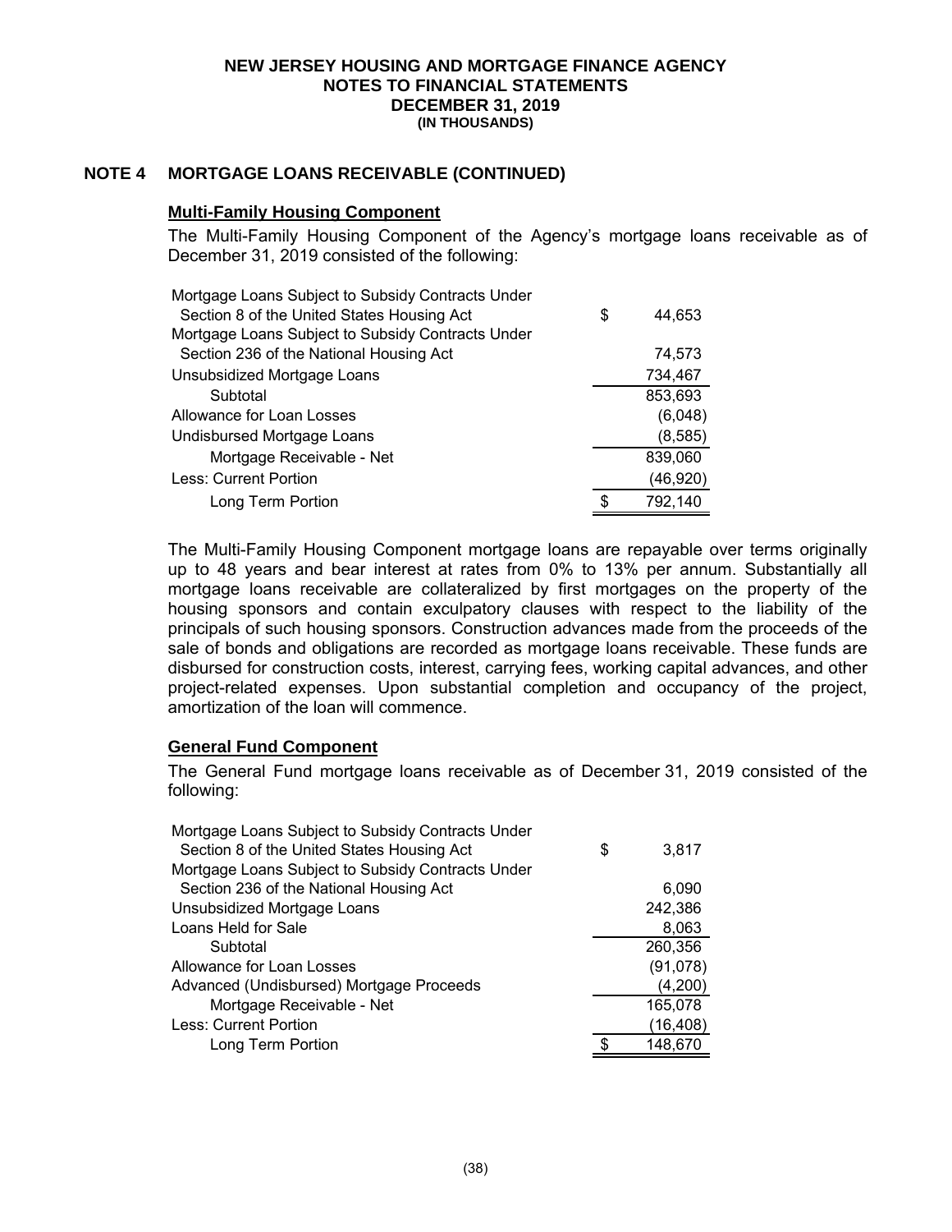**NEW JERSEY HOUSING AND MORTGAGE FINANCE AGENCY**
**NOTES TO FINANCIAL STATEMENTS**
**DECEMBER 31, 2019**
**(IN THOUSANDS)**

## NOTE 4 MORTGAGE LOANS RECEIVABLE (CONTINUED)

### Multi-Family Housing Component

The Multi-Family Housing Component of the Agency's mortgage loans receivable as of December 31, 2019 consisted of the following:

| | |
|---|---|
| Mortgage Loans Subject to Subsidy Contracts Under Section 8 of the United States Housing Act | $ 44,653 |
| Mortgage Loans Subject to Subsidy Contracts Under Section 236 of the National Housing Act | 74,573 |
| Unsubsidized Mortgage Loans | 734,467 |
| Subtotal | 853,693 |
| Allowance for Loan Losses | (6,048) |
| Undisbursed Mortgage Loans | (8,585) |
| Mortgage Receivable - Net | 839,060 |
| Less: Current Portion | (46,920) |
| Long Term Portion | $ 792,140 |

The Multi-Family Housing Component mortgage loans are repayable over terms originally up to 48 years and bear interest at rates from 0% to 13% per annum. Substantially all mortgage loans receivable are collateralized by first mortgages on the property of the housing sponsors and contain exculpatory clauses with respect to the liability of the principals of such housing sponsors. Construction advances made from the proceeds of the sale of bonds and obligations are recorded as mortgage loans receivable. These funds are disbursed for construction costs, interest, carrying fees, working capital advances, and other project-related expenses. Upon substantial completion and occupancy of the project, amortization of the loan will commence.

### General Fund Component

The General Fund mortgage loans receivable as of December 31, 2019 consisted of the following:

| | |
|---|---|
| Mortgage Loans Subject to Subsidy Contracts Under Section 8 of the United States Housing Act | $ 3,817 |
| Mortgage Loans Subject to Subsidy Contracts Under Section 236 of the National Housing Act | 6,090 |
| Unsubsidized Mortgage Loans | 242,386 |
| Loans Held for Sale | 8,063 |
| Subtotal | 260,356 |
| Allowance for Loan Losses | (91,078) |
| Advanced (Undisbursed) Mortgage Proceeds | (4,200) |
| Mortgage Receivable - Net | 165,078 |
| Less: Current Portion | (16,408) |
| Long Term Portion | $ 148,670 |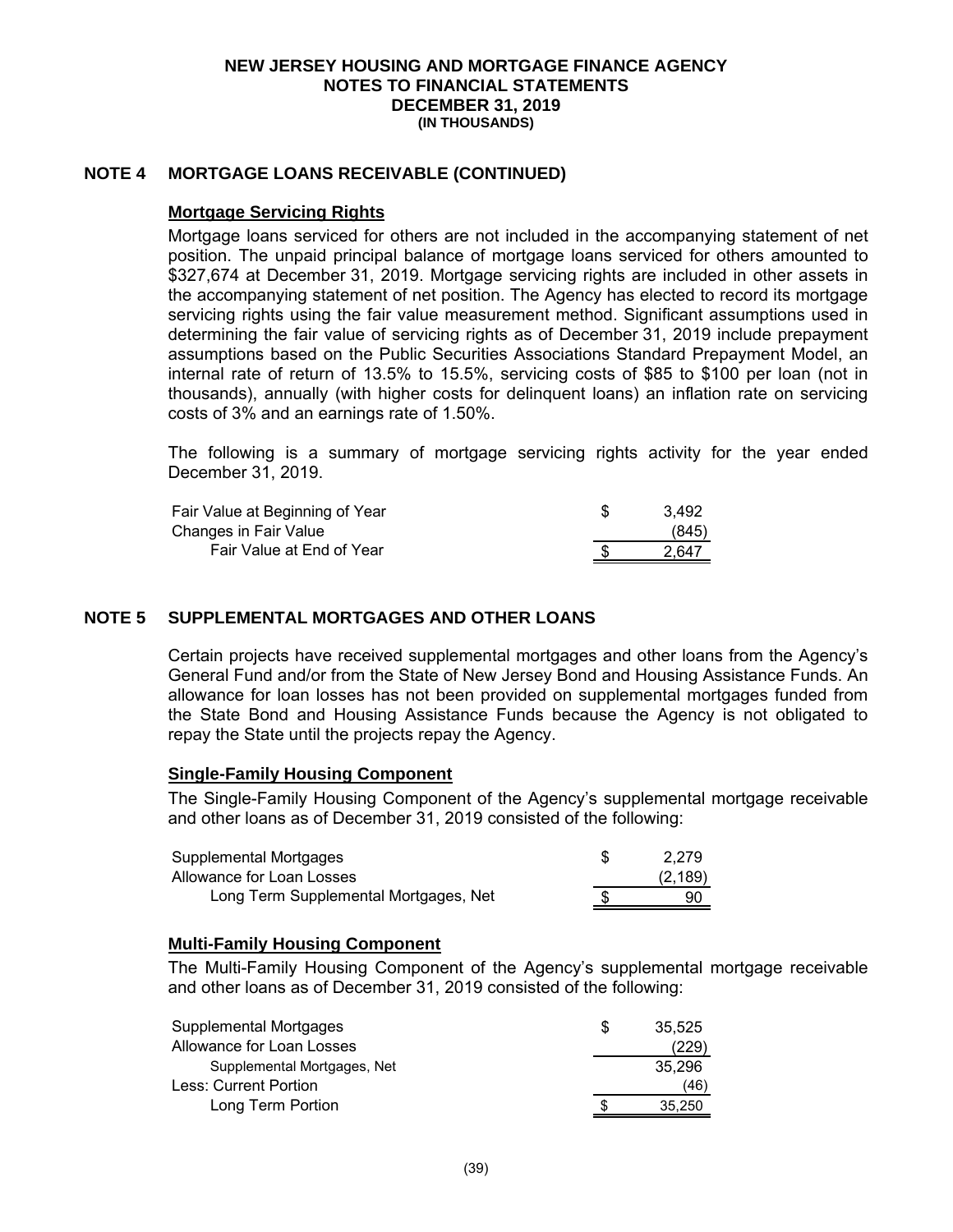## NOTE 4 MORTGAGE LOANS RECEIVABLE (CONTINUED)

### Mortgage Servicing Rights

Mortgage loans serviced for others are not included in the accompanying statement of net position. The unpaid principal balance of mortgage loans serviced for others amounted to $327,674 at December 31, 2019. Mortgage servicing rights are included in other assets in the accompanying statement of net position. The Agency has elected to record its mortgage servicing rights using the fair value measurement method. Significant assumptions used in determining the fair value of servicing rights as of December 31, 2019 include prepayment assumptions based on the Public Securities Associations Standard Prepayment Model, an internal rate of return of 13.5% to 15.5%, servicing costs of $85 to $100 per loan (not in thousands), annually (with higher costs for delinquent loans) an inflation rate on servicing costs of 3% and an earnings rate of 1.50%.

The following is a summary of mortgage servicing rights activity for the year ended December 31, 2019.

| | |
|---|---|
| Fair Value at Beginning of Year | $ 3,492 |
| Changes in Fair Value | (845) |
| Fair Value at End of Year | $ 2,647 |

## NOTE 5 SUPPLEMENTAL MORTGAGES AND OTHER LOANS

Certain projects have received supplemental mortgages and other loans from the Agency's General Fund and/or from the State of New Jersey Bond and Housing Assistance Funds. An allowance for loan losses has not been provided on supplemental mortgages funded from the State Bond and Housing Assistance Funds because the Agency is not obligated to repay the State until the projects repay the Agency.

### Single-Family Housing Component

The Single-Family Housing Component of the Agency's supplemental mortgage receivable and other loans as of December 31, 2019 consisted of the following:

| | |
|---|---|
| Supplemental Mortgages | $ 2,279 |
| Allowance for Loan Losses | (2,189) |
| Long Term Supplemental Mortgages, Net | $ 90 |

### Multi-Family Housing Component

The Multi-Family Housing Component of the Agency's supplemental mortgage receivable and other loans as of December 31, 2019 consisted of the following:

| | |
|---|---|
| Supplemental Mortgages | $ 35,525 |
| Allowance for Loan Losses | (229) |
| Supplemental Mortgages, Net | 35,296 |
| Less: Current Portion | (46) |
| Long Term Portion | $ 35,250 |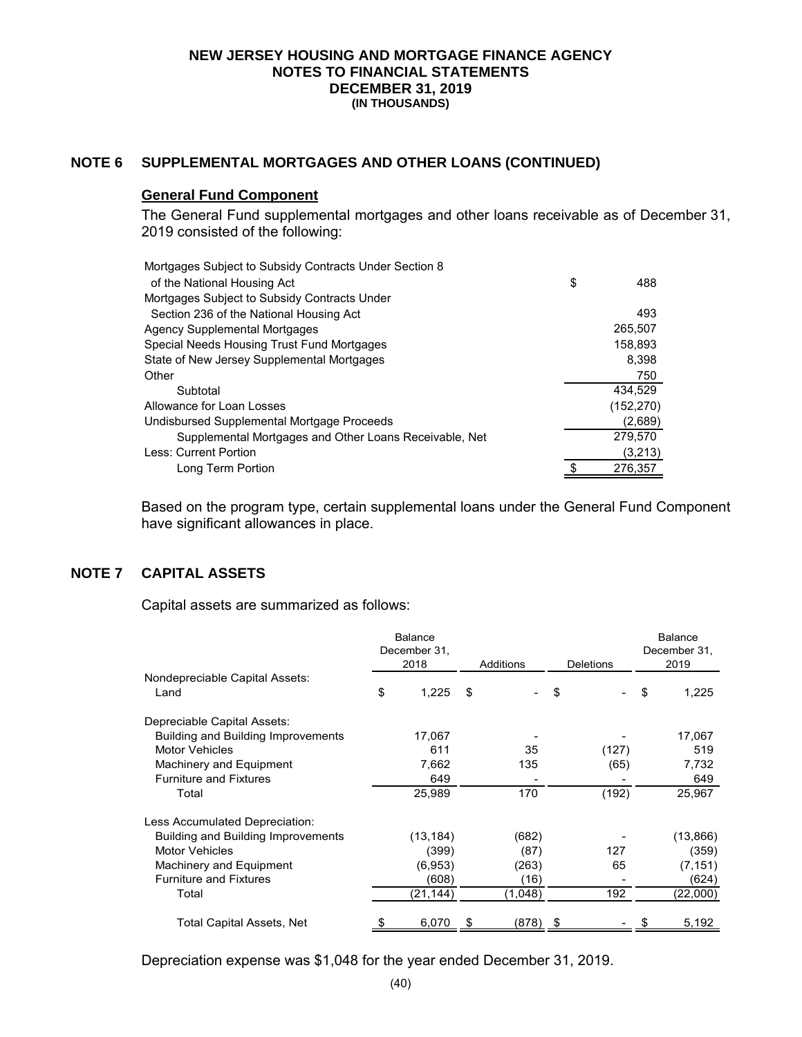## NOTE 6 SUPPLEMENTAL MORTGAGES AND OTHER LOANS (CONTINUED)

### General Fund Component

The General Fund supplemental mortgages and other loans receivable as of December 31, 2019 consisted of the following:

| | |
|---|---|
| Mortgages Subject to Subsidy Contracts Under Section 8 of the National Housing Act | $ 488 |
| Mortgages Subject to Subsidy Contracts Under Section 236 of the National Housing Act | 493 |
| Agency Supplemental Mortgages | 265,507 |
| Special Needs Housing Trust Fund Mortgages | 158,893 |
| State of New Jersey Supplemental Mortgages | 8,398 |
| Other | 750 |
| Subtotal | 434,529 |
| Allowance for Loan Losses | (152,270) |
| Undisbursed Supplemental Mortgage Proceeds | (2,689) |
| Supplemental Mortgages and Other Loans Receivable, Net | 279,570 |
| Less: Current Portion | (3,213) |
| Long Term Portion | $ 276,357 |

Based on the program type, certain supplemental loans under the General Fund Component have significant allowances in place.

## NOTE 7 CAPITAL ASSETS

Capital assets are summarized as follows:

| | Balance December 31, 2018 | Additions | Deletions | Balance December 31, 2019 |
|---|---|---|---|---|
| Nondepreciable Capital Assets: | | | | |
| Land | $ 1,225 | $ - | $ - | $ 1,225 |
| Depreciable Capital Assets: | | | | |
| Building and Building Improvements | 17,067 | - | - | 17,067 |
| Motor Vehicles | 611 | 35 | (127) | 519 |
| Machinery and Equipment | 7,662 | 135 | (65) | 7,732 |
| Furniture and Fixtures | 649 | - | - | 649 |
| Total | 25,989 | 170 | (192) | 25,967 |
| Less Accumulated Depreciation: | | | | |
| Building and Building Improvements | (13,184) | (682) | - | (13,866) |
| Motor Vehicles | (399) | (87) | 127 | (359) |
| Machinery and Equipment | (6,953) | (263) | 65 | (7,151) |
| Furniture and Fixtures | (608) | (16) | - | (624) |
| Total | (21,144) | (1,048) | 192 | (22,000) |
| Total Capital Assets, Net | $ 6,070 | $ (878) | $ - | $ 5,192 |

Depreciation expense was $1,048 for the year ended December 31, 2019.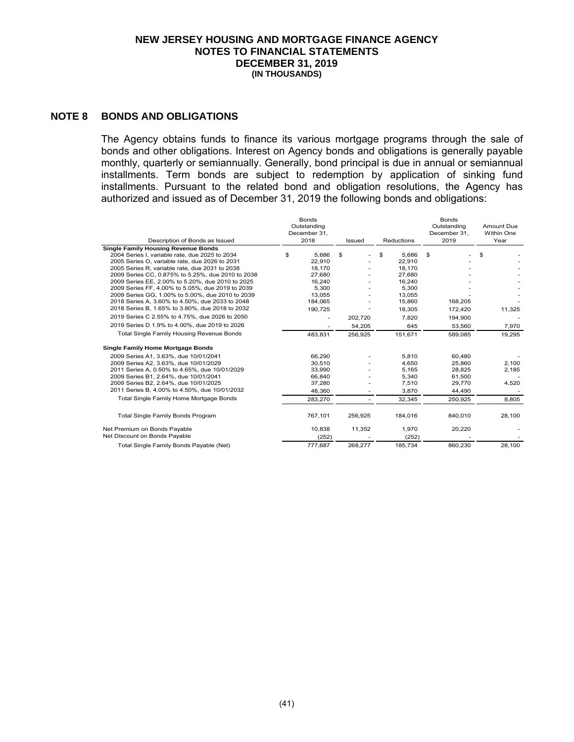# NEW JERSEY HOUSING AND MORTGAGE FINANCE AGENCY
## NOTES TO FINANCIAL STATEMENTS
## DECEMBER 31, 2019
### (IN THOUSANDS)

## NOTE 8 BONDS AND OBLIGATIONS

The Agency obtains funds to finance its various mortgage programs through the sale of bonds and other obligations. Interest on Agency bonds and obligations is generally payable monthly, quarterly or semiannually. Generally, bond principal is due in annual or semiannual installments. Term bonds are subject to redemption by application of sinking fund installments. Pursuant to the related bond and obligation resolutions, the Agency has authorized and issued as of December 31, 2019 the following bonds and obligations:

| Description of Bonds as Issued | Bonds Outstanding December 31, 2018 | Issued | Reductions | Bonds Outstanding December 31, 2019 | Amount Due Within One Year |
|---|---|---|---|---|---|
| **Single Family Housing Revenue Bonds** | | | | | |
| 2004 Series I, variable rate, due 2025 to 2034 | $ 5,686 | $ - | $ 5,686 | $ - | $ - |
| 2005 Series O, variable rate, due 2026 to 2031 | 22,910 | - | 22,910 | - | - |
| 2005 Series R, variable rate, due 2031 to 2038 | 18,170 | - | 18,170 | - | - |
| 2009 Series CC, 0.875% to 5.25%, due 2010 to 2038 | 27,680 | - | 27,680 | - | - |
| 2009 Series EE, 2.00% to 5.20%, due 2010 to 2025 | 16,240 | - | 16,240 | - | - |
| 2009 Series FF, 4.00% to 5.05%, due 2019 to 2039 | 5,300 | - | 5,300 | - | - |
| 2009 Series GG, 1.00% to 5.00%, due 2010 to 2039 | 13,055 | - | 13,055 | - | - |
| 2018 Series A, 3.60% to 4.50%, due 2033 to 2048 | 184,065 | - | 15,860 | 168,205 | - |
| 2018 Series B, 1.65% to 3.80%, due 2018 to 2032 | 190,725 | - | 18,305 | 172,420 | 11,325 |
| 2019 Series C 2.55% to 4.75%, due 2026 to 2050 | - | 202,720 | 7,820 | 194,900 | - |
| 2019 Series D 1.9% to 4.00%, due 2019 to 2026 | - | 54,205 | 645 | 53,560 | 7,970 |
| Total Single Family Housing Revenue Bonds | 483,831 | 256,925 | 151,671 | 589,085 | 19,295 |
| **Single Family Home Mortgage Bonds** | | | | | |
| 2009 Series A1, 3.63%, due 10/01/2041 | 66,290 | - | 5,810 | 60,480 | - |
| 2009 Series A2, 3.63%, due 10/01/2029 | 30,510 | - | 4,650 | 25,860 | 2,100 |
| 2011 Series A, 0.50% to 4.65%, due 10/01/2029 | 33,990 | - | 5,165 | 28,825 | 2,185 |
| 2009 Series B1, 2.64%, due 10/01/2041 | 66,840 | - | 5,340 | 61,500 | - |
| 2009 Series B2, 2.64%, due 10/01/2025 | 37,280 | - | 7,510 | 29,770 | 4,520 |
| 2011 Series B, 4.00% to 4.50%, due 10/01/2032 | 48,360 | - | 3,870 | 44,490 | - |
| Total Single Family Home Mortgage Bonds | 283,270 | - | 32,345 | 250,925 | 8,805 |
| Total Single Family Bonds Program | 767,101 | 256,925 | 184,016 | 840,010 | 28,100 |
| Net Premium on Bonds Payable | 10,838 | 11,352 | 1,970 | 20,220 | - |
| Net Discount on Bonds Payable | (252) | - | (252) | - | - |
| Total Single Family Bonds Payable (Net) | 777,687 | 268,277 | 185,734 | 860,230 | 28,100 |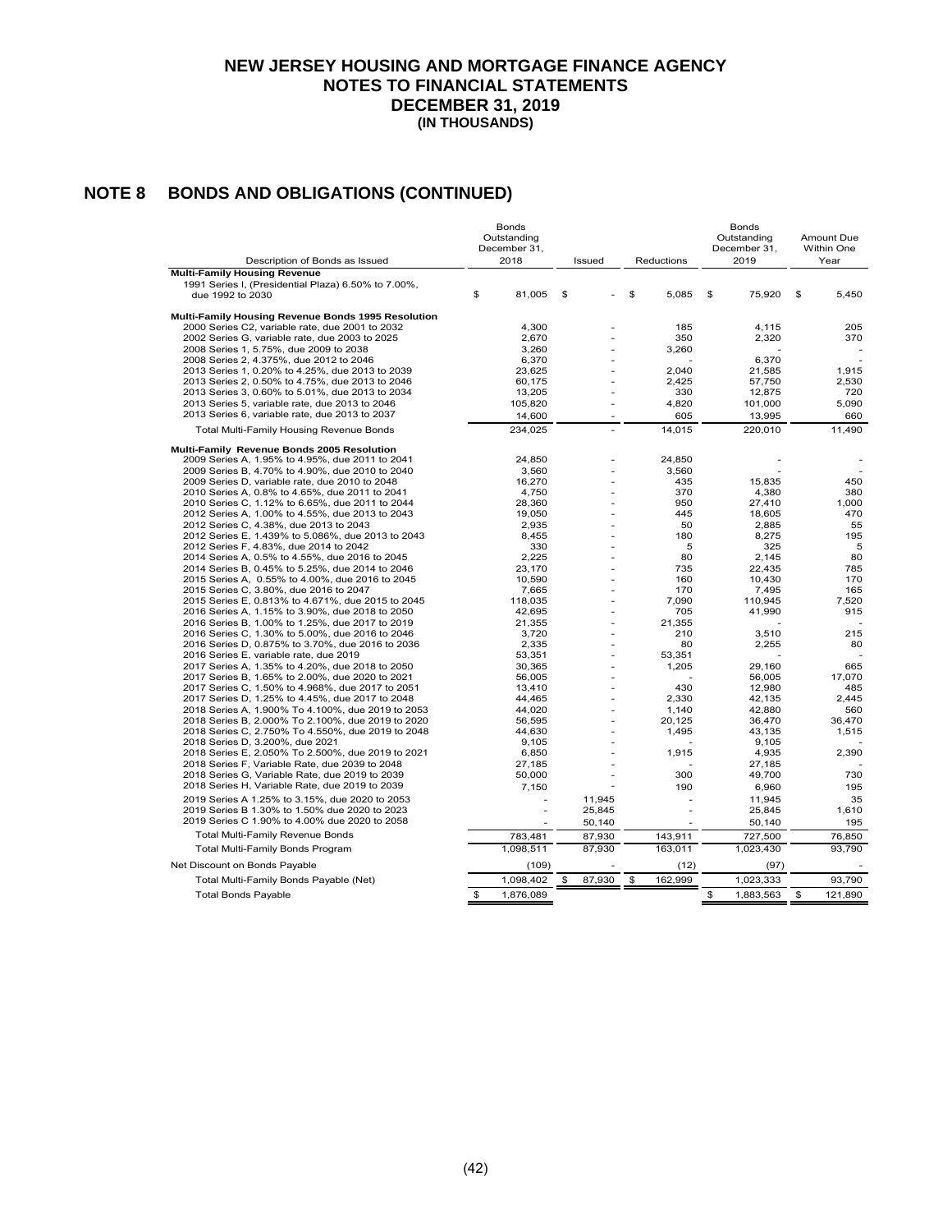# NEW JERSEY HOUSING AND MORTGAGE FINANCE AGENCY
# NOTES TO FINANCIAL STATEMENTS
# DECEMBER 31, 2019
**(IN THOUSANDS)**

## NOTE 8 BONDS AND OBLIGATIONS (CONTINUED)

| Description of Bonds as Issued | Bonds Outstanding December 31, 2018 | Issued | Reductions | Bonds Outstanding December 31, 2019 | Amount Due Within One Year |
|---|---|---|---|---|---|
| **Multi-Family Housing Revenue** | | | | | |
| 1991 Series I, (Presidential Plaza) 6.50% to 7.00%, due 1992 to 2030 | $ 81,005 | $ - | $ 5,085 | $ 75,920 | $ 5,450 |
| **Multi-Family Housing Revenue Bonds 1995 Resolution** | | | | | |
| 2000 Series C2, variable rate, due 2001 to 2032 | 4,300 | - | 185 | 4,115 | 205 |
| 2002 Series G, variable rate, due 2003 to 2025 | 2,670 | - | 350 | 2,320 | 370 |
| 2008 Series 1, 5.75%, due 2009 to 2038 | 3,260 | - | 3,260 | - | - |
| 2008 Series 2, 4.375%, due 2012 to 2046 | 6,370 | - | - | 6,370 | - |
| 2013 Series 1, 0.20% to 4.25%, due 2013 to 2039 | 23,625 | - | 2,040 | 21,585 | 1,915 |
| 2013 Series 2, 0.50% to 4.75%, due 2013 to 2046 | 60,175 | - | 2,425 | 57,750 | 2,530 |
| 2013 Series 3, 0.60% to 5.01%, due 2013 to 2034 | 13,205 | - | 330 | 12,875 | 720 |
| 2013 Series 5, variable rate, due 2013 to 2046 | 105,820 | - | 4,820 | 101,000 | 5,090 |
| 2013 Series 6, variable rate, due 2013 to 2037 | 14,600 | - | 605 | 13,995 | 660 |
| Total Multi-Family Housing Revenue Bonds | 234,025 | - | 14,015 | 220,010 | 11,490 |
| **Multi-Family Revenue Bonds 2005 Resolution** | | | | | |
| 2009 Series A, 1.95% to 4.95%, due 2011 to 2041 | 24,850 | - | 24,850 | - | - |
| 2009 Series B, 4.70% to 4.90%, due 2010 to 2040 | 3,560 | - | 3,560 | - | - |
| 2009 Series D, variable rate, due 2010 to 2048 | 16,270 | - | 435 | 15,835 | 450 |
| 2010 Series A, 0.8% to 4.65%, due 2011 to 2041 | 4,750 | - | 370 | 4,380 | 380 |
| 2010 Series C, 1.12% to 6.65%, due 2011 to 2044 | 28,360 | - | 950 | 27,410 | 1,000 |
| 2012 Series A, 1.00% to 4.55%, due 2013 to 2043 | 19,050 | - | 445 | 18,605 | 470 |
| 2012 Series C, 4.38%, due 2013 to 2043 | 2,935 | - | 50 | 2,885 | 55 |
| 2012 Series E, 1.439% to 5.086%, due 2013 to 2043 | 8,455 | - | 180 | 8,275 | 195 |
| 2012 Series F, 4.83%, due 2014 to 2042 | 330 | - | 5 | 325 | 5 |
| 2014 Series A, 0.5% to 4.55%, due 2016 to 2045 | 2,225 | - | 80 | 2,145 | 80 |
| 2014 Series B, 0.45% to 5.25%, due 2014 to 2046 | 23,170 | - | 735 | 22,435 | 785 |
| 2015 Series A, 0.55% to 4.00%, due 2016 to 2045 | 10,590 | - | 160 | 10,430 | 170 |
| 2015 Series C, 3.80%, due 2016 to 2047 | 7,665 | - | 170 | 7,495 | 165 |
| 2015 Series E, 0.813% to 4.671%, due 2015 to 2045 | 118,035 | - | 7,090 | 110,945 | 7,520 |
| 2016 Series A, 1.15% to 3.90%, due 2018 to 2050 | 42,695 | - | 705 | 41,990 | 915 |
| 2016 Series B, 1.00% to 1.25%, due 2017 to 2019 | 21,355 | - | 21,355 | - | - |
| 2016 Series C, 1.30% to 5.00%, due 2016 to 2046 | 3,720 | - | 210 | 3,510 | 215 |
| 2016 Series D, 0.875% to 3.70%, due 2016 to 2036 | 2,335 | - | 80 | 2,255 | 80 |
| 2016 Series E, variable rate, due 2019 | 53,351 | - | 53,351 | - | - |
| 2017 Series A, 1.35% to 4.20%, due 2018 to 2050 | 30,365 | - | 1,205 | 29,160 | 665 |
| 2017 Series B, 1.65% to 2.00%, due 2020 to 2021 | 56,005 | - | - | 56,005 | 17,070 |
| 2017 Series C, 1.50% to 4.968%, due 2017 to 2051 | 13,410 | - | 430 | 12,980 | 485 |
| 2017 Series D, 1.25% to 4.45%, due 2017 to 2048 | 44,465 | - | 2,330 | 42,135 | 2,445 |
| 2018 Series A, 1.900% To 4.100%, due 2019 to 2053 | 44,020 | - | 1,140 | 42,880 | 560 |
| 2018 Series B, 2.000% To 2.100%, due 2019 to 2020 | 56,595 | - | 20,125 | 36,470 | 36,470 |
| 2018 Series C, 2.750% To 4.550%, due 2019 to 2048 | 44,630 | - | 1,495 | 43,135 | 1,515 |
| 2018 Series D, 3.200%, due 2021 | 9,105 | - | - | 9,105 | - |
| 2018 Series E, 2.050% To 2.500%, due 2019 to 2021 | 6,850 | - | 1,915 | 4,935 | 2,390 |
| 2018 Series F, Variable Rate, due 2039 to 2048 | 27,185 | - | - | 27,185 | - |
| 2018 Series G, Variable Rate, due 2019 to 2039 | 50,000 | - | 300 | 49,700 | 730 |
| 2018 Series H, Variable Rate, due 2019 to 2039 | 7,150 | - | 190 | 6,960 | 195 |
| 2019 Series A 1.25% to 3.15%, due 2020 to 2053 | - | 11,945 | - | 11,945 | 35 |
| 2019 Series B 1.30% to 1.50% due 2020 to 2023 | - | 25,845 | - | 25,845 | 1,610 |
| 2019 Series C 1.90% to 4.00% due 2020 to 2058 | - | 50,140 | - | 50,140 | 195 |
| Total Multi-Family Revenue Bonds | 783,481 | 87,930 | 143,911 | 727,500 | 76,850 |
| Total Multi-Family Bonds Program | 1,098,511 | 87,930 | 163,011 | 1,023,430 | 93,790 |
| Net Discount on Bonds Payable | (109) | - | (12) | (97) | - |
| Total Multi-Family Bonds Payable (Net) | 1,098,402 | $ 87,930 | $ 162,999 | 1,023,333 | 93,790 |
| Total Bonds Payable | $ 1,876,089 | | | $ 1,883,563 | $ 121,890 |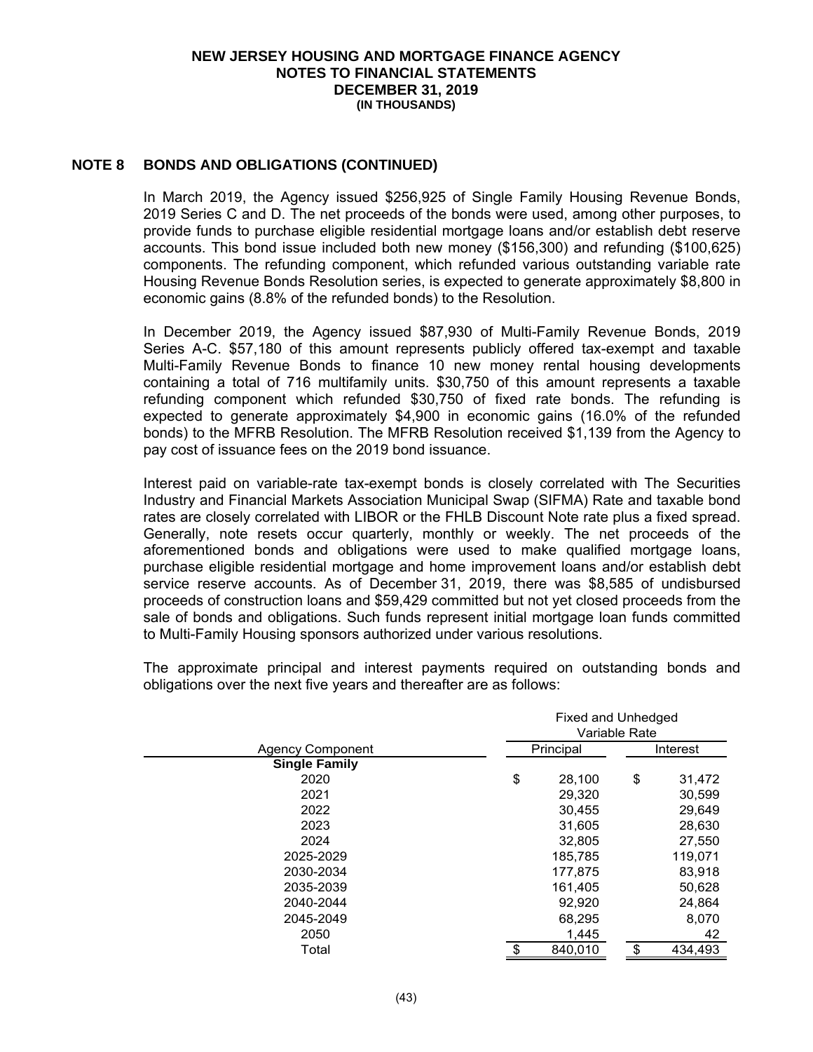## NOTE 8 BONDS AND OBLIGATIONS (CONTINUED)

In March 2019, the Agency issued $256,925 of Single Family Housing Revenue Bonds, 2019 Series C and D. The net proceeds of the bonds were used, among other purposes, to provide funds to purchase eligible residential mortgage loans and/or establish debt reserve accounts. This bond issue included both new money ($156,300) and refunding ($100,625) components. The refunding component, which refunded various outstanding variable rate Housing Revenue Bonds Resolution series, is expected to generate approximately $8,800 in economic gains (8.8% of the refunded bonds) to the Resolution.

In December 2019, the Agency issued $87,930 of Multi-Family Revenue Bonds, 2019 Series A-C. $57,180 of this amount represents publicly offered tax-exempt and taxable Multi-Family Revenue Bonds to finance 10 new money rental housing developments containing a total of 716 multifamily units. $30,750 of this amount represents a taxable refunding component which refunded $30,750 of fixed rate bonds. The refunding is expected to generate approximately $4,900 in economic gains (16.0% of the refunded bonds) to the MFRB Resolution. The MFRB Resolution received $1,139 from the Agency to pay cost of issuance fees on the 2019 bond issuance.

Interest paid on variable-rate tax-exempt bonds is closely correlated with The Securities Industry and Financial Markets Association Municipal Swap (SIFMA) Rate and taxable bond rates are closely correlated with LIBOR or the FHLB Discount Note rate plus a fixed spread. Generally, note resets occur quarterly, monthly or weekly. The net proceeds of the aforementioned bonds and obligations were used to make qualified mortgage loans, purchase eligible residential mortgage and home improvement loans and/or establish debt service reserve accounts. As of December 31, 2019, there was $8,585 of undisbursed proceeds of construction loans and $59,429 committed but not yet closed proceeds from the sale of bonds and obligations. Such funds represent initial mortgage loan funds committed to Multi-Family Housing sponsors authorized under various resolutions.

The approximate principal and interest payments required on outstanding bonds and obligations over the next five years and thereafter are as follows:

| | Fixed and Unhedged Variable Rate | |
|---|---|---|
| Agency Component | Principal | Interest |
| **Single Family** | | |
| 2020 | $ 28,100 | $ 31,472 |
| 2021 | 29,320 | 30,599 |
| 2022 | 30,455 | 29,649 |
| 2023 | 31,605 | 28,630 |
| 2024 | 32,805 | 27,550 |
| 2025-2029 | 185,785 | 119,071 |
| 2030-2034 | 177,875 | 83,918 |
| 2035-2039 | 161,405 | 50,628 |
| 2040-2044 | 92,920 | 24,864 |
| 2045-2049 | 68,295 | 8,070 |
| 2050 | 1,445 | 42 |
| Total | $ 840,010 | $ 434,493 |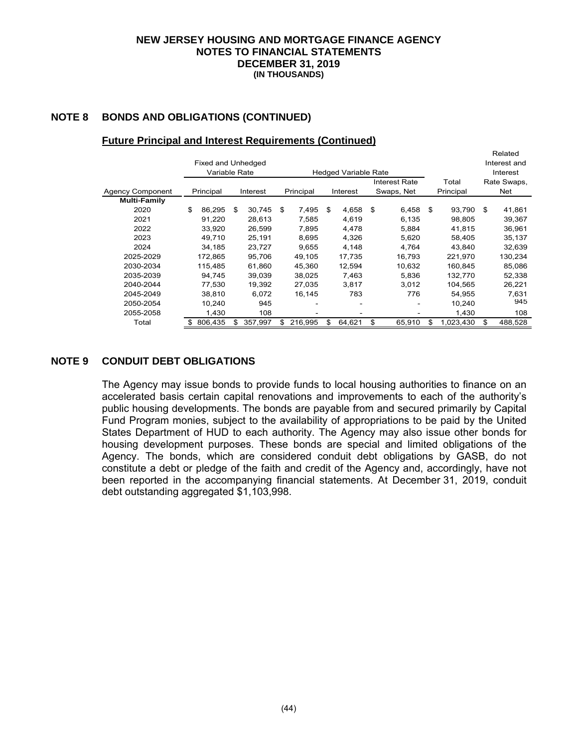## NOTE 8 BONDS AND OBLIGATIONS (CONTINUED)

### Future Principal and Interest Requirements (Continued)

| Agency Component | Fixed and Unhedged Variable Rate | | Hedged Variable Rate | | | Total | Related Interest and Interest Rate Swaps, |
|---|---|---|---|---|---|---|---|
| | Principal | Interest | Principal | Interest | Interest Rate Swaps, Net | Principal | Net |
| **Multi-Family** | | | | | | | |
| 2020 | $ 86,295 | $ 30,745 | $ 7,495 | $ 4,658 | $ 6,458 | $ 93,790 | $ 41,861 |
| 2021 | 91,220 | 28,613 | 7,585 | 4,619 | 6,135 | 98,805 | 39,367 |
| 2022 | 33,920 | 26,599 | 7,895 | 4,478 | 5,884 | 41,815 | 36,961 |
| 2023 | 49,710 | 25,191 | 8,695 | 4,326 | 5,620 | 58,405 | 35,137 |
| 2024 | 34,185 | 23,727 | 9,655 | 4,148 | 4,764 | 43,840 | 32,639 |
| 2025-2029 | 172,865 | 95,706 | 49,105 | 17,735 | 16,793 | 221,970 | 130,234 |
| 2030-2034 | 115,485 | 61,860 | 45,360 | 12,594 | 10,632 | 160,845 | 85,086 |
| 2035-2039 | 94,745 | 39,039 | 38,025 | 7,463 | 5,836 | 132,770 | 52,338 |
| 2040-2044 | 77,530 | 19,392 | 27,035 | 3,817 | 3,012 | 104,565 | 26,221 |
| 2045-2049 | 38,810 | 6,072 | 16,145 | 783 | 776 | 54,955 | 7,631 |
| 2050-2054 | 10,240 | 945 | - | - | - | 10,240 | 945 |
| 2055-2058 | 1,430 | 108 | - | - | - | 1,430 | 108 |
| Total | $ 806,435 | $ 357,997 | $ 216,995 | $ 64,621 | $ 65,910 | $ 1,023,430 | $ 488,528 |

## NOTE 9 CONDUIT DEBT OBLIGATIONS

The Agency may issue bonds to provide funds to local housing authorities to finance on an accelerated basis certain capital renovations and improvements to each of the authority's public housing developments. The bonds are payable from and secured primarily by Capital Fund Program monies, subject to the availability of appropriations to be paid by the United States Department of HUD to each authority. The Agency may also issue other bonds for housing development purposes. These bonds are special and limited obligations of the Agency. The bonds, which are considered conduit debt obligations by GASB, do not constitute a debt or pledge of the faith and credit of the Agency and, accordingly, have not been reported in the accompanying financial statements. At December 31, 2019, conduit debt outstanding aggregated $1,103,998.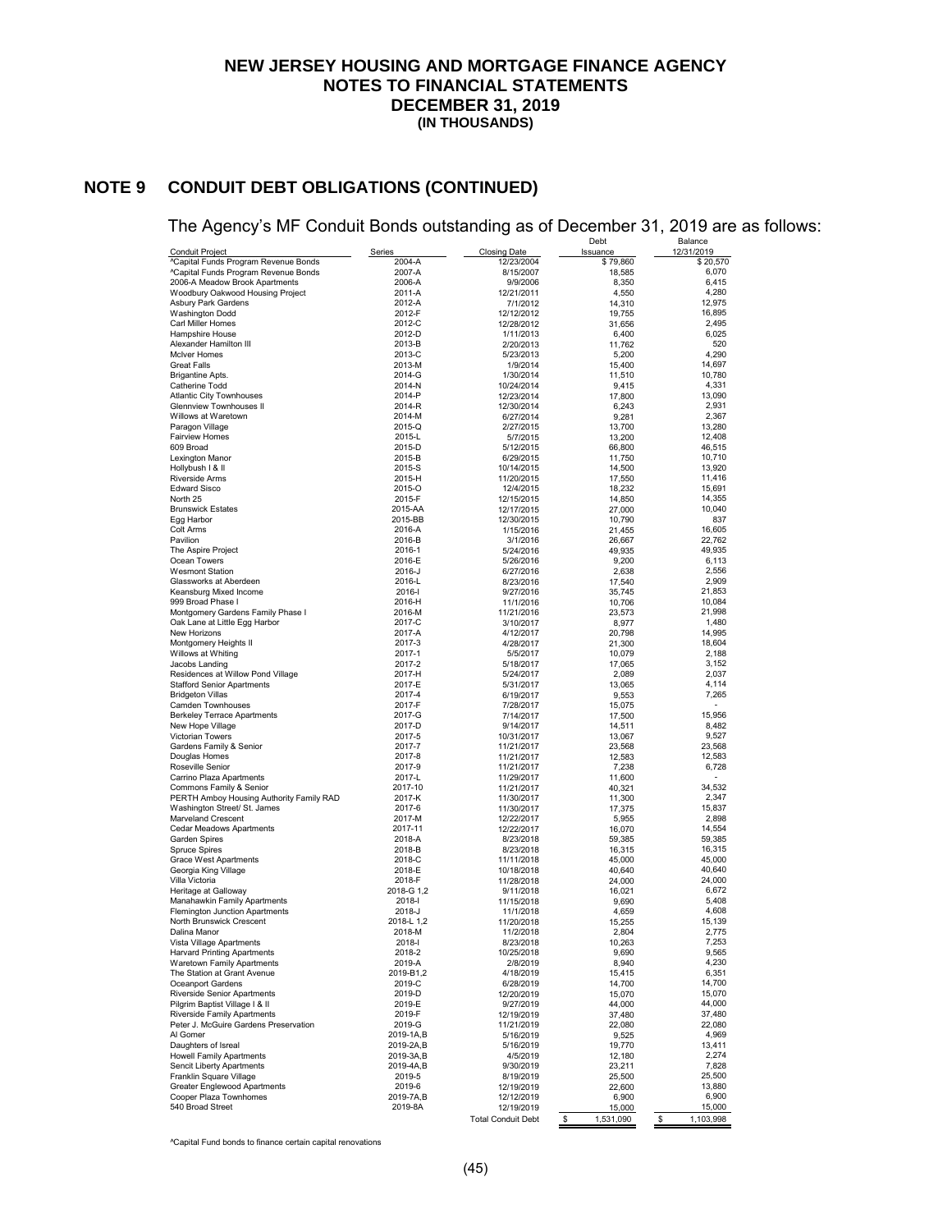# NEW JERSEY HOUSING AND MORTGAGE FINANCE AGENCY
# NOTES TO FINANCIAL STATEMENTS
# DECEMBER 31, 2019
**(IN THOUSANDS)**

## NOTE 9 CONDUIT DEBT OBLIGATIONS (CONTINUED)

The Agency's MF Conduit Bonds outstanding as of December 31, 2019 are as follows:

| Conduit Project | Series | Closing Date | Debt Issuance | Balance 12/31/2019 |
|---|---|---|---|---|
| ^Capital Funds Program Revenue Bonds | 2004-A | 12/23/2004 | $ 79,860 | $ 20,570 |
| ^Capital Funds Program Revenue Bonds | 2007-A | 8/15/2007 | 18,585 | 6,070 |
| 2006-A Meadow Brook Apartments | 2006-A | 9/9/2006 | 8,350 | 6,415 |
| Woodbury Oakwood Housing Project | 2011-A | 12/21/2011 | 4,550 | 4,280 |
| Asbury Park Gardens | 2012-A | 7/1/2012 | 14,310 | 12,975 |
| Washington Dodd | 2012-F | 12/12/2012 | 19,755 | 16,895 |
| Carl Miller Homes | 2012-C | 12/28/2012 | 31,656 | 2,495 |
| Hampshire House | 2012-D | 1/11/2013 | 6,400 | 6,025 |
| Alexander Hamilton III | 2013-B | 2/20/2013 | 11,762 | 520 |
| McIver Homes | 2013-C | 5/23/2013 | 5,200 | 4,290 |
| Great Falls | 2013-M | 1/9/2014 | 15,400 | 14,697 |
| Brigantine Apts. | 2014-G | 1/30/2014 | 11,510 | 10,780 |
| Catherine Todd | 2014-N | 10/24/2014 | 9,415 | 4,331 |
| Atlantic City Townhouses | 2014-P | 12/23/2014 | 17,800 | 13,090 |
| Glennview Townhouses II | 2014-R | 12/30/2014 | 6,243 | 2,931 |
| Willows at Waretown | 2014-M | 6/27/2014 | 9,281 | 2,367 |
| Paragon Village | 2015-Q | 2/27/2015 | 13,700 | 13,280 |
| Fairview Homes | 2015-L | 5/7/2015 | 13,200 | 12,408 |
| 609 Broad | 2015-D | 5/12/2015 | 66,800 | 46,515 |
| Lexington Manor | 2015-B | 6/29/2015 | 11,750 | 10,710 |
| Hollybush I & II | 2015-S | 10/14/2015 | 14,500 | 13,920 |
| Riverside Arms | 2015-H | 11/20/2015 | 17,550 | 11,416 |
| Edward Sisco | 2015-O | 12/4/2015 | 18,232 | 15,691 |
| North 25 | 2015-F | 12/15/2015 | 14,850 | 14,355 |
| Brunswick Estates | 2015-AA | 12/17/2015 | 27,000 | 10,040 |
| Egg Harbor | 2015-BB | 12/30/2015 | 10,790 | 837 |
| Colt Arms | 2016-A | 1/15/2016 | 21,455 | 16,605 |
| Pavilion | 2016-B | 3/1/2016 | 26,667 | 22,762 |
| The Aspire Project | 2016-1 | 5/24/2016 | 49,935 | 49,935 |
| Ocean Towers | 2016-E | 5/26/2016 | 9,200 | 6,113 |
| Wesmont Station | 2016-J | 6/27/2016 | 2,638 | 2,556 |
| Glassworks at Aberdeen | 2016-L | 8/23/2016 | 17,540 | 2,909 |
| Keansburg Mixed Income | 2016-I | 9/27/2016 | 35,745 | 21,853 |
| 999 Broad Phase I | 2016-H | 11/1/2016 | 10,706 | 10,084 |
| Montgomery Gardens Family Phase I | 2016-M | 11/21/2016 | 23,573 | 21,998 |
| Oak Lane at Little Egg Harbor | 2017-C | 3/10/2017 | 8,977 | 1,480 |
| New Horizons | 2017-A | 4/12/2017 | 20,798 | 14,995 |
| Montgomery Heights II | 2017-3 | 4/28/2017 | 21,300 | 18,604 |
| Willows at Whiting | 2017-1 | 5/5/2017 | 10,079 | 2,188 |
| Jacobs Landing | 2017-2 | 5/18/2017 | 17,065 | 3,152 |
| Residences at Willow Pond Village | 2017-H | 5/24/2017 | 2,089 | 2,037 |
| Stafford Senior Apartments | 2017-E | 5/31/2017 | 13,065 | 4,114 |
| Bridgeton Villas | 2017-4 | 6/19/2017 | 9,553 | 7,265 |
| Camden Townhouses | 2017-F | 7/28/2017 | 15,075 | - |
| Berkeley Terrace Apartments | 2017-G | 7/14/2017 | 17,500 | 15,956 |
| New Hope Village | 2017-D | 9/14/2017 | 14,511 | 8,482 |
| Victorian Towers | 2017-5 | 10/31/2017 | 13,067 | 9,527 |
| Gardens Family & Senior | 2017-7 | 11/21/2017 | 23,568 | 23,568 |
| Douglas Homes | 2017-8 | 11/21/2017 | 12,583 | 12,583 |
| Roseville Senior | 2017-9 | 11/21/2017 | 7,238 | 6,728 |
| Carrino Plaza Apartments | 2017-L | 11/29/2017 | 11,600 | - |
| Commons Family & Senior | 2017-10 | 11/21/2017 | 40,321 | 34,532 |
| PERTH Amboy Housing Authority Family RAD | 2017-K | 11/30/2017 | 11,300 | 2,347 |
| Washington Street/ St. James | 2017-6 | 11/30/2017 | 17,375 | 15,837 |
| Marveland Crescent | 2017-M | 12/22/2017 | 5,955 | 2,898 |
| Cedar Meadows Apartments | 2017-11 | 12/22/2017 | 16,070 | 14,554 |
| Garden Spires | 2018-A | 8/23/2018 | 59,385 | 59,385 |
| Spruce Spires | 2018-B | 8/23/2018 | 16,315 | 16,315 |
| Grace West Apartments | 2018-C | 11/11/2018 | 45,000 | 45,000 |
| Georgia King Village | 2018-E | 10/18/2018 | 40,640 | 40,640 |
| Villa Victoria | 2018-F | 11/28/2018 | 24,000 | 24,000 |
| Heritage at Galloway | 2018-G 1,2 | 9/11/2018 | 16,021 | 6,672 |
| Manahawkin Family Apartments | 2018-I | 11/15/2018 | 9,690 | 5,408 |
| Flemington Junction Apartments | 2018-J | 11/1/2018 | 4,659 | 4,608 |
| North Brunswick Crescent | 2018-L 1,2 | 11/20/2018 | 15,255 | 15,139 |
| Dalina Manor | 2018-M | 11/2/2018 | 2,804 | 2,775 |
| Vista Village Apartments | 2018-I | 8/23/2018 | 10,263 | 7,253 |
| Harvard Printing Apartments | 2018-2 | 10/25/2018 | 9,690 | 9,565 |
| Waretown Family Apartments | 2019-A | 2/8/2019 | 8,940 | 4,230 |
| The Station at Grant Avenue | 2019-B1,2 | 4/18/2019 | 15,415 | 6,351 |
| Oceanport Gardens | 2019-C | 6/28/2019 | 14,700 | 14,700 |
| Riverside Senior Apartments | 2019-D | 12/20/2019 | 15,070 | 15,070 |
| Pilgrim Baptist Village I & II | 2019-E | 9/27/2019 | 44,000 | 44,000 |
| Riverside Family Apartments | 2019-F | 12/19/2019 | 37,480 | 37,480 |
| Peter J. McGuire Gardens Preservation | 2019-G | 11/21/2019 | 22,080 | 22,080 |
| Al Gomer | 2019-1A,B | 5/16/2019 | 9,525 | 4,969 |
| Daughters of Isreal | 2019-2A,B | 5/16/2019 | 19,770 | 13,411 |
| Howell Family Apartments | 2019-3A,B | 4/5/2019 | 12,180 | 2,274 |
| Sencit Liberty Apartments | 2019-4A,B | 9/30/2019 | 23,211 | 7,828 |
| Franklin Square Village | 2019-5 | 8/19/2019 | 25,500 | 25,500 |
| Greater Englewood Apartments | 2019-6 | 12/19/2019 | 22,600 | 13,880 |
| Cooper Plaza Townhomes | 2019-7A,B | 12/12/2019 | 6,900 | 6,900 |
| 540 Broad Street | 2019-8A | 12/19/2019 | 15,000 | 15,000 |
| | | Total Conduit Debt | $ 1,531,090 | $ 1,103,998 |

^Capital Fund bonds to finance certain capital renovations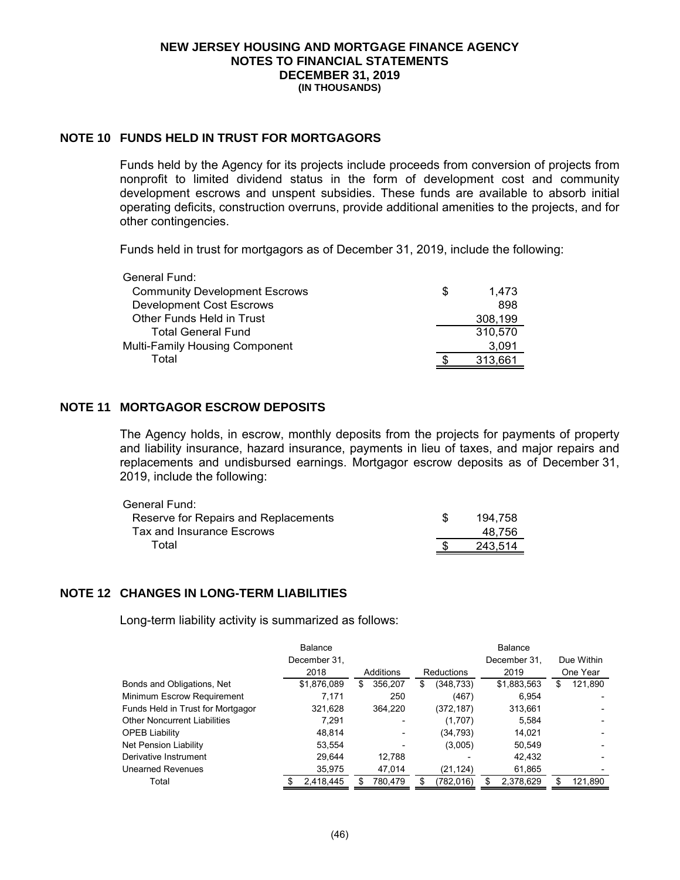**NEW JERSEY HOUSING AND MORTGAGE FINANCE AGENCY**
**NOTES TO FINANCIAL STATEMENTS**
**DECEMBER 31, 2019**
**(IN THOUSANDS)**

## NOTE 10 FUNDS HELD IN TRUST FOR MORTGAGORS

Funds held by the Agency for its projects include proceeds from conversion of projects from nonprofit to limited dividend status in the form of development cost and community development escrows and unspent subsidies. These funds are available to absorb initial operating deficits, construction overruns, provide additional amenities to the projects, and for other contingencies.

Funds held in trust for mortgagors as of December 31, 2019, include the following:

| | |
|---|---|
| General Fund: | |
| Community Development Escrows | $ 1,473 |
| Development Cost Escrows | 898 |
| Other Funds Held in Trust | 308,199 |
| Total General Fund | 310,570 |
| Multi-Family Housing Component | 3,091 |
| Total | $ 313,661 |

## NOTE 11 MORTGAGOR ESCROW DEPOSITS

The Agency holds, in escrow, monthly deposits from the projects for payments of property and liability insurance, hazard insurance, payments in lieu of taxes, and major repairs and replacements and undisbursed earnings. Mortgagor escrow deposits as of December 31, 2019, include the following:

| | |
|---|---|
| General Fund: | |
| Reserve for Repairs and Replacements | $ 194,758 |
| Tax and Insurance Escrows | 48,756 |
| Total | $ 243,514 |

## NOTE 12 CHANGES IN LONG-TERM LIABILITIES

Long-term liability activity is summarized as follows:

| | Balance December 31, 2018 | Additions | Reductions | Balance December 31, 2019 | Due Within One Year |
|---|---|---|---|---|---|
| Bonds and Obligations, Net | $1,876,089 | $ 356,207 | $ (348,733) | $1,883,563 | $ 121,890 |
| Minimum Escrow Requirement | 7,171 | 250 | (467) | 6,954 | - |
| Funds Held in Trust for Mortgagor | 321,628 | 364,220 | (372,187) | 313,661 | - |
| Other Noncurrent Liabilities | 7,291 | - | (1,707) | 5,584 | - |
| OPEB Liability | 48,814 | - | (34,793) | 14,021 | - |
| Net Pension Liability | 53,554 | - | (3,005) | 50,549 | - |
| Derivative Instrument | 29,644 | 12,788 | - | 42,432 | - |
| Unearned Revenues | 35,975 | 47,014 | (21,124) | 61,865 | - |
| Total | $ 2,418,445 | $ 780,479 | $ (782,016) | $ 2,378,629 | $ 121,890 |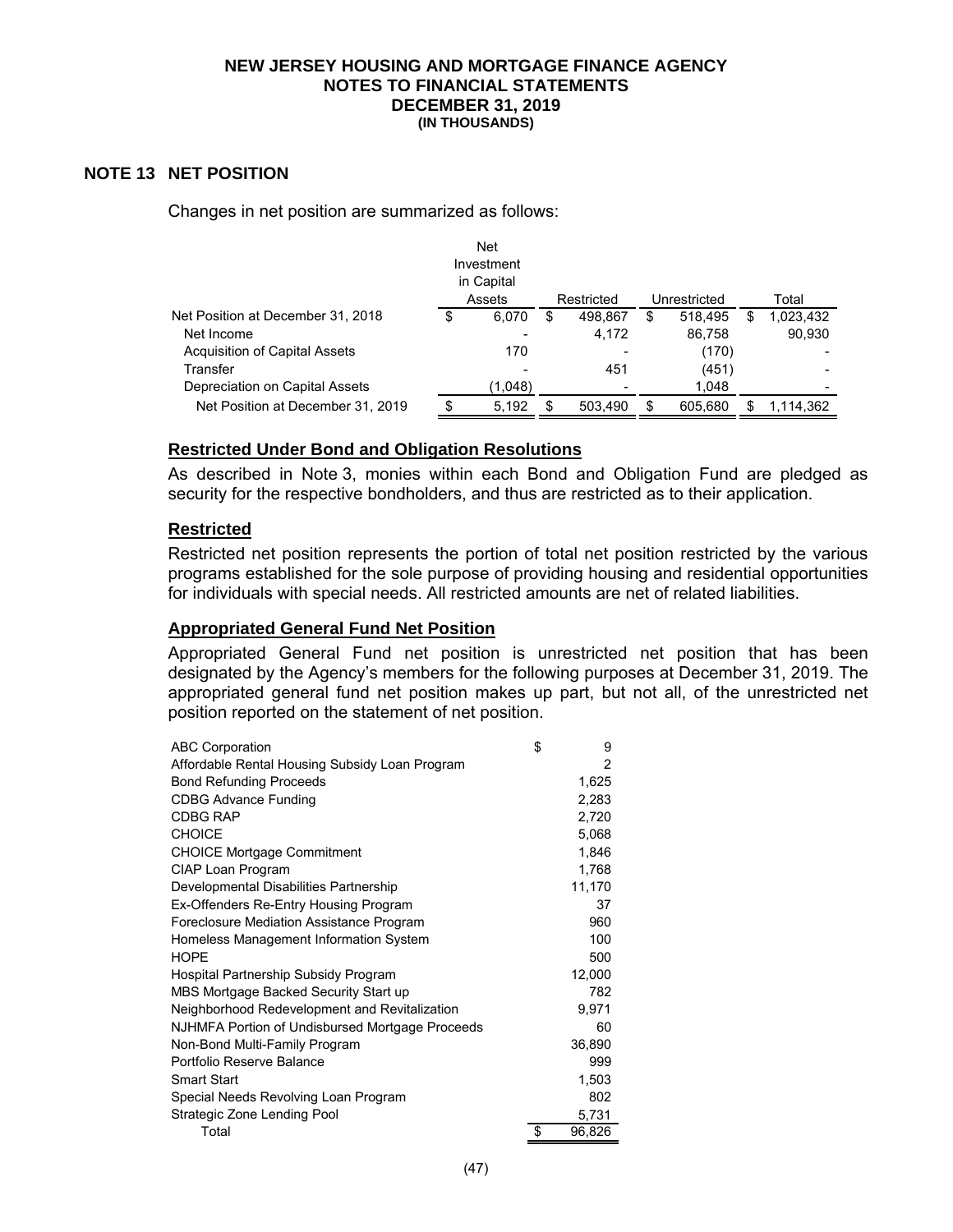**NEW JERSEY HOUSING AND MORTGAGE FINANCE AGENCY**
**NOTES TO FINANCIAL STATEMENTS**
**DECEMBER 31, 2019**
**(IN THOUSANDS)**

## NOTE 13 NET POSITION

Changes in net position are summarized as follows:

| | Net Investment in Capital Assets | Restricted | Unrestricted | Total |
|---|---|---|---|---|
| Net Position at December 31, 2018 | $ 6,070 | $ 498,867 | $ 518,495 | $ 1,023,432 |
| Net Income | - | 4,172 | 86,758 | 90,930 |
| Acquisition of Capital Assets | 170 | - | (170) | - |
| Transfer | - | 451 | (451) | - |
| Depreciation on Capital Assets | (1,048) | - | 1,048 | - |
| Net Position at December 31, 2019 | $ 5,192 | $ 503,490 | $ 605,680 | $ 1,114,362 |

### Restricted Under Bond and Obligation Resolutions

As described in Note 3, monies within each Bond and Obligation Fund are pledged as security for the respective bondholders, and thus are restricted as to their application.

### Restricted

Restricted net position represents the portion of total net position restricted by the various programs established for the sole purpose of providing housing and residential opportunities for individuals with special needs. All restricted amounts are net of related liabilities.

### Appropriated General Fund Net Position

Appropriated General Fund net position is unrestricted net position that has been designated by the Agency's members for the following purposes at December 31, 2019. The appropriated general fund net position makes up part, but not all, of the unrestricted net position reported on the statement of net position.

| | |
|---|---|
| ABC Corporation | $ 9 |
| Affordable Rental Housing Subsidy Loan Program | 2 |
| Bond Refunding Proceeds | 1,625 |
| CDBG Advance Funding | 2,283 |
| CDBG RAP | 2,720 |
| CHOICE | 5,068 |
| CHOICE Mortgage Commitment | 1,846 |
| CIAP Loan Program | 1,768 |
| Developmental Disabilities Partnership | 11,170 |
| Ex-Offenders Re-Entry Housing Program | 37 |
| Foreclosure Mediation Assistance Program | 960 |
| Homeless Management Information System | 100 |
| HOPE | 500 |
| Hospital Partnership Subsidy Program | 12,000 |
| MBS Mortgage Backed Security Start up | 782 |
| Neighborhood Redevelopment and Revitalization | 9,971 |
| NJHMFA Portion of Undisbursed Mortgage Proceeds | 60 |
| Non-Bond Multi-Family Program | 36,890 |
| Portfolio Reserve Balance | 999 |
| Smart Start | 1,503 |
| Special Needs Revolving Loan Program | 802 |
| Strategic Zone Lending Pool | 5,731 |
| Total | $ 96,826 |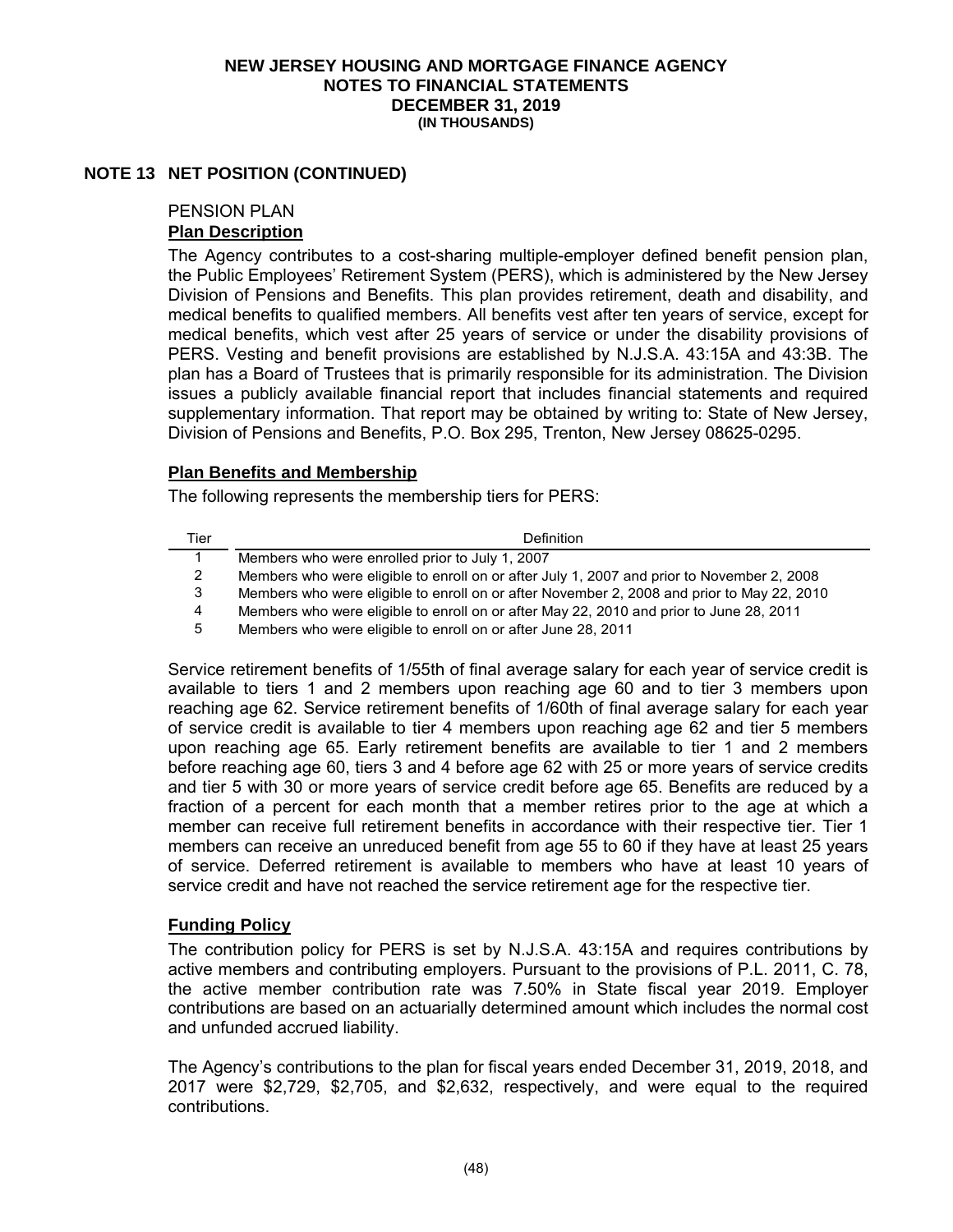# NEW JERSEY HOUSING AND MORTGAGE FINANCE AGENCY
## NOTES TO FINANCIAL STATEMENTS
### DECEMBER 31, 2019
#### (IN THOUSANDS)

## NOTE 13 NET POSITION (CONTINUED)

PENSION PLAN

**Plan Description**

The Agency contributes to a cost-sharing multiple-employer defined benefit pension plan, the Public Employees' Retirement System (PERS), which is administered by the New Jersey Division of Pensions and Benefits. This plan provides retirement, death and disability, and medical benefits to qualified members. All benefits vest after ten years of service, except for medical benefits, which vest after 25 years of service or under the disability provisions of PERS. Vesting and benefit provisions are established by N.J.S.A. 43:15A and 43:3B. The plan has a Board of Trustees that is primarily responsible for its administration. The Division issues a publicly available financial report that includes financial statements and required supplementary information. That report may be obtained by writing to: State of New Jersey, Division of Pensions and Benefits, P.O. Box 295, Trenton, New Jersey 08625-0295.

**Plan Benefits and Membership**

The following represents the membership tiers for PERS:

| Tier | Definition |
|---|---|
| 1 | Members who were enrolled prior to July 1, 2007 |
| 2 | Members who were eligible to enroll on or after July 1, 2007 and prior to November 2, 2008 |
| 3 | Members who were eligible to enroll on or after November 2, 2008 and prior to May 22, 2010 |
| 4 | Members who were eligible to enroll on or after May 22, 2010 and prior to June 28, 2011 |
| 5 | Members who were eligible to enroll on or after June 28, 2011 |

Service retirement benefits of 1/55th of final average salary for each year of service credit is available to tiers 1 and 2 members upon reaching age 60 and to tier 3 members upon reaching age 62. Service retirement benefits of 1/60th of final average salary for each year of service credit is available to tier 4 members upon reaching age 62 and tier 5 members upon reaching age 65. Early retirement benefits are available to tier 1 and 2 members before reaching age 60, tiers 3 and 4 before age 62 with 25 or more years of service credits and tier 5 with 30 or more years of service credit before age 65. Benefits are reduced by a fraction of a percent for each month that a member retires prior to the age at which a member can receive full retirement benefits in accordance with their respective tier. Tier 1 members can receive an unreduced benefit from age 55 to 60 if they have at least 25 years of service. Deferred retirement is available to members who have at least 10 years of service credit and have not reached the service retirement age for the respective tier.

**Funding Policy**

The contribution policy for PERS is set by N.J.S.A. 43:15A and requires contributions by active members and contributing employers. Pursuant to the provisions of P.L. 2011, C. 78, the active member contribution rate was 7.50% in State fiscal year 2019. Employer contributions are based on an actuarially determined amount which includes the normal cost and unfunded accrued liability.

The Agency's contributions to the plan for fiscal years ended December 31, 2019, 2018, and 2017 were $2,729, $2,705, and $2,632, respectively, and were equal to the required contributions.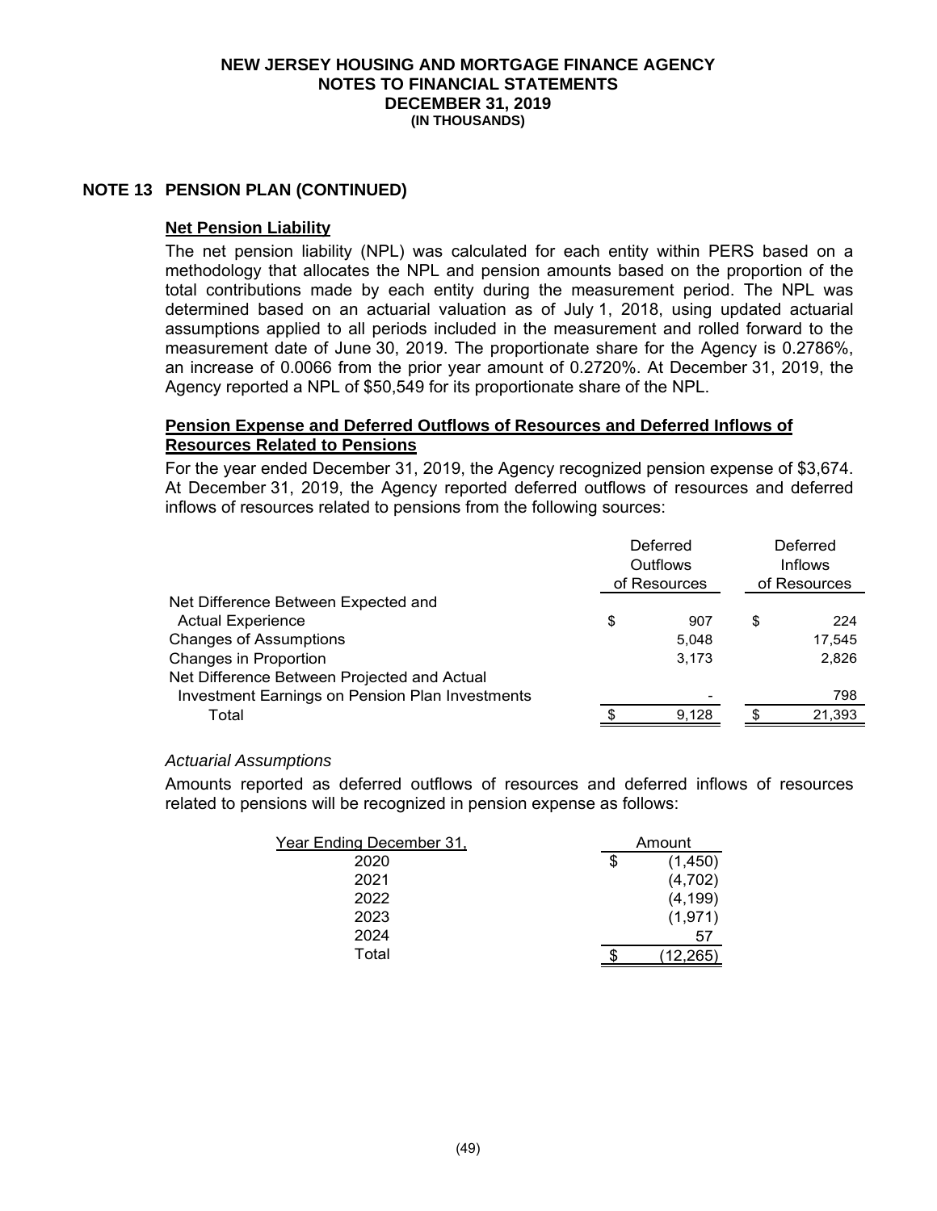# NEW JERSEY HOUSING AND MORTGAGE FINANCE AGENCY
## NOTES TO FINANCIAL STATEMENTS
## DECEMBER 31, 2019
**(IN THOUSANDS)**

## NOTE 13 PENSION PLAN (CONTINUED)

### Net Pension Liability

The net pension liability (NPL) was calculated for each entity within PERS based on a methodology that allocates the NPL and pension amounts based on the proportion of the total contributions made by each entity during the measurement period. The NPL was determined based on an actuarial valuation as of July 1, 2018, using updated actuarial assumptions applied to all periods included in the measurement and rolled forward to the measurement date of June 30, 2019. The proportionate share for the Agency is 0.2786%, an increase of 0.0066 from the prior year amount of 0.2720%. At December 31, 2019, the Agency reported a NPL of $50,549 for its proportionate share of the NPL.

### Pension Expense and Deferred Outflows of Resources and Deferred Inflows of Resources Related to Pensions

For the year ended December 31, 2019, the Agency recognized pension expense of $3,674. At December 31, 2019, the Agency reported deferred outflows of resources and deferred inflows of resources related to pensions from the following sources:

| | Deferred Outflows of Resources | Deferred Inflows of Resources |
|---|---|---|
| Net Difference Between Expected and Actual Experience | $ 907 | $ 224 |
| Changes of Assumptions | 5,048 | 17,545 |
| Changes in Proportion | 3,173 | 2,826 |
| Net Difference Between Projected and Actual Investment Earnings on Pension Plan Investments | - | 798 |
| Total | $ 9,128 | $ 21,393 |

*Actuarial Assumptions*

Amounts reported as deferred outflows of resources and deferred inflows of resources related to pensions will be recognized in pension expense as follows:

| Year Ending December 31, | Amount |
|---|---|
| 2020 | $ (1,450) |
| 2021 | (4,702) |
| 2022 | (4,199) |
| 2023 | (1,971) |
| 2024 | 57 |
| Total | $ (12,265) |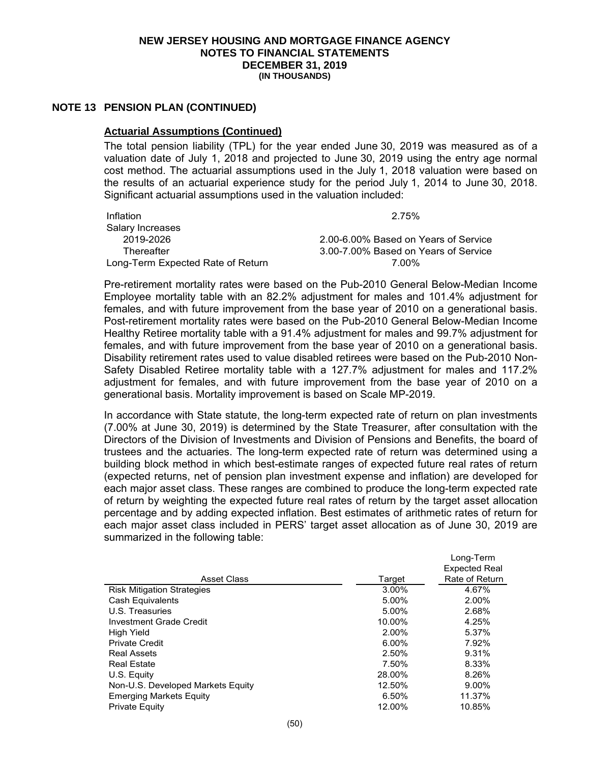# NEW JERSEY HOUSING AND MORTGAGE FINANCE AGENCY
## NOTES TO FINANCIAL STATEMENTS
## DECEMBER 31, 2019
### (IN THOUSANDS)

## NOTE 13 PENSION PLAN (CONTINUED)

**Actuarial Assumptions (Continued)**

The total pension liability (TPL) for the year ended June 30, 2019 was measured as of a valuation date of July 1, 2018 and projected to June 30, 2019 using the entry age normal cost method. The actuarial assumptions used in the July 1, 2018 valuation were based on the results of an actuarial experience study for the period July 1, 2014 to June 30, 2018. Significant actuarial assumptions used in the valuation included:

| | |
|---|---|
| Inflation | 2.75% |
| Salary Increases | |
| 2019-2026 | 2.00-6.00% Based on Years of Service |
| Thereafter | 3.00-7.00% Based on Years of Service |
| Long-Term Expected Rate of Return | 7.00% |

Pre-retirement mortality rates were based on the Pub-2010 General Below-Median Income Employee mortality table with an 82.2% adjustment for males and 101.4% adjustment for females, and with future improvement from the base year of 2010 on a generational basis. Post-retirement mortality rates were based on the Pub-2010 General Below-Median Income Healthy Retiree mortality table with a 91.4% adjustment for males and 99.7% adjustment for females, and with future improvement from the base year of 2010 on a generational basis. Disability retirement rates used to value disabled retirees were based on the Pub-2010 Non-Safety Disabled Retiree mortality table with a 127.7% adjustment for males and 117.2% adjustment for females, and with future improvement from the base year of 2010 on a generational basis. Mortality improvement is based on Scale MP-2019.

In accordance with State statute, the long-term expected rate of return on plan investments (7.00% at June 30, 2019) is determined by the State Treasurer, after consultation with the Directors of the Division of Investments and Division of Pensions and Benefits, the board of trustees and the actuaries. The long-term expected rate of return was determined using a building block method in which best-estimate ranges of expected future real rates of return (expected returns, net of pension plan investment expense and inflation) are developed for each major asset class. These ranges are combined to produce the long-term expected rate of return by weighting the expected future real rates of return by the target asset allocation percentage and by adding expected inflation. Best estimates of arithmetic rates of return for each major asset class included in PERS' target asset allocation as of June 30, 2019 are summarized in the following table:

| Asset Class | Target | Long-Term Expected Real Rate of Return |
|---|---|---|
| Risk Mitigation Strategies | 3.00% | 4.67% |
| Cash Equivalents | 5.00% | 2.00% |
| U.S. Treasuries | 5.00% | 2.68% |
| Investment Grade Credit | 10.00% | 4.25% |
| High Yield | 2.00% | 5.37% |
| Private Credit | 6.00% | 7.92% |
| Real Assets | 2.50% | 9.31% |
| Real Estate | 7.50% | 8.33% |
| U.S. Equity | 28.00% | 8.26% |
| Non-U.S. Developed Markets Equity | 12.50% | 9.00% |
| Emerging Markets Equity | 6.50% | 11.37% |
| Private Equity | 12.00% | 10.85% |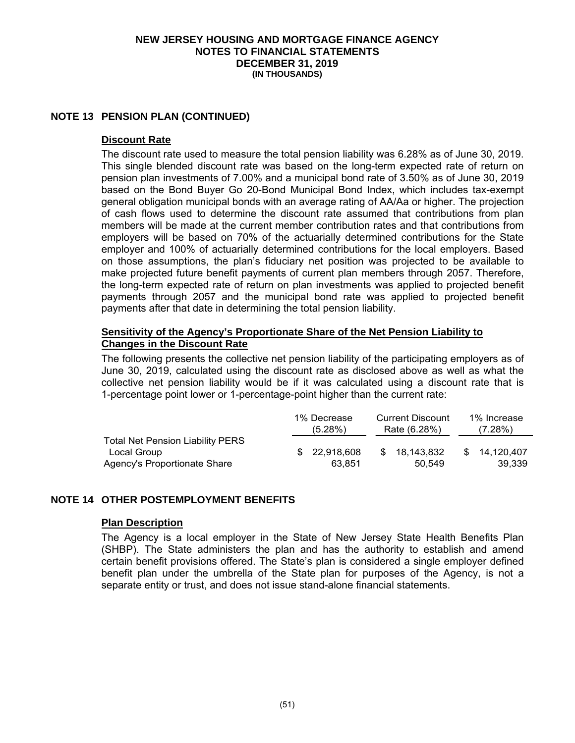# NEW JERSEY HOUSING AND MORTGAGE FINANCE AGENCY
## NOTES TO FINANCIAL STATEMENTS
## DECEMBER 31, 2019
### (IN THOUSANDS)

## NOTE 13 PENSION PLAN (CONTINUED)

### Discount Rate

The discount rate used to measure the total pension liability was 6.28% as of June 30, 2019. This single blended discount rate was based on the long-term expected rate of return on pension plan investments of 7.00% and a municipal bond rate of 3.50% as of June 30, 2019 based on the Bond Buyer Go 20-Bond Municipal Bond Index, which includes tax-exempt general obligation municipal bonds with an average rating of AA/Aa or higher. The projection of cash flows used to determine the discount rate assumed that contributions from plan members will be made at the current member contribution rates and that contributions from employers will be based on 70% of the actuarially determined contributions for the State employer and 100% of actuarially determined contributions for the local employers. Based on those assumptions, the plan's fiduciary net position was projected to be available to make projected future benefit payments of current plan members through 2057. Therefore, the long-term expected rate of return on plan investments was applied to projected benefit payments through 2057 and the municipal bond rate was applied to projected benefit payments after that date in determining the total pension liability.

### Sensitivity of the Agency's Proportionate Share of the Net Pension Liability to Changes in the Discount Rate

The following presents the collective net pension liability of the participating employers as of June 30, 2019, calculated using the discount rate as disclosed above as well as what the collective net pension liability would be if it was calculated using a discount rate that is 1-percentage point lower or 1-percentage-point higher than the current rate:

| | 1% Decrease (5.28%) | Current Discount Rate (6.28%) | 1% Increase (7.28%) |
|---|---|---|---|
| Total Net Pension Liability PERS Local Group | $ 22,918,608 | $ 18,143,832 | $ 14,120,407 |
| Agency's Proportionate Share | 63,851 | 50,549 | 39,339 |

## NOTE 14 OTHER POSTEMPLOYMENT BENEFITS

### Plan Description

The Agency is a local employer in the State of New Jersey State Health Benefits Plan (SHBP). The State administers the plan and has the authority to establish and amend certain benefit provisions offered. The State's plan is considered a single employer defined benefit plan under the umbrella of the State plan for purposes of the Agency, is not a separate entity or trust, and does not issue stand-alone financial statements.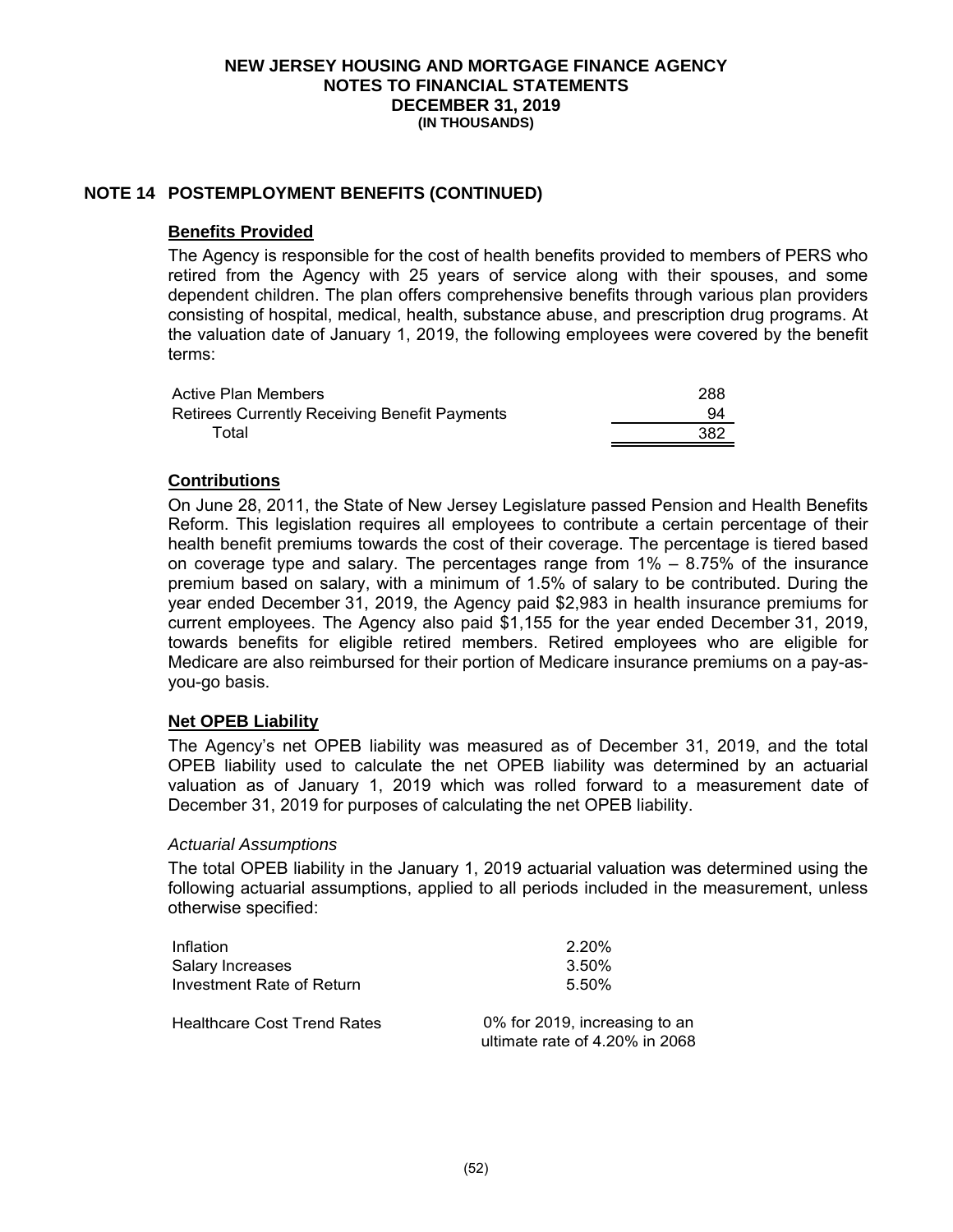## NOTE 14 POSTEMPLOYMENT BENEFITS (CONTINUED)

### Benefits Provided

The Agency is responsible for the cost of health benefits provided to members of PERS who retired from the Agency with 25 years of service along with their spouses, and some dependent children. The plan offers comprehensive benefits through various plan providers consisting of hospital, medical, health, substance abuse, and prescription drug programs. At the valuation date of January 1, 2019, the following employees were covered by the benefit terms:

| | |
|---|---|
| Active Plan Members | 288 |
| Retirees Currently Receiving Benefit Payments | 94 |
| Total | 382 |

### Contributions

On June 28, 2011, the State of New Jersey Legislature passed Pension and Health Benefits Reform. This legislation requires all employees to contribute a certain percentage of their health benefit premiums towards the cost of their coverage. The percentage is tiered based on coverage type and salary. The percentages range from 1% – 8.75% of the insurance premium based on salary, with a minimum of 1.5% of salary to be contributed. During the year ended December 31, 2019, the Agency paid $2,983 in health insurance premiums for current employees. The Agency also paid $1,155 for the year ended December 31, 2019, towards benefits for eligible retired members. Retired employees who are eligible for Medicare are also reimbursed for their portion of Medicare insurance premiums on a pay-as-you-go basis.

### Net OPEB Liability

The Agency's net OPEB liability was measured as of December 31, 2019, and the total OPEB liability used to calculate the net OPEB liability was determined by an actuarial valuation as of January 1, 2019 which was rolled forward to a measurement date of December 31, 2019 for purposes of calculating the net OPEB liability.

*Actuarial Assumptions*

The total OPEB liability in the January 1, 2019 actuarial valuation was determined using the following actuarial assumptions, applied to all periods included in the measurement, unless otherwise specified:

| | |
|---|---|
| Inflation | 2.20% |
| Salary Increases | 3.50% |
| Investment Rate of Return | 5.50% |
| Healthcare Cost Trend Rates | 0% for 2019, increasing to an ultimate rate of 4.20% in 2068 |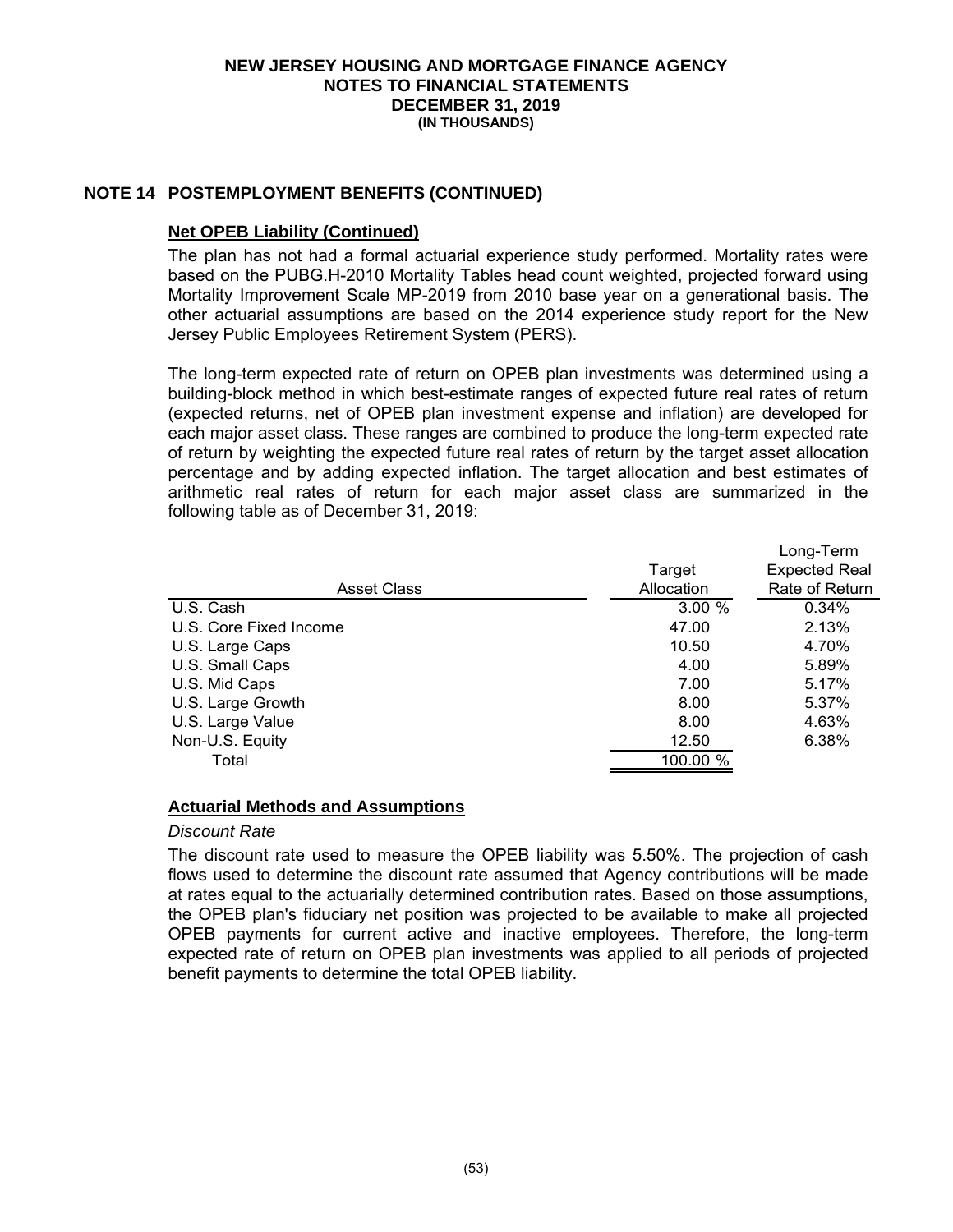**NEW JERSEY HOUSING AND MORTGAGE FINANCE AGENCY**
**NOTES TO FINANCIAL STATEMENTS**
**DECEMBER 31, 2019**
**(IN THOUSANDS)**

## NOTE 14 POSTEMPLOYMENT BENEFITS (CONTINUED)

### Net OPEB Liability (Continued)

The plan has not had a formal actuarial experience study performed. Mortality rates were based on the PUBG.H-2010 Mortality Tables head count weighted, projected forward using Mortality Improvement Scale MP-2019 from 2010 base year on a generational basis. The other actuarial assumptions are based on the 2014 experience study report for the New Jersey Public Employees Retirement System (PERS).

The long-term expected rate of return on OPEB plan investments was determined using a building-block method in which best-estimate ranges of expected future real rates of return (expected returns, net of OPEB plan investment expense and inflation) are developed for each major asset class. These ranges are combined to produce the long-term expected rate of return by weighting the expected future real rates of return by the target asset allocation percentage and by adding expected inflation. The target allocation and best estimates of arithmetic real rates of return for each major asset class are summarized in the following table as of December 31, 2019:

| Asset Class | Target Allocation | Long-Term Expected Real Rate of Return |
|---|---|---|
| U.S. Cash | 3.00 % | 0.34% |
| U.S. Core Fixed Income | 47.00 | 2.13% |
| U.S. Large Caps | 10.50 | 4.70% |
| U.S. Small Caps | 4.00 | 5.89% |
| U.S. Mid Caps | 7.00 | 5.17% |
| U.S. Large Growth | 8.00 | 5.37% |
| U.S. Large Value | 8.00 | 4.63% |
| Non-U.S. Equity | 12.50 | 6.38% |
| Total | 100.00 % | |

### Actuarial Methods and Assumptions

*Discount Rate*

The discount rate used to measure the OPEB liability was 5.50%. The projection of cash flows used to determine the discount rate assumed that Agency contributions will be made at rates equal to the actuarially determined contribution rates. Based on those assumptions, the OPEB plan's fiduciary net position was projected to be available to make all projected OPEB payments for current active and inactive employees. Therefore, the long-term expected rate of return on OPEB plan investments was applied to all periods of projected benefit payments to determine the total OPEB liability.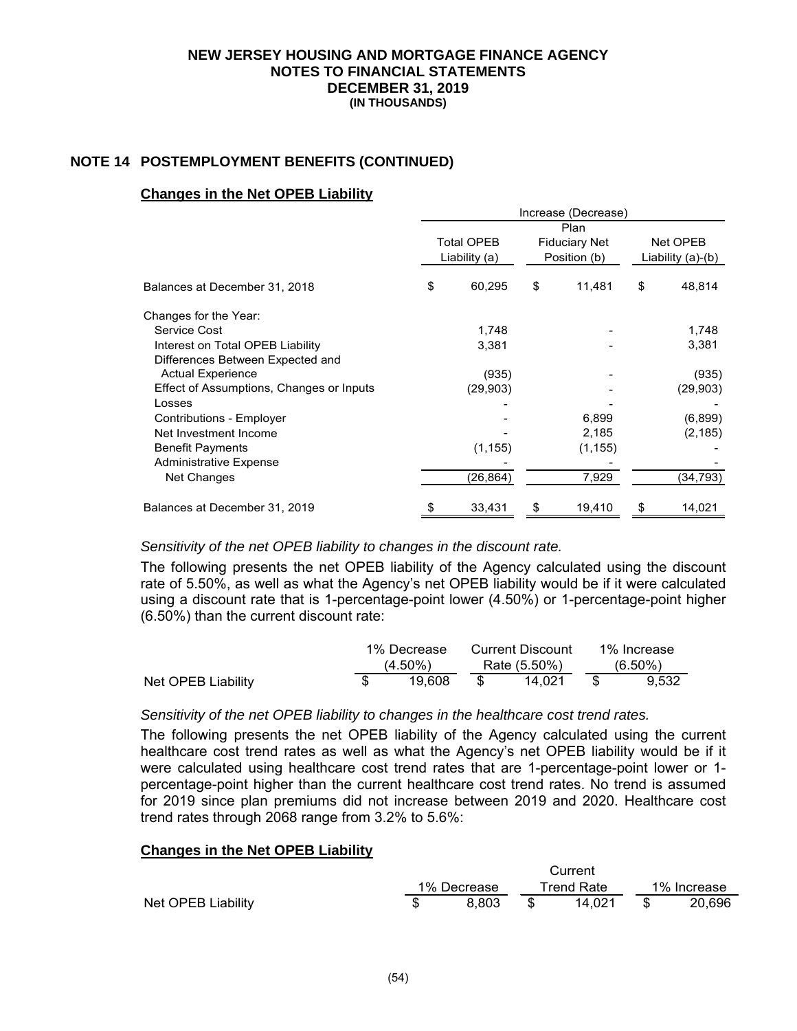**NEW JERSEY HOUSING AND MORTGAGE FINANCE AGENCY**
**NOTES TO FINANCIAL STATEMENTS**
**DECEMBER 31, 2019**
**(IN THOUSANDS)**

## NOTE 14 POSTEMPLOYMENT BENEFITS (CONTINUED)

### Changes in the Net OPEB Liability

| | Increase (Decrease) | | |
|---|---|---|---|
| | Total OPEB Liability (a) | Plan Fiduciary Net Position (b) | Net OPEB Liability (a)-(b) |
| Balances at December 31, 2018 | $ 60,295 | $ 11,481 | $ 48,814 |
| Changes for the Year: | | | |
| Service Cost | 1,748 | - | 1,748 |
| Interest on Total OPEB Liability | 3,381 | - | 3,381 |
| Differences Between Expected and Actual Experience | (935) | - | (935) |
| Effect of Assumptions, Changes or Inputs | (29,903) | - | (29,903) |
| Losses | - | - | - |
| Contributions - Employer | - | 6,899 | (6,899) |
| Net Investment Income | - | 2,185 | (2,185) |
| Benefit Payments | (1,155) | (1,155) | - |
| Administrative Expense | - | - | - |
| Net Changes | (26,864) | 7,929 | (34,793) |
| Balances at December 31, 2019 | $ 33,431 | $ 19,410 | $ 14,021 |

*Sensitivity of the net OPEB liability to changes in the discount rate.*

The following presents the net OPEB liability of the Agency calculated using the discount rate of 5.50%, as well as what the Agency's net OPEB liability would be if it were calculated using a discount rate that is 1-percentage-point lower (4.50%) or 1-percentage-point higher (6.50%) than the current discount rate:

| | 1% Decrease (4.50%) | Current Discount Rate (5.50%) | 1% Increase (6.50%) |
|---|---|---|---|
| Net OPEB Liability | $ 19,608 | $ 14,021 | $ 9,532 |

*Sensitivity of the net OPEB liability to changes in the healthcare cost trend rates.*

The following presents the net OPEB liability of the Agency calculated using the current healthcare cost trend rates as well as what the Agency's net OPEB liability would be if it were calculated using healthcare cost trend rates that are 1-percentage-point lower or 1-percentage-point higher than the current healthcare cost trend rates. No trend is assumed for 2019 since plan premiums did not increase between 2019 and 2020. Healthcare cost trend rates through 2068 range from 3.2% to 5.6%:

### Changes in the Net OPEB Liability

| | 1% Decrease | Current Trend Rate | 1% Increase |
|---|---|---|---|
| Net OPEB Liability | $ 8,803 | $ 14,021 | $ 20,696 |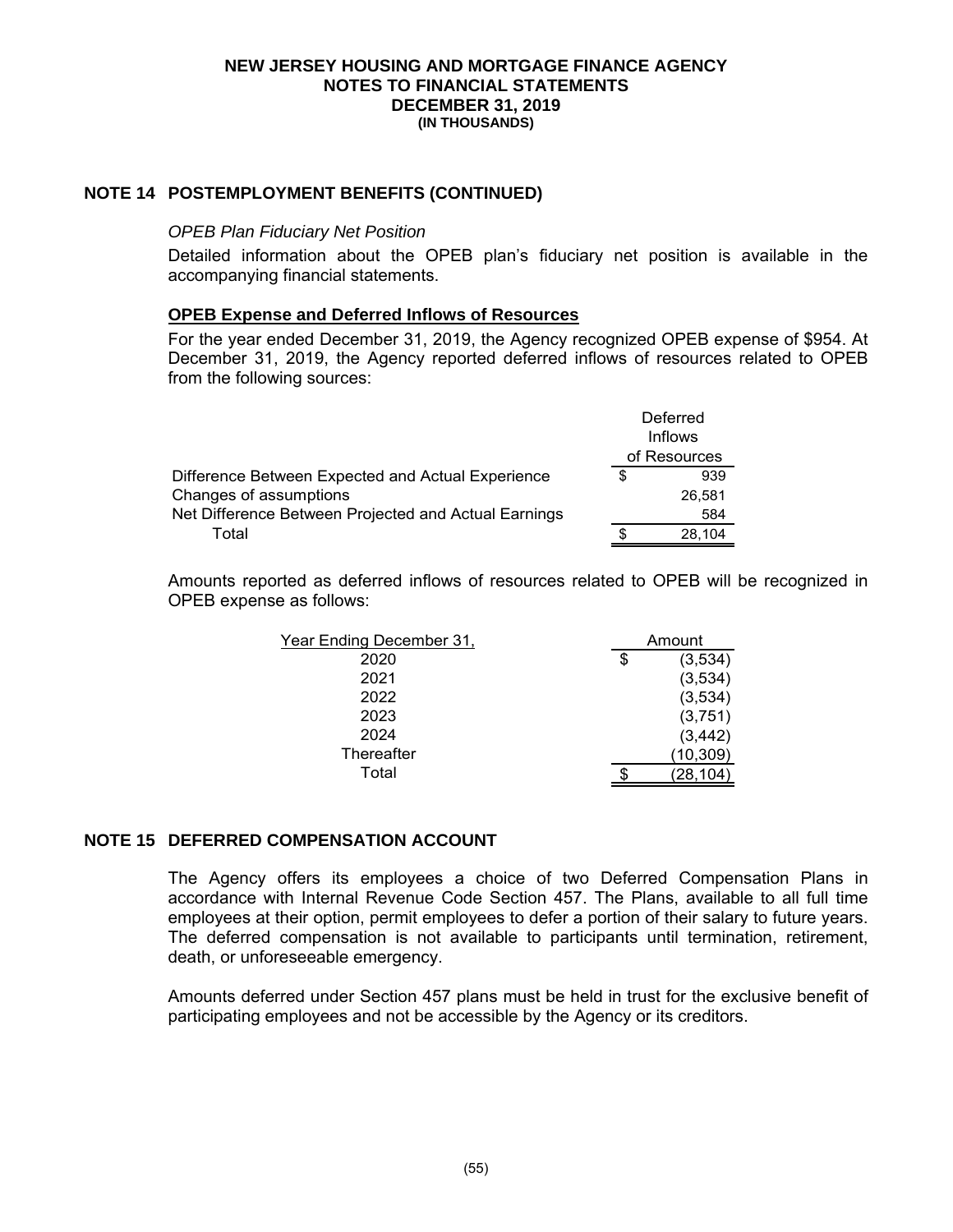## NOTE 14 POSTEMPLOYMENT BENEFITS (CONTINUED)

*OPEB Plan Fiduciary Net Position*

Detailed information about the OPEB plan's fiduciary net position is available in the accompanying financial statements.

### OPEB Expense and Deferred Inflows of Resources

For the year ended December 31, 2019, the Agency recognized OPEB expense of $954. At December 31, 2019, the Agency reported deferred inflows of resources related to OPEB from the following sources:

| | Deferred Inflows of Resources |
|---|---|
| Difference Between Expected and Actual Experience | $ 939 |
| Changes of assumptions | 26,581 |
| Net Difference Between Projected and Actual Earnings | 584 |
| Total | $ 28,104 |

Amounts reported as deferred inflows of resources related to OPEB will be recognized in OPEB expense as follows:

| Year Ending December 31, | Amount |
|---|---|
| 2020 | $ (3,534) |
| 2021 | (3,534) |
| 2022 | (3,534) |
| 2023 | (3,751) |
| 2024 | (3,442) |
| Thereafter | (10,309) |
| Total | $ (28,104) |

## NOTE 15 DEFERRED COMPENSATION ACCOUNT

The Agency offers its employees a choice of two Deferred Compensation Plans in accordance with Internal Revenue Code Section 457. The Plans, available to all full time employees at their option, permit employees to defer a portion of their salary to future years. The deferred compensation is not available to participants until termination, retirement, death, or unforeseeable emergency.

Amounts deferred under Section 457 plans must be held in trust for the exclusive benefit of participating employees and not be accessible by the Agency or its creditors.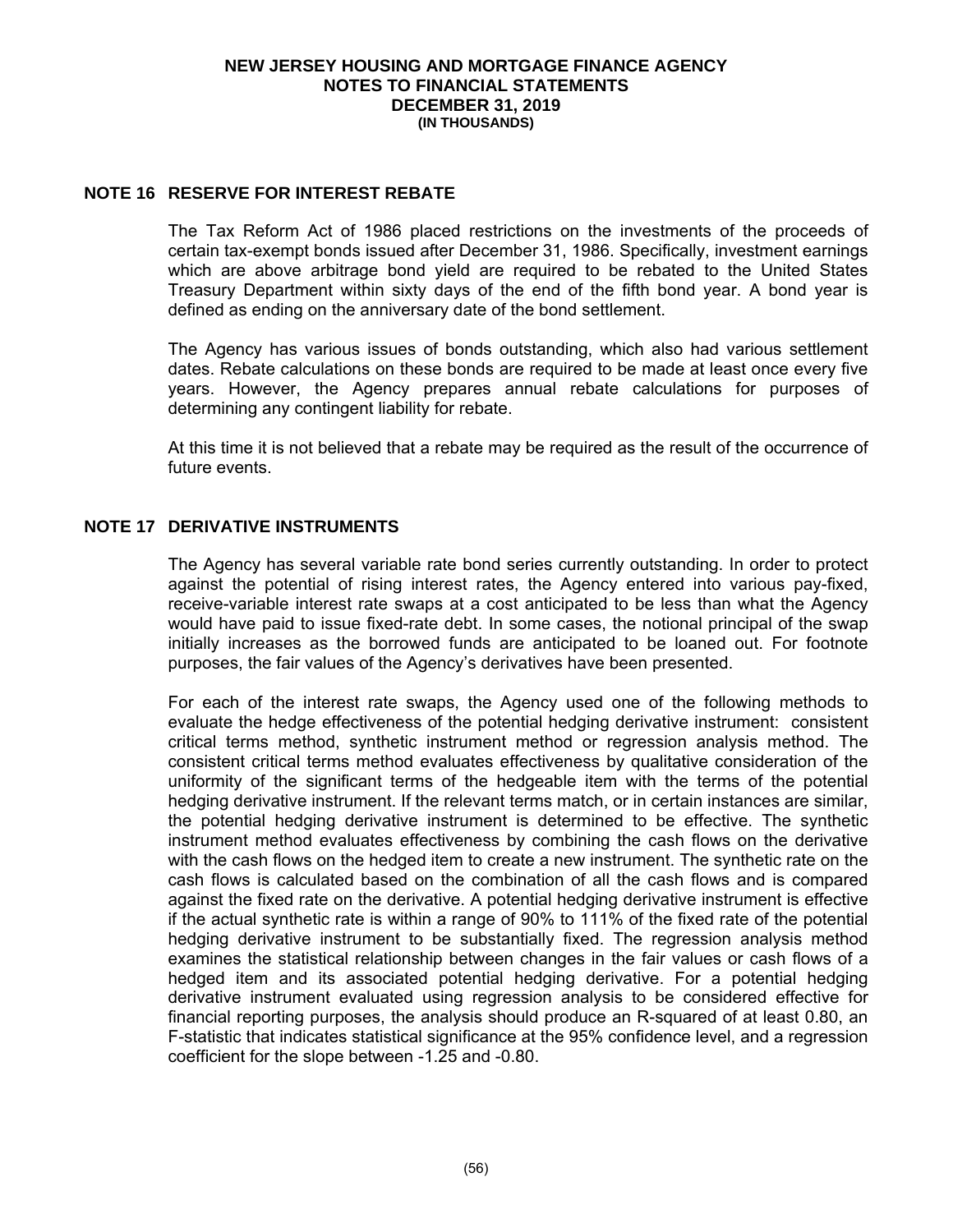## NOTE 16 RESERVE FOR INTEREST REBATE

The Tax Reform Act of 1986 placed restrictions on the investments of the proceeds of certain tax-exempt bonds issued after December 31, 1986. Specifically, investment earnings which are above arbitrage bond yield are required to be rebated to the United States Treasury Department within sixty days of the end of the fifth bond year. A bond year is defined as ending on the anniversary date of the bond settlement.

The Agency has various issues of bonds outstanding, which also had various settlement dates. Rebate calculations on these bonds are required to be made at least once every five years. However, the Agency prepares annual rebate calculations for purposes of determining any contingent liability for rebate.

At this time it is not believed that a rebate may be required as the result of the occurrence of future events.

## NOTE 17 DERIVATIVE INSTRUMENTS

The Agency has several variable rate bond series currently outstanding. In order to protect against the potential of rising interest rates, the Agency entered into various pay-fixed, receive-variable interest rate swaps at a cost anticipated to be less than what the Agency would have paid to issue fixed-rate debt. In some cases, the notional principal of the swap initially increases as the borrowed funds are anticipated to be loaned out. For footnote purposes, the fair values of the Agency's derivatives have been presented.

For each of the interest rate swaps, the Agency used one of the following methods to evaluate the hedge effectiveness of the potential hedging derivative instrument: consistent critical terms method, synthetic instrument method or regression analysis method. The consistent critical terms method evaluates effectiveness by qualitative consideration of the uniformity of the significant terms of the hedgeable item with the terms of the potential hedging derivative instrument. If the relevant terms match, or in certain instances are similar, the potential hedging derivative instrument is determined to be effective. The synthetic instrument method evaluates effectiveness by combining the cash flows on the derivative with the cash flows on the hedged item to create a new instrument. The synthetic rate on the cash flows is calculated based on the combination of all the cash flows and is compared against the fixed rate on the derivative. A potential hedging derivative instrument is effective if the actual synthetic rate is within a range of 90% to 111% of the fixed rate of the potential hedging derivative instrument to be substantially fixed. The regression analysis method examines the statistical relationship between changes in the fair values or cash flows of a hedged item and its associated potential hedging derivative. For a potential hedging derivative instrument evaluated using regression analysis to be considered effective for financial reporting purposes, the analysis should produce an R-squared of at least 0.80, an F-statistic that indicates statistical significance at the 95% confidence level, and a regression coefficient for the slope between -1.25 and -0.80.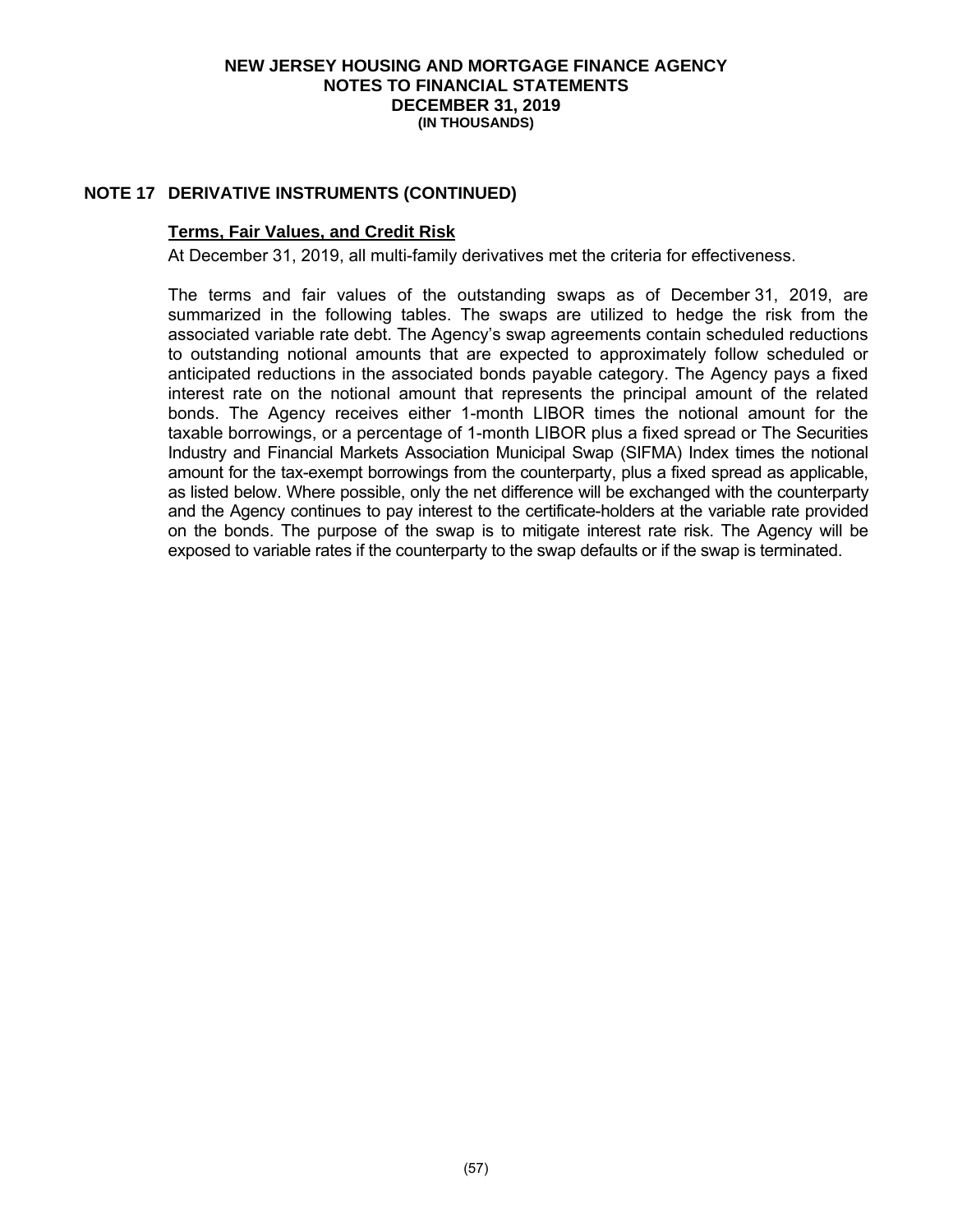## NOTE 17 DERIVATIVE INSTRUMENTS (CONTINUED)

**Terms, Fair Values, and Credit Risk**

At December 31, 2019, all multi-family derivatives met the criteria for effectiveness.

The terms and fair values of the outstanding swaps as of December 31, 2019, are summarized in the following tables. The swaps are utilized to hedge the risk from the associated variable rate debt. The Agency's swap agreements contain scheduled reductions to outstanding notional amounts that are expected to approximately follow scheduled or anticipated reductions in the associated bonds payable category. The Agency pays a fixed interest rate on the notional amount that represents the principal amount of the related bonds. The Agency receives either 1-month LIBOR times the notional amount for the taxable borrowings, or a percentage of 1-month LIBOR plus a fixed spread or The Securities Industry and Financial Markets Association Municipal Swap (SIFMA) Index times the notional amount for the tax-exempt borrowings from the counterparty, plus a fixed spread as applicable, as listed below. Where possible, only the net difference will be exchanged with the counterparty and the Agency continues to pay interest to the certificate-holders at the variable rate provided on the bonds. The purpose of the swap is to mitigate interest rate risk. The Agency will be exposed to variable rates if the counterparty to the swap defaults or if the swap is terminated.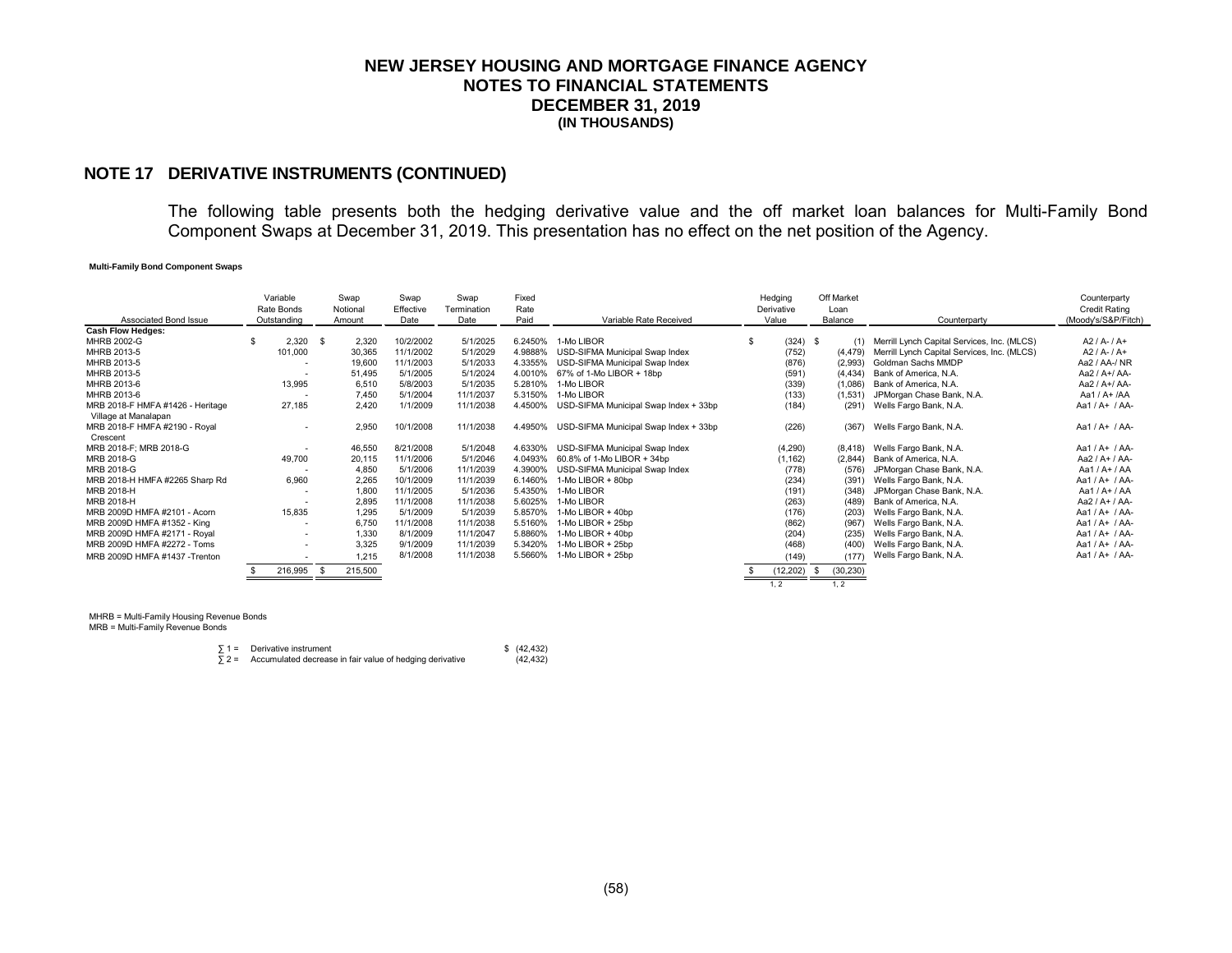# NEW JERSEY HOUSING AND MORTGAGE FINANCE AGENCY
## NOTES TO FINANCIAL STATEMENTS
## DECEMBER 31, 2019
### (IN THOUSANDS)

## NOTE 17 DERIVATIVE INSTRUMENTS (CONTINUED)

The following table presents both the hedging derivative value and the off market loan balances for Multi-Family Bond Component Swaps at December 31, 2019. This presentation has no effect on the net position of the Agency.

**Multi-Family Bond Component Swaps**

| Associated Bond Issue | Variable Rate Bonds Outstanding | Swap Notional Amount | Swap Effective Date | Swap Termination Date | Fixed Rate Paid | Variable Rate Received | Hedging Derivative Value | Off Market Loan Balance | Counterparty | Counterparty Credit Rating (Moody's/S&P/Fitch) |
|---|---|---|---|---|---|---|---|---|---|---|
| **Cash Flow Hedges:** | | | | | | | | | | |
| MHRB 2002-G | $ 2,320 | $ 2,320 | 10/2/2002 | 5/1/2025 | 6.2450% | 1-Mo LIBOR | $ (324) | $ (1) | Merrill Lynch Capital Services, Inc. (MLCS) | A2 / A- / A+ |
| MHRB 2013-5 | 101,000 | 30,365 | 11/1/2002 | 5/1/2029 | 4.9888% | USD-SIFMA Municipal Swap Index | (752) | (4,479) | Merrill Lynch Capital Services, Inc. (MLCS) | A2 / A- / A+ |
| MHRB 2013-5 | - | 19,600 | 11/1/2003 | 5/1/2033 | 4.3355% | USD-SIFMA Municipal Swap Index | (876) | (2,993) | Goldman Sachs MMDP | Aa2 / AA-/ NR |
| MHRB 2013-5 | - | 51,495 | 5/1/2005 | 5/1/2024 | 4.0010% | 67% of 1-Mo LIBOR + 18bp | (591) | (4,434) | Bank of America, N.A. | Aa2 / A+/ AA- |
| MHRB 2013-6 | 13,995 | 6,510 | 5/8/2003 | 5/1/2035 | 5.2810% | 1-Mo LIBOR | (339) | (1,086) | Bank of America, N.A. | Aa2 / A+/ AA- |
| MHRB 2013-6 | - | 7,450 | 5/1/2004 | 11/1/2037 | 5.3150% | 1-Mo LIBOR | (133) | (1,531) | JPMorgan Chase Bank, N.A. | Aa1 / A+ /AA |
| MRB 2018-F HMFA #1426 - Heritage Village at Manalapan | 27,185 | 2,420 | 1/1/2009 | 11/1/2038 | 4.4500% | USD-SIFMA Municipal Swap Index + 33bp | (184) | (291) | Wells Fargo Bank, N.A. | Aa1 / A+ / AA- |
| MRB 2018-F HMFA #2190 - Royal Crescent | - | 2,950 | 10/1/2008 | 11/1/2038 | 4.4950% | USD-SIFMA Municipal Swap Index + 33bp | (226) | (367) | Wells Fargo Bank, N.A. | Aa1 / A+ / AA- |
| MRB 2018-F; MRB 2018-G | - | 46,550 | 8/21/2008 | 5/1/2048 | 4.6330% | USD-SIFMA Municipal Swap Index | (4,290) | (8,418) | Wells Fargo Bank, N.A. | Aa1 / A+ / AA- |
| MRB 2018-G | 49,700 | 20,115 | 11/1/2006 | 5/1/2046 | 4.0493% | 60.8% of 1-Mo LIBOR + 34bp | (1,162) | (2,844) | Bank of America, N.A. | Aa2 / A+ / AA- |
| MRB 2018-G | - | 4,850 | 5/1/2006 | 11/1/2039 | 4.3900% | USD-SIFMA Municipal Swap Index | (778) | (576) | JPMorgan Chase Bank, N.A. | Aa1 / A+ / AA |
| MRB 2018-H HMFA #2265 Sharp Rd | 6,960 | 2,265 | 10/1/2009 | 11/1/2039 | 6.1460% | 1-Mo LIBOR + 80bp | (234) | (391) | Wells Fargo Bank, N.A. | Aa1 / A+ / AA- |
| MRB 2018-H | - | 1,800 | 11/1/2005 | 5/1/2036 | 5.4350% | 1-Mo LIBOR | (191) | (348) | JPMorgan Chase Bank, N.A. | Aa1 / A+ / AA |
| MRB 2018-H | - | 2,895 | 11/1/2008 | 11/1/2038 | 5.6025% | 1-Mo LIBOR | (263) | (489) | Bank of America, N.A. | Aa2 / A+ / AA- |
| MRB 2009D HMFA #2101 - Acorn | 15,835 | 1,295 | 5/1/2009 | 5/1/2039 | 5.8570% | 1-Mo LIBOR + 40bp | (176) | (203) | Wells Fargo Bank, N.A. | Aa1 / A+ / AA- |
| MRB 2009D HMFA #1352 - King | - | 6,750 | 11/1/2008 | 11/1/2038 | 5.5160% | 1-Mo LIBOR + 25bp | (862) | (967) | Wells Fargo Bank, N.A. | Aa1 / A+ / AA- |
| MRB 2009D HMFA #2171 - Royal | - | 1,330 | 8/1/2009 | 11/1/2047 | 5.8860% | 1-Mo LIBOR + 40bp | (204) | (235) | Wells Fargo Bank, N.A. | Aa1 / A+ / AA- |
| MRB 2009D HMFA #2272 - Toms | - | 3,325 | 9/1/2009 | 11/1/2039 | 5.3420% | 1-Mo LIBOR + 25bp | (468) | (400) | Wells Fargo Bank, N.A. | Aa1 / A+ / AA- |
| MRB 2009D HMFA #1437 -Trenton | - | 1,215 | 8/1/2008 | 11/1/2038 | 5.5660% | 1-Mo LIBOR + 25bp | (149) | (177) | Wells Fargo Bank, N.A. | Aa1 / A+ / AA- |
| | $ 216,995 | $ 215,500 | | | | | $ (12,202) | $ (30,230) | | |
| | | | | | | | 1, 2 | 1, 2 | | |

MHRB = Multi-Family Housing Revenue Bonds
MRB = Multi-Family Revenue Bonds

| | | |
|---|---|---|
| ∑ 1 = | Derivative instrument | $ (42,432) |
| ∑ 2 = | Accumulated decrease in fair value of hedging derivative | (42,432) |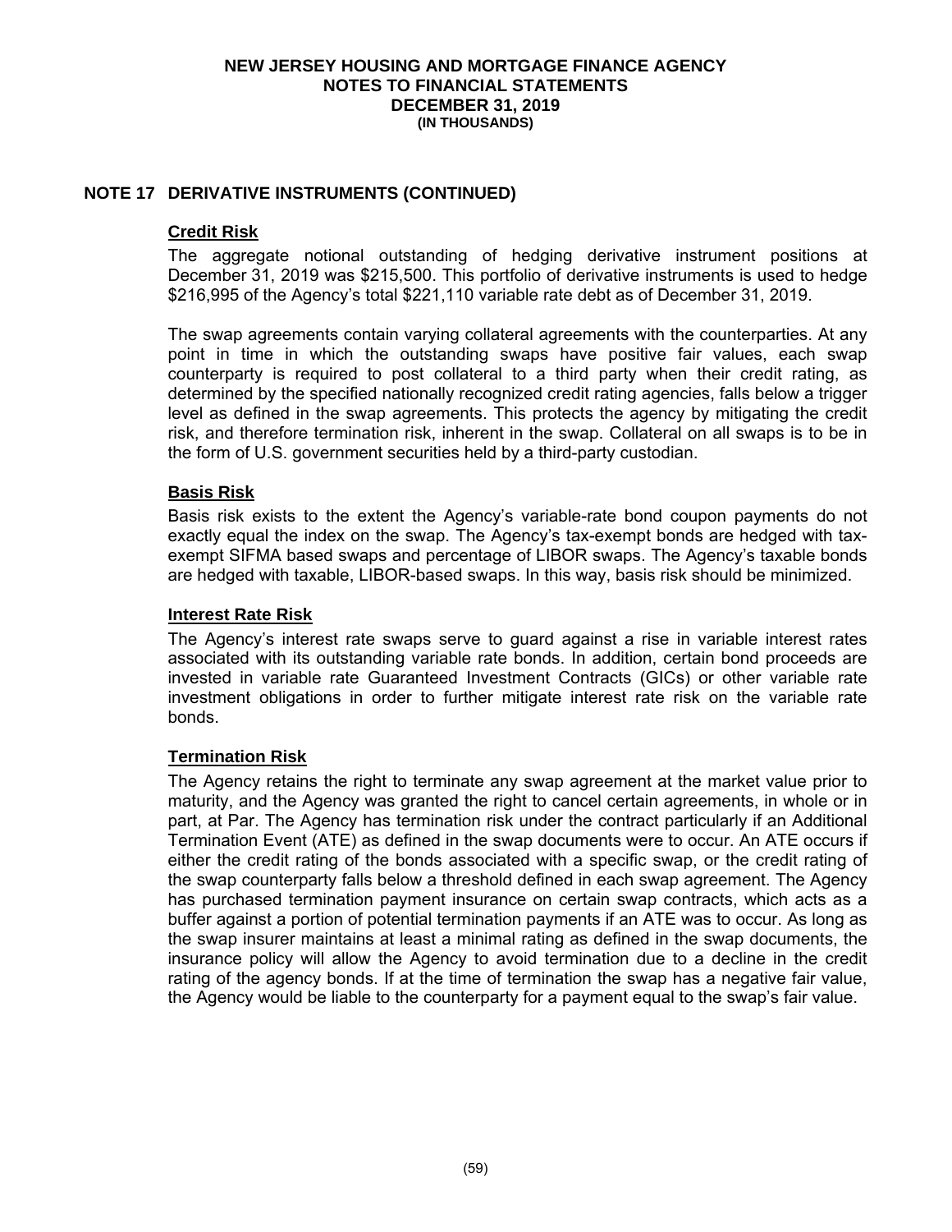## NOTE 17 DERIVATIVE INSTRUMENTS (CONTINUED)

### Credit Risk

The aggregate notional outstanding of hedging derivative instrument positions at December 31, 2019 was $215,500. This portfolio of derivative instruments is used to hedge $216,995 of the Agency's total $221,110 variable rate debt as of December 31, 2019.

The swap agreements contain varying collateral agreements with the counterparties. At any point in time in which the outstanding swaps have positive fair values, each swap counterparty is required to post collateral to a third party when their credit rating, as determined by the specified nationally recognized credit rating agencies, falls below a trigger level as defined in the swap agreements. This protects the agency by mitigating the credit risk, and therefore termination risk, inherent in the swap. Collateral on all swaps is to be in the form of U.S. government securities held by a third-party custodian.

### Basis Risk

Basis risk exists to the extent the Agency's variable-rate bond coupon payments do not exactly equal the index on the swap. The Agency's tax-exempt bonds are hedged with tax-exempt SIFMA based swaps and percentage of LIBOR swaps. The Agency's taxable bonds are hedged with taxable, LIBOR-based swaps. In this way, basis risk should be minimized.

### Interest Rate Risk

The Agency's interest rate swaps serve to guard against a rise in variable interest rates associated with its outstanding variable rate bonds. In addition, certain bond proceeds are invested in variable rate Guaranteed Investment Contracts (GICs) or other variable rate investment obligations in order to further mitigate interest rate risk on the variable rate bonds.

### Termination Risk

The Agency retains the right to terminate any swap agreement at the market value prior to maturity, and the Agency was granted the right to cancel certain agreements, in whole or in part, at Par. The Agency has termination risk under the contract particularly if an Additional Termination Event (ATE) as defined in the swap documents were to occur. An ATE occurs if either the credit rating of the bonds associated with a specific swap, or the credit rating of the swap counterparty falls below a threshold defined in each swap agreement. The Agency has purchased termination payment insurance on certain swap contracts, which acts as a buffer against a portion of potential termination payments if an ATE was to occur. As long as the swap insurer maintains at least a minimal rating as defined in the swap documents, the insurance policy will allow the Agency to avoid termination due to a decline in the credit rating of the agency bonds. If at the time of termination the swap has a negative fair value, the Agency would be liable to the counterparty for a payment equal to the swap's fair value.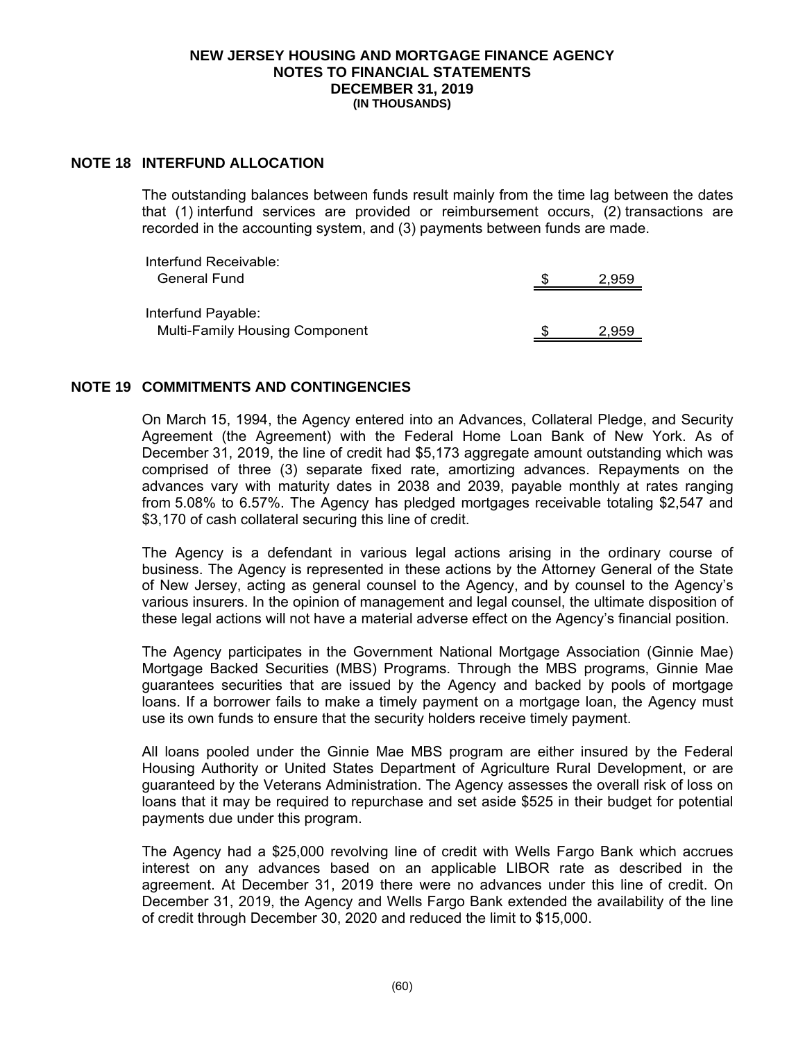## NOTE 18 INTERFUND ALLOCATION

The outstanding balances between funds result mainly from the time lag between the dates that (1) interfund services are provided or reimbursement occurs, (2) transactions are recorded in the accounting system, and (3) payments between funds are made.

| | | |
|---|---|---|
| Interfund Receivable: | | |
| General Fund | $ | 2,959 |
| Interfund Payable: | | |
| Multi-Family Housing Component | $ | 2,959 |

## NOTE 19 COMMITMENTS AND CONTINGENCIES

On March 15, 1994, the Agency entered into an Advances, Collateral Pledge, and Security Agreement (the Agreement) with the Federal Home Loan Bank of New York. As of December 31, 2019, the line of credit had $5,173 aggregate amount outstanding which was comprised of three (3) separate fixed rate, amortizing advances. Repayments on the advances vary with maturity dates in 2038 and 2039, payable monthly at rates ranging from 5.08% to 6.57%. The Agency has pledged mortgages receivable totaling $2,547 and $3,170 of cash collateral securing this line of credit.

The Agency is a defendant in various legal actions arising in the ordinary course of business. The Agency is represented in these actions by the Attorney General of the State of New Jersey, acting as general counsel to the Agency, and by counsel to the Agency's various insurers. In the opinion of management and legal counsel, the ultimate disposition of these legal actions will not have a material adverse effect on the Agency's financial position.

The Agency participates in the Government National Mortgage Association (Ginnie Mae) Mortgage Backed Securities (MBS) Programs. Through the MBS programs, Ginnie Mae guarantees securities that are issued by the Agency and backed by pools of mortgage loans. If a borrower fails to make a timely payment on a mortgage loan, the Agency must use its own funds to ensure that the security holders receive timely payment.

All loans pooled under the Ginnie Mae MBS program are either insured by the Federal Housing Authority or United States Department of Agriculture Rural Development, or are guaranteed by the Veterans Administration. The Agency assesses the overall risk of loss on loans that it may be required to repurchase and set aside $525 in their budget for potential payments due under this program.

The Agency had a $25,000 revolving line of credit with Wells Fargo Bank which accrues interest on any advances based on an applicable LIBOR rate as described in the agreement. At December 31, 2019 there were no advances under this line of credit. On December 31, 2019, the Agency and Wells Fargo Bank extended the availability of the line of credit through December 30, 2020 and reduced the limit to $15,000.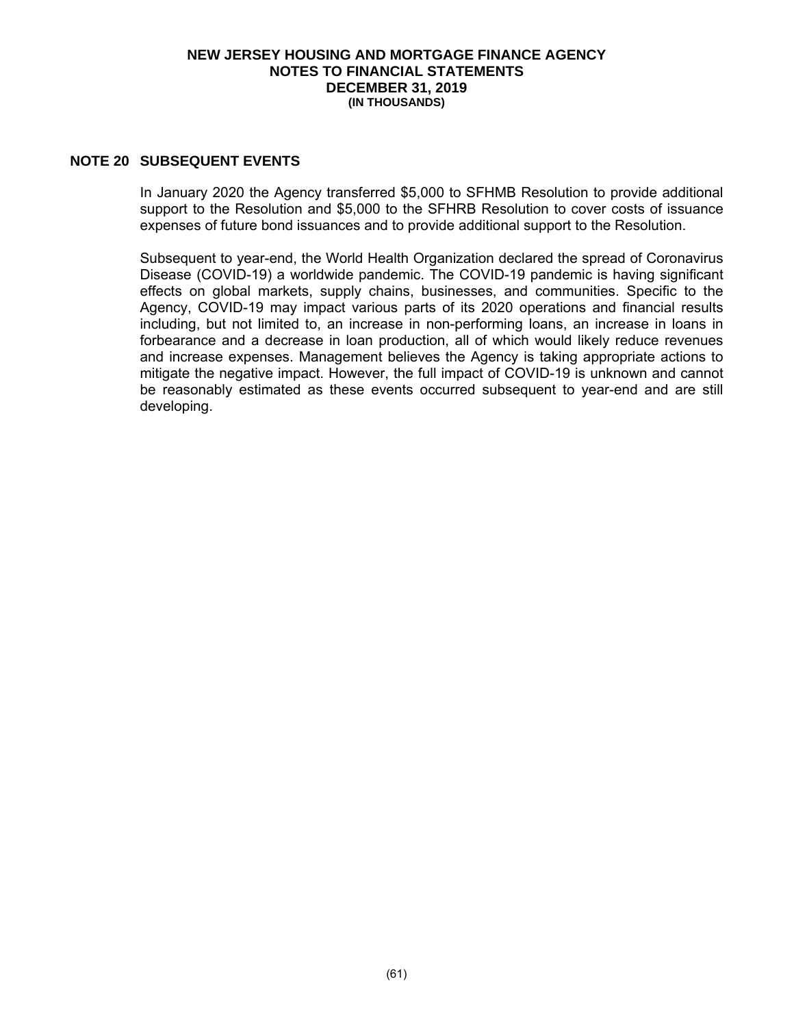## NOTE 20 SUBSEQUENT EVENTS

In January 2020 the Agency transferred $5,000 to SFHMB Resolution to provide additional support to the Resolution and $5,000 to the SFHRB Resolution to cover costs of issuance expenses of future bond issuances and to provide additional support to the Resolution.

Subsequent to year-end, the World Health Organization declared the spread of Coronavirus Disease (COVID-19) a worldwide pandemic. The COVID-19 pandemic is having significant effects on global markets, supply chains, businesses, and communities. Specific to the Agency, COVID-19 may impact various parts of its 2020 operations and financial results including, but not limited to, an increase in non-performing loans, an increase in loans in forbearance and a decrease in loan production, all of which would likely reduce revenues and increase expenses. Management believes the Agency is taking appropriate actions to mitigate the negative impact. However, the full impact of COVID-19 is unknown and cannot be reasonably estimated as these events occurred subsequent to year-end and are still developing.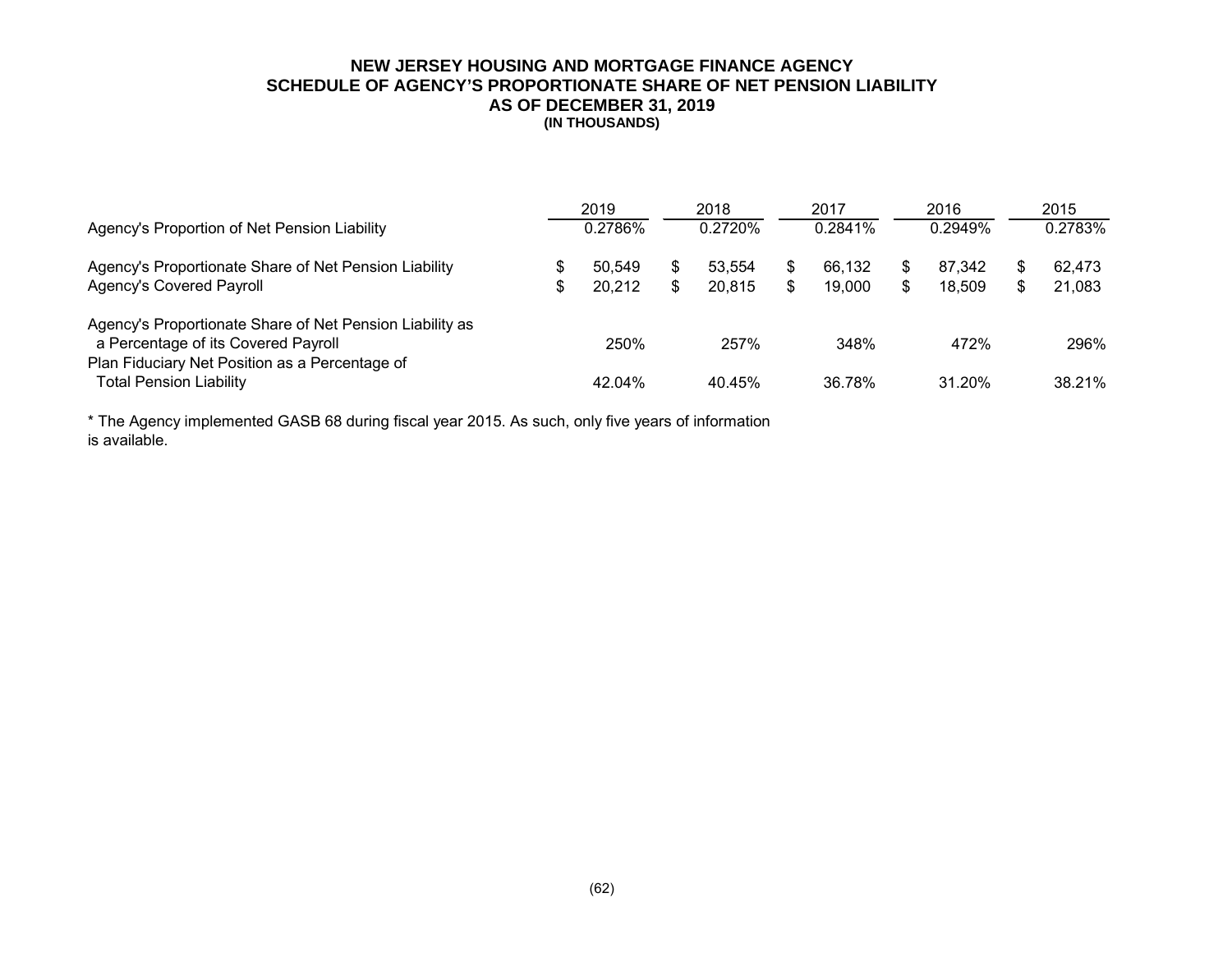# NEW JERSEY HOUSING AND MORTGAGE FINANCE AGENCY
## SCHEDULE OF AGENCY'S PROPORTIONATE SHARE OF NET PENSION LIABILITY
## AS OF DECEMBER 31, 2019
**(IN THOUSANDS)**

| | 2019 | 2018 | 2017 | 2016 | 2015 |
|---|---|---|---|---|---|
| Agency's Proportion of Net Pension Liability | 0.2786% | 0.2720% | 0.2841% | 0.2949% | 0.2783% |
| Agency's Proportionate Share of Net Pension Liability | $ 50,549 | $ 53,554 | $ 66,132 | $ 87,342 | $ 62,473 |
| Agency's Covered Payroll | $ 20,212 | $ 20,815 | $ 19,000 | $ 18,509 | $ 21,083 |
| Agency's Proportionate Share of Net Pension Liability as a Percentage of its Covered Payroll | 250% | 257% | 348% | 472% | 296% |
| Plan Fiduciary Net Position as a Percentage of Total Pension Liability | 42.04% | 40.45% | 36.78% | 31.20% | 38.21% |

* The Agency implemented GASB 68 during fiscal year 2015. As such, only five years of information is available.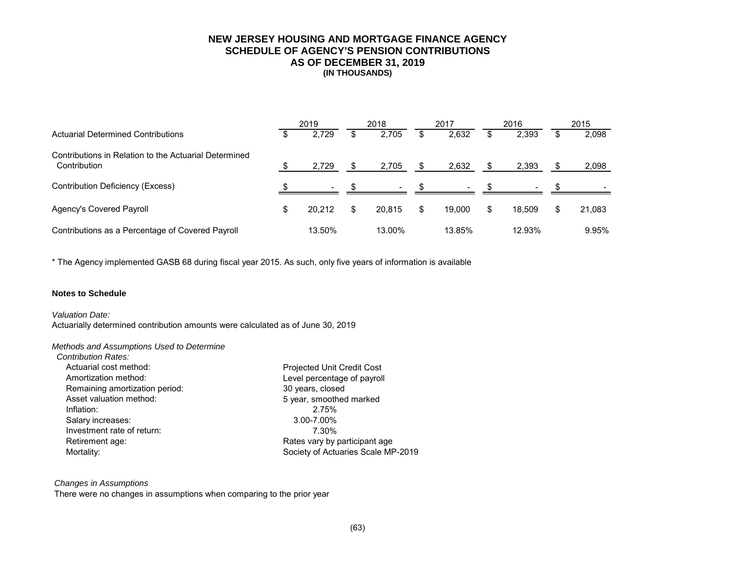# NEW JERSEY HOUSING AND MORTGAGE FINANCE AGENCY
## SCHEDULE OF AGENCY'S PENSION CONTRIBUTIONS
## AS OF DECEMBER 31, 2019
### (IN THOUSANDS)

| | 2019 | 2018 | 2017 | 2016 | 2015 |
|---|---|---|---|---|---|
| Actuarial Determined Contributions | $ 2,729 | $ 2,705 | $ 2,632 | $ 2,393 | $ 2,098 |
| Contributions in Relation to the Actuarial Determined Contribution | $ 2,729 | $ 2,705 | $ 2,632 | $ 2,393 | $ 2,098 |
| Contribution Deficiency (Excess) | $ - | $ - | $ - | $ - | $ - |
| Agency's Covered Payroll | $ 20,212 | $ 20,815 | $ 19,000 | $ 18,509 | $ 21,083 |
| Contributions as a Percentage of Covered Payroll | 13.50% | 13.00% | 13.85% | 12.93% | 9.95% |

* The Agency implemented GASB 68 during fiscal year 2015. As such, only five years of information is available

**Notes to Schedule**

*Valuation Date:*
Actuarially determined contribution amounts were calculated as of June 30, 2019

*Methods and Assumptions Used to Determine*
*Contribution Rates:*

| | |
|---|---|
| Actuarial cost method: | Projected Unit Credit Cost |
| Amortization method: | Level percentage of payroll |
| Remaining amortization period: | 30 years, closed |
| Asset valuation method: | 5 year, smoothed marked |
| Inflation: | 2.75% |
| Salary increases: | 3.00-7.00% |
| Investment rate of return: | 7.30% |
| Retirement age: | Rates vary by participant age |
| Mortality: | Society of Actuaries Scale MP-2019 |

*Changes in Assumptions*
There were no changes in assumptions when comparing to the prior year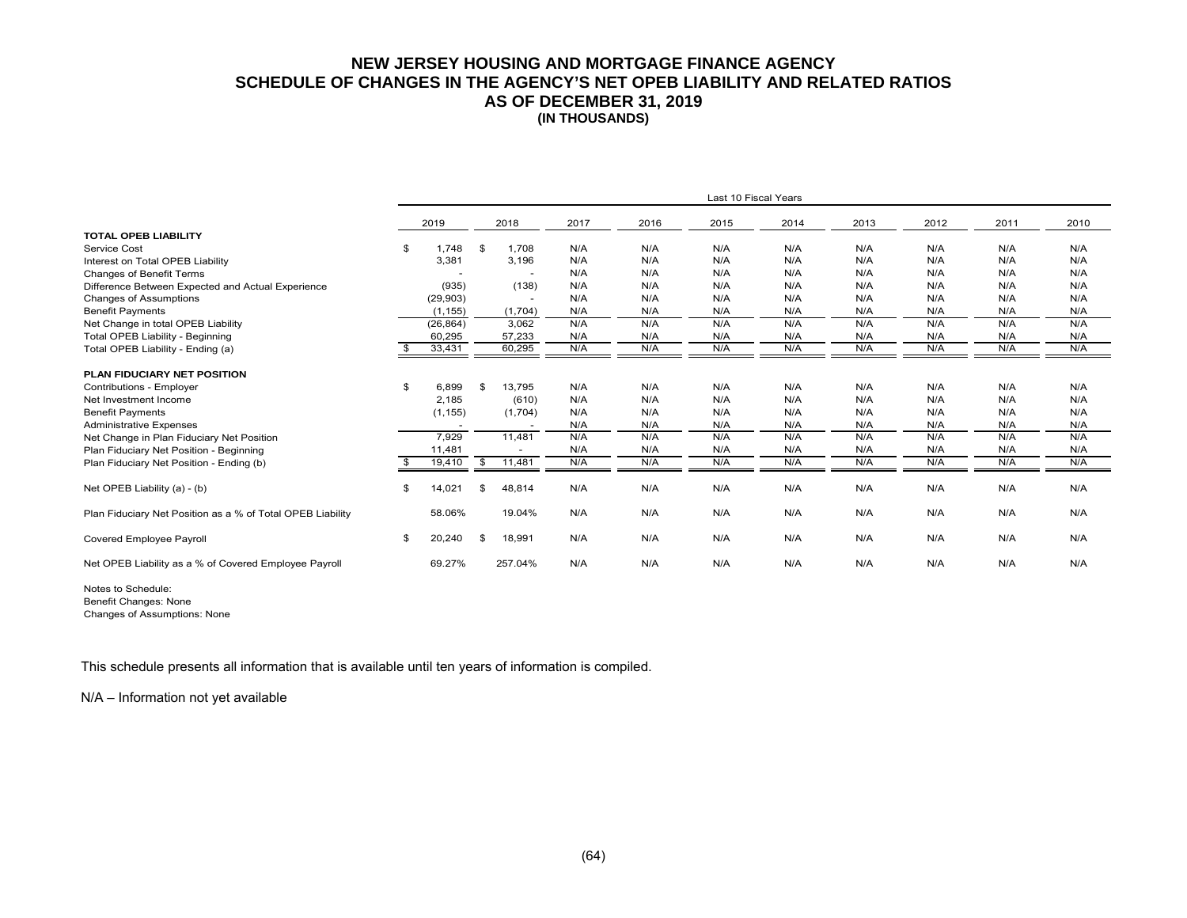# NEW JERSEY HOUSING AND MORTGAGE FINANCE AGENCY
## SCHEDULE OF CHANGES IN THE AGENCY'S NET OPEB LIABILITY AND RELATED RATIOS
## AS OF DECEMBER 31, 2019
### (IN THOUSANDS)

| | Last 10 Fiscal Years | | | | | | | | | |
|---|---|---|---|---|---|---|---|---|---|---|
| | 2019 | 2018 | 2017 | 2016 | 2015 | 2014 | 2013 | 2012 | 2011 | 2010 |
| **TOTAL OPEB LIABILITY** | | | | | | | | | | |
| Service Cost | $ 1,748 | $ 1,708 | N/A | N/A | N/A | N/A | N/A | N/A | N/A | N/A |
| Interest on Total OPEB Liability | 3,381 | 3,196 | N/A | N/A | N/A | N/A | N/A | N/A | N/A | N/A |
| Changes of Benefit Terms | - | - | N/A | N/A | N/A | N/A | N/A | N/A | N/A | N/A |
| Difference Between Expected and Actual Experience | (935) | (138) | N/A | N/A | N/A | N/A | N/A | N/A | N/A | N/A |
| Changes of Assumptions | (29,903) | - | N/A | N/A | N/A | N/A | N/A | N/A | N/A | N/A |
| Benefit Payments | (1,155) | (1,704) | N/A | N/A | N/A | N/A | N/A | N/A | N/A | N/A |
| Net Change in total OPEB Liability | (26,864) | 3,062 | N/A | N/A | N/A | N/A | N/A | N/A | N/A | N/A |
| Total OPEB Liability - Beginning | 60,295 | 57,233 | N/A | N/A | N/A | N/A | N/A | N/A | N/A | N/A |
| Total OPEB Liability - Ending (a) | $ 33,431 | 60,295 | N/A | N/A | N/A | N/A | N/A | N/A | N/A | N/A |
| **PLAN FIDUCIARY NET POSITION** | | | | | | | | | | |
| Contributions - Employer | $ 6,899 | $ 13,795 | N/A | N/A | N/A | N/A | N/A | N/A | N/A | N/A |
| Net Investment Income | 2,185 | (610) | N/A | N/A | N/A | N/A | N/A | N/A | N/A | N/A |
| Benefit Payments | (1,155) | (1,704) | N/A | N/A | N/A | N/A | N/A | N/A | N/A | N/A |
| Administrative Expenses | - | - | N/A | N/A | N/A | N/A | N/A | N/A | N/A | N/A |
| Net Change in Plan Fiduciary Net Position | 7,929 | 11,481 | N/A | N/A | N/A | N/A | N/A | N/A | N/A | N/A |
| Plan Fiduciary Net Position - Beginning | 11,481 | - | N/A | N/A | N/A | N/A | N/A | N/A | N/A | N/A |
| Plan Fiduciary Net Position - Ending (b) | $ 19,410 | $ 11,481 | N/A | N/A | N/A | N/A | N/A | N/A | N/A | N/A |
| Net OPEB Liability (a) - (b) | $ 14,021 | $ 48,814 | N/A | N/A | N/A | N/A | N/A | N/A | N/A | N/A |
| Plan Fiduciary Net Position as a % of Total OPEB Liability | 58.06% | 19.04% | N/A | N/A | N/A | N/A | N/A | N/A | N/A | N/A |
| Covered Employee Payroll | $ 20,240 | $ 18,991 | N/A | N/A | N/A | N/A | N/A | N/A | N/A | N/A |
| Net OPEB Liability as a % of Covered Employee Payroll | 69.27% | 257.04% | N/A | N/A | N/A | N/A | N/A | N/A | N/A | N/A |

Notes to Schedule:
Benefit Changes: None
Changes of Assumptions: None

This schedule presents all information that is available until ten years of information is compiled.

N/A – Information not yet available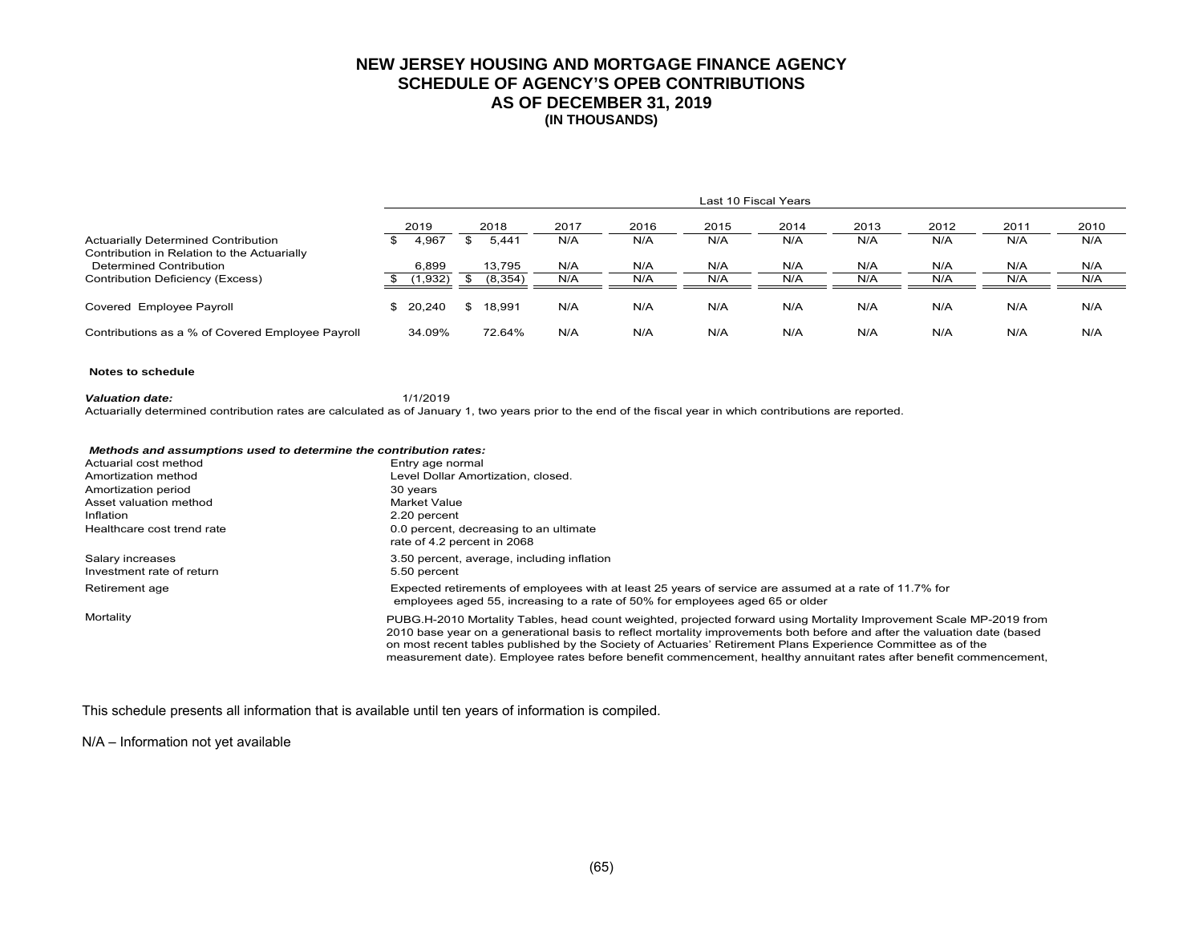# NEW JERSEY HOUSING AND MORTGAGE FINANCE AGENCY
## SCHEDULE OF AGENCY'S OPEB CONTRIBUTIONS
## AS OF DECEMBER 31, 2019
### (IN THOUSANDS)

| | Last 10 Fiscal Years | | | | | | | | | |
|---|---|---|---|---|---|---|---|---|---|---|
| | 2019 | 2018 | 2017 | 2016 | 2015 | 2014 | 2013 | 2012 | 2011 | 2010 |
| Actuarially Determined Contribution | $ 4,967 | $ 5,441 | N/A | N/A | N/A | N/A | N/A | N/A | N/A | N/A |
| Contribution in Relation to the Actuarially Determined Contribution | 6,899 | 13,795 | N/A | N/A | N/A | N/A | N/A | N/A | N/A | N/A |
| Contribution Deficiency (Excess) | $ (1,932) | $ (8,354) | N/A | N/A | N/A | N/A | N/A | N/A | N/A | N/A |
| Covered Employee Payroll | $ 20,240 | $ 18,991 | N/A | N/A | N/A | N/A | N/A | N/A | N/A | N/A |
| Contributions as a % of Covered Employee Payroll | 34.09% | 72.64% | N/A | N/A | N/A | N/A | N/A | N/A | N/A | N/A |

**Notes to schedule**

***Valuation date:*** 1/1/2019

Actuarially determined contribution rates are calculated as of January 1, two years prior to the end of the fiscal year in which contributions are reported.

***Methods and assumptions used to determine the contribution rates:***

| | |
|---|---|
| Actuarial cost method | Entry age normal |
| Amortization method | Level Dollar Amortization, closed. |
| Amortization period | 30 years |
| Asset valuation method | Market Value |
| Inflation | 2.20 percent |
| Healthcare cost trend rate | 0.0 percent, decreasing to an ultimate rate of 4.2 percent in 2068 |
| Salary increases | 3.50 percent, average, including inflation |
| Investment rate of return | 5.50 percent |
| Retirement age | Expected retirements of employees with at least 25 years of service are assumed at a rate of 11.7% for employees aged 55, increasing to a rate of 50% for employees aged 65 or older |
| Mortality | PUBG.H-2010 Mortality Tables, head count weighted, projected forward using Mortality Improvement Scale MP-2019 from 2010 base year on a generational basis to reflect mortality improvements both before and after the valuation date (based on most recent tables published by the Society of Actuaries' Retirement Plans Experience Committee as of the measurement date). Employee rates before benefit commencement, healthy annuitant rates after benefit commencement, |

This schedule presents all information that is available until ten years of information is compiled.

N/A – Information not yet available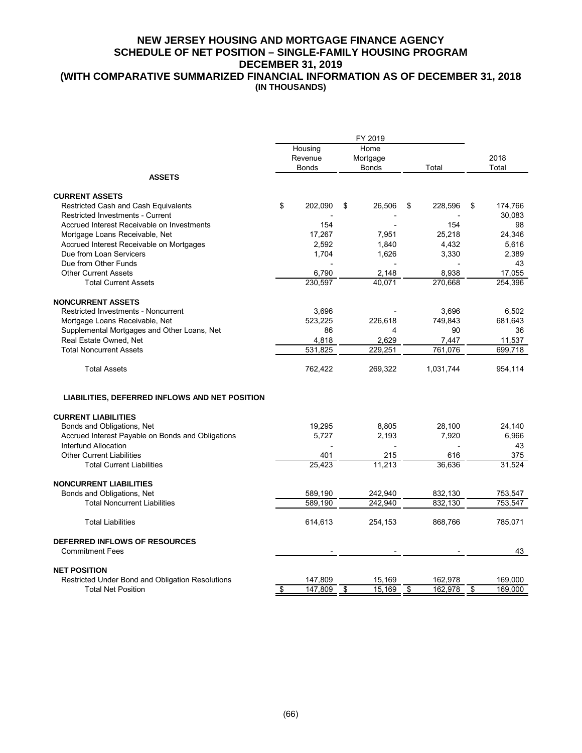# NEW JERSEY HOUSING AND MORTGAGE FINANCE AGENCY
## SCHEDULE OF NET POSITION – SINGLE-FAMILY HOUSING PROGRAM
## DECEMBER 31, 2019
## (WITH COMPARATIVE SUMMARIZED FINANCIAL INFORMATION AS OF DECEMBER 31, 2018
**(IN THOUSANDS)**

| | FY 2019 | | | |
|---|---|---|---|---|
| | Housing Revenue Bonds | Home Mortgage Bonds | Total | 2018 Total |
| **ASSETS** | | | | |
| **CURRENT ASSETS** | | | | |
| Restricted Cash and Cash Equivalents | $ 202,090 | $ 26,506 | $ 228,596 | $ 174,766 |
| Restricted Investments - Current | - | - | - | 30,083 |
| Accrued Interest Receivable on Investments | 154 | - | 154 | 98 |
| Mortgage Loans Receivable, Net | 17,267 | 7,951 | 25,218 | 24,346 |
| Accrued Interest Receivable on Mortgages | 2,592 | 1,840 | 4,432 | 5,616 |
| Due from Loan Servicers | 1,704 | 1,626 | 3,330 | 2,389 |
| Due from Other Funds | - | - | - | 43 |
| Other Current Assets | 6,790 | 2,148 | 8,938 | 17,055 |
| Total Current Assets | 230,597 | 40,071 | 270,668 | 254,396 |
| **NONCURRENT ASSETS** | | | | |
| Restricted Investments - Noncurrent | 3,696 | - | 3,696 | 6,502 |
| Mortgage Loans Receivable, Net | 523,225 | 226,618 | 749,843 | 681,643 |
| Supplemental Mortgages and Other Loans, Net | 86 | 4 | 90 | 36 |
| Real Estate Owned, Net | 4,818 | 2,629 | 7,447 | 11,537 |
| Total Noncurrent Assets | 531,825 | 229,251 | 761,076 | 699,718 |
| Total Assets | 762,422 | 269,322 | 1,031,744 | 954,114 |
| **LIABILITIES, DEFERRED INFLOWS AND NET POSITION** | | | | |
| **CURRENT LIABILITIES** | | | | |
| Bonds and Obligations, Net | 19,295 | 8,805 | 28,100 | 24,140 |
| Accrued Interest Payable on Bonds and Obligations | 5,727 | 2,193 | 7,920 | 6,966 |
| Interfund Allocation | - | - | - | 43 |
| Other Current Liabilities | 401 | 215 | 616 | 375 |
| Total Current Liabilities | 25,423 | 11,213 | 36,636 | 31,524 |
| **NONCURRENT LIABILITIES** | | | | |
| Bonds and Obligations, Net | 589,190 | 242,940 | 832,130 | 753,547 |
| Total Noncurrent Liabilities | 589,190 | 242,940 | 832,130 | 753,547 |
| Total Liabilities | 614,613 | 254,153 | 868,766 | 785,071 |
| **DEFERRED INFLOWS OF RESOURCES** | | | | |
| Commitment Fees | - | - | - | 43 |
| **NET POSITION** | | | | |
| Restricted Under Bond and Obligation Resolutions | 147,809 | 15,169 | 162,978 | 169,000 |
| Total Net Position | $ 147,809 | $ 15,169 | $ 162,978 | $ 169,000 |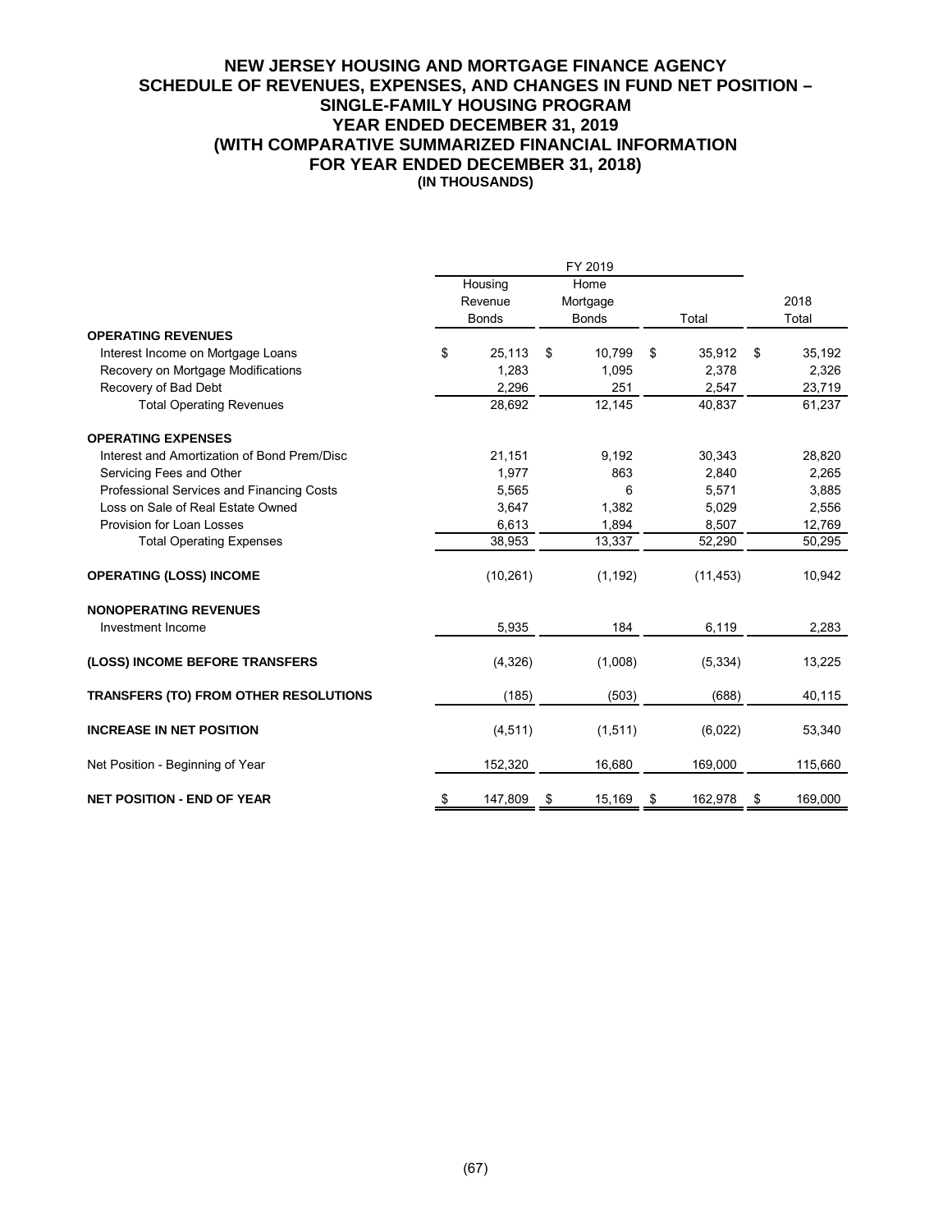# NEW JERSEY HOUSING AND MORTGAGE FINANCE AGENCY
## SCHEDULE OF REVENUES, EXPENSES, AND CHANGES IN FUND NET POSITION – SINGLE-FAMILY HOUSING PROGRAM
## YEAR ENDED DECEMBER 31, 2019
## (WITH COMPARATIVE SUMMARIZED FINANCIAL INFORMATION FOR YEAR ENDED DECEMBER 31, 2018)
**(IN THOUSANDS)**

| | FY 2019 | | | |
|---|---|---|---|---|
| | Housing Revenue Bonds | Home Mortgage Bonds | Total | 2018 Total |
| **OPERATING REVENUES** | | | | |
| Interest Income on Mortgage Loans | $ 25,113 | $ 10,799 | $ 35,912 | $ 35,192 |
| Recovery on Mortgage Modifications | 1,283 | 1,095 | 2,378 | 2,326 |
| Recovery of Bad Debt | 2,296 | 251 | 2,547 | 23,719 |
| Total Operating Revenues | 28,692 | 12,145 | 40,837 | 61,237 |
| **OPERATING EXPENSES** | | | | |
| Interest and Amortization of Bond Prem/Disc | 21,151 | 9,192 | 30,343 | 28,820 |
| Servicing Fees and Other | 1,977 | 863 | 2,840 | 2,265 |
| Professional Services and Financing Costs | 5,565 | 6 | 5,571 | 3,885 |
| Loss on Sale of Real Estate Owned | 3,647 | 1,382 | 5,029 | 2,556 |
| Provision for Loan Losses | 6,613 | 1,894 | 8,507 | 12,769 |
| Total Operating Expenses | 38,953 | 13,337 | 52,290 | 50,295 |
| **OPERATING (LOSS) INCOME** | (10,261) | (1,192) | (11,453) | 10,942 |
| **NONOPERATING REVENUES** | | | | |
| Investment Income | 5,935 | 184 | 6,119 | 2,283 |
| **(LOSS) INCOME BEFORE TRANSFERS** | (4,326) | (1,008) | (5,334) | 13,225 |
| **TRANSFERS (TO) FROM OTHER RESOLUTIONS** | (185) | (503) | (688) | 40,115 |
| **INCREASE IN NET POSITION** | (4,511) | (1,511) | (6,022) | 53,340 |
| Net Position - Beginning of Year | 152,320 | 16,680 | 169,000 | 115,660 |
| **NET POSITION - END OF YEAR** | $ 147,809 | $ 15,169 | $ 162,978 | $ 169,000 |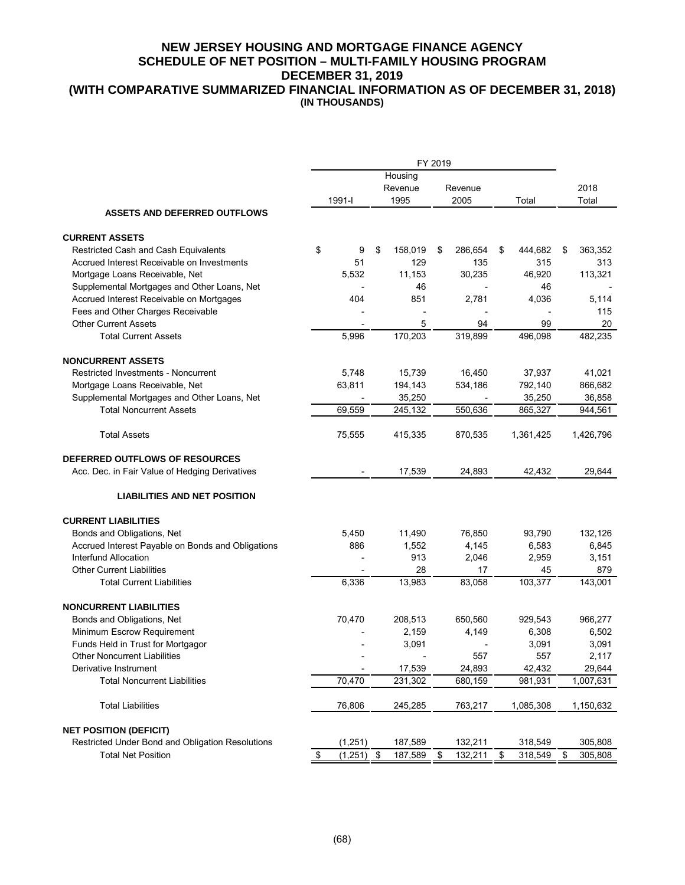# NEW JERSEY HOUSING AND MORTGAGE FINANCE AGENCY
## SCHEDULE OF NET POSITION – MULTI-FAMILY HOUSING PROGRAM
## DECEMBER 31, 2019
## (WITH COMPARATIVE SUMMARIZED FINANCIAL INFORMATION AS OF DECEMBER 31, 2018)
### (IN THOUSANDS)

| | FY 2019 | | | | |
|---|---|---|---|---|---|
| | 1991-I | Housing Revenue 1995 | Revenue 2005 | Total | 2018 Total |
| **ASSETS AND DEFERRED OUTFLOWS** | | | | | |
| **CURRENT ASSETS** | | | | | |
| Restricted Cash and Cash Equivalents | $ 9 | $ 158,019 | $ 286,654 | $ 444,682 | $ 363,352 |
| Accrued Interest Receivable on Investments | 51 | 129 | 135 | 315 | 313 |
| Mortgage Loans Receivable, Net | 5,532 | 11,153 | 30,235 | 46,920 | 113,321 |
| Supplemental Mortgages and Other Loans, Net | - | 46 | - | 46 | - |
| Accrued Interest Receivable on Mortgages | 404 | 851 | 2,781 | 4,036 | 5,114 |
| Fees and Other Charges Receivable | - | - | - | - | 115 |
| Other Current Assets | - | 5 | 94 | 99 | 20 |
| Total Current Assets | 5,996 | 170,203 | 319,899 | 496,098 | 482,235 |
| **NONCURRENT ASSETS** | | | | | |
| Restricted Investments - Noncurrent | 5,748 | 15,739 | 16,450 | 37,937 | 41,021 |
| Mortgage Loans Receivable, Net | 63,811 | 194,143 | 534,186 | 792,140 | 866,682 |
| Supplemental Mortgages and Other Loans, Net | - | 35,250 | - | 35,250 | 36,858 |
| Total Noncurrent Assets | 69,559 | 245,132 | 550,636 | 865,327 | 944,561 |
| Total Assets | 75,555 | 415,335 | 870,535 | 1,361,425 | 1,426,796 |
| **DEFERRED OUTFLOWS OF RESOURCES** | | | | | |
| Acc. Dec. in Fair Value of Hedging Derivatives | - | 17,539 | 24,893 | 42,432 | 29,644 |
| **LIABILITIES AND NET POSITION** | | | | | |
| **CURRENT LIABILITIES** | | | | | |
| Bonds and Obligations, Net | 5,450 | 11,490 | 76,850 | 93,790 | 132,126 |
| Accrued Interest Payable on Bonds and Obligations | 886 | 1,552 | 4,145 | 6,583 | 6,845 |
| Interfund Allocation | - | 913 | 2,046 | 2,959 | 3,151 |
| Other Current Liabilities | - | 28 | 17 | 45 | 879 |
| Total Current Liabilities | 6,336 | 13,983 | 83,058 | 103,377 | 143,001 |
| **NONCURRENT LIABILITIES** | | | | | |
| Bonds and Obligations, Net | 70,470 | 208,513 | 650,560 | 929,543 | 966,277 |
| Minimum Escrow Requirement | - | 2,159 | 4,149 | 6,308 | 6,502 |
| Funds Held in Trust for Mortgagor | - | 3,091 | - | 3,091 | 3,091 |
| Other Noncurrent Liabilities | - | - | 557 | 557 | 2,117 |
| Derivative Instrument | - | 17,539 | 24,893 | 42,432 | 29,644 |
| Total Noncurrent Liabilities | 70,470 | 231,302 | 680,159 | 981,931 | 1,007,631 |
| Total Liabilities | 76,806 | 245,285 | 763,217 | 1,085,308 | 1,150,632 |
| **NET POSITION (DEFICIT)** | | | | | |
| Restricted Under Bond and Obligation Resolutions | (1,251) | 187,589 | 132,211 | 318,549 | 305,808 |
| Total Net Position | $ (1,251) | $ 187,589 | $ 132,211 | $ 318,549 | $ 305,808 |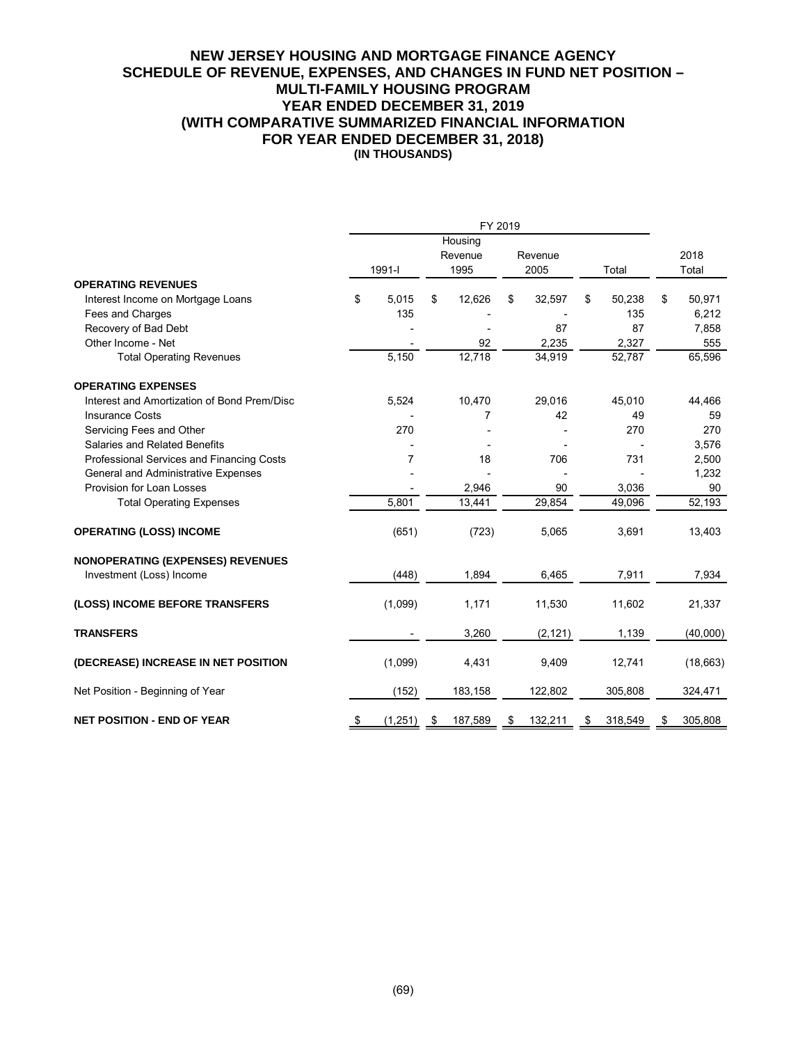# NEW JERSEY HOUSING AND MORTGAGE FINANCE AGENCY
# SCHEDULE OF REVENUE, EXPENSES, AND CHANGES IN FUND NET POSITION – MULTI-FAMILY HOUSING PROGRAM
## YEAR ENDED DECEMBER 31, 2019
## (WITH COMPARATIVE SUMMARIZED FINANCIAL INFORMATION FOR YEAR ENDED DECEMBER 31, 2018)
### (IN THOUSANDS)

| | FY 2019 | | | | |
|---|---|---|---|---|---|
| | 1991-I | Housing Revenue 1995 | Revenue 2005 | Total | 2018 Total |
| **OPERATING REVENUES** | | | | | |
| Interest Income on Mortgage Loans | $ 5,015 | $ 12,626 | $ 32,597 | $ 50,238 | $ 50,971 |
| Fees and Charges | 135 | - | - | 135 | 6,212 |
| Recovery of Bad Debt | - | - | 87 | 87 | 7,858 |
| Other Income - Net | - | 92 | 2,235 | 2,327 | 555 |
| Total Operating Revenues | 5,150 | 12,718 | 34,919 | 52,787 | 65,596 |
| **OPERATING EXPENSES** | | | | | |
| Interest and Amortization of Bond Prem/Disc | 5,524 | 10,470 | 29,016 | 45,010 | 44,466 |
| Insurance Costs | - | 7 | 42 | 49 | 59 |
| Servicing Fees and Other | 270 | - | - | 270 | 270 |
| Salaries and Related Benefits | - | - | - | - | 3,576 |
| Professional Services and Financing Costs | 7 | 18 | 706 | 731 | 2,500 |
| General and Administrative Expenses | - | - | - | - | 1,232 |
| Provision for Loan Losses | - | 2,946 | 90 | 3,036 | 90 |
| Total Operating Expenses | 5,801 | 13,441 | 29,854 | 49,096 | 52,193 |
| **OPERATING (LOSS) INCOME** | (651) | (723) | 5,065 | 3,691 | 13,403 |
| **NONOPERATING (EXPENSES) REVENUES** | | | | | |
| Investment (Loss) Income | (448) | 1,894 | 6,465 | 7,911 | 7,934 |
| **(LOSS) INCOME BEFORE TRANSFERS** | (1,099) | 1,171 | 11,530 | 11,602 | 21,337 |
| **TRANSFERS** | - | 3,260 | (2,121) | 1,139 | (40,000) |
| **(DECREASE) INCREASE IN NET POSITION** | (1,099) | 4,431 | 9,409 | 12,741 | (18,663) |
| Net Position - Beginning of Year | (152) | 183,158 | 122,802 | 305,808 | 324,471 |
| **NET POSITION - END OF YEAR** | $ (1,251) | $ 187,589 | $ 132,211 | $ 318,549 | $ 305,808 |